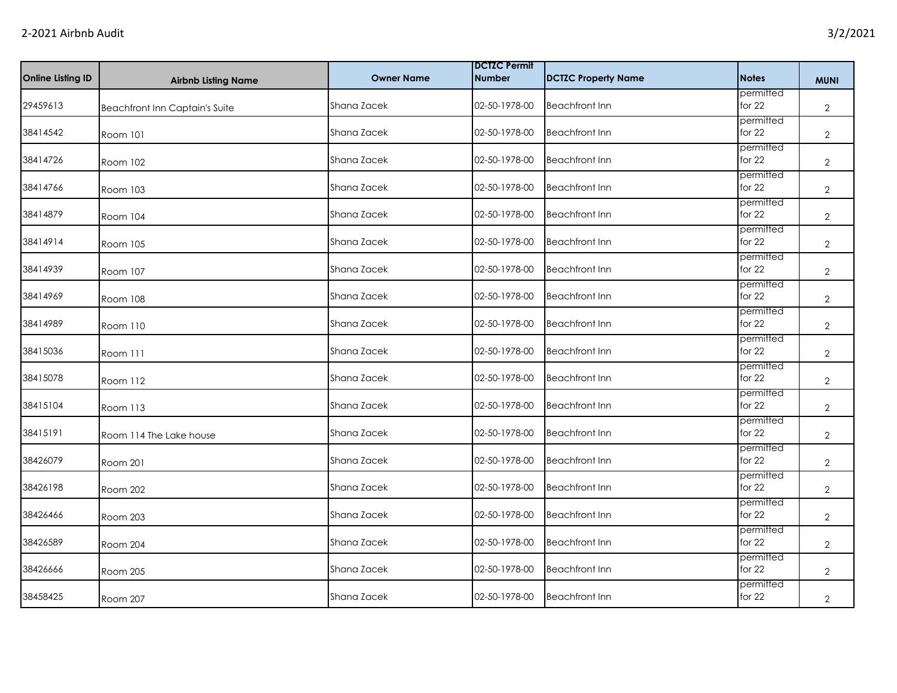| Online Listing ID | Airbnb Listing Name | Owner Name | DCTZC Permit Number | DCTZC Property Name | Notes | MUNI |
|---|---|---|---|---|---|---|
| 29459613 | Beachfront Inn Captain's Suite | Shana Zacek | 02-50-1978-00 | Beachfront Inn | permitted for 22 | 2 |
| 38414542 | Room 101 | Shana Zacek | 02-50-1978-00 | Beachfront Inn | permitted for 22 | 2 |
| 38414726 | Room 102 | Shana Zacek | 02-50-1978-00 | Beachfront Inn | permitted for 22 | 2 |
| 38414766 | Room 103 | Shana Zacek | 02-50-1978-00 | Beachfront Inn | permitted for 22 | 2 |
| 38414879 | Room 104 | Shana Zacek | 02-50-1978-00 | Beachfront Inn | permitted for 22 | 2 |
| 38414914 | Room 105 | Shana Zacek | 02-50-1978-00 | Beachfront Inn | permitted for 22 | 2 |
| 38414939 | Room 107 | Shana Zacek | 02-50-1978-00 | Beachfront Inn | permitted for 22 | 2 |
| 38414969 | Room 108 | Shana Zacek | 02-50-1978-00 | Beachfront Inn | permitted for 22 | 2 |
| 38414989 | Room 110 | Shana Zacek | 02-50-1978-00 | Beachfront Inn | permitted for 22 | 2 |
| 38415036 | Room 111 | Shana Zacek | 02-50-1978-00 | Beachfront Inn | permitted for 22 | 2 |
| 38415078 | Room 112 | Shana Zacek | 02-50-1978-00 | Beachfront Inn | permitted for 22 | 2 |
| 38415104 | Room 113 | Shana Zacek | 02-50-1978-00 | Beachfront Inn | permitted for 22 | 2 |
| 38415191 | Room 114 The Lake house | Shana Zacek | 02-50-1978-00 | Beachfront Inn | permitted for 22 | 2 |
| 38426079 | Room 201 | Shana Zacek | 02-50-1978-00 | Beachfront Inn | permitted for 22 | 2 |
| 38426198 | Room 202 | Shana Zacek | 02-50-1978-00 | Beachfront Inn | permitted for 22 | 2 |
| 38426466 | Room 203 | Shana Zacek | 02-50-1978-00 | Beachfront Inn | permitted for 22 | 2 |
| 38426589 | Room 204 | Shana Zacek | 02-50-1978-00 | Beachfront Inn | permitted for 22 | 2 |
| 38426666 | Room 205 | Shana Zacek | 02-50-1978-00 | Beachfront Inn | permitted for 22 | 2 |
| 38458425 | Room 207 | Shana Zacek | 02-50-1978-00 | Beachfront Inn | permitted for 22 | 2 |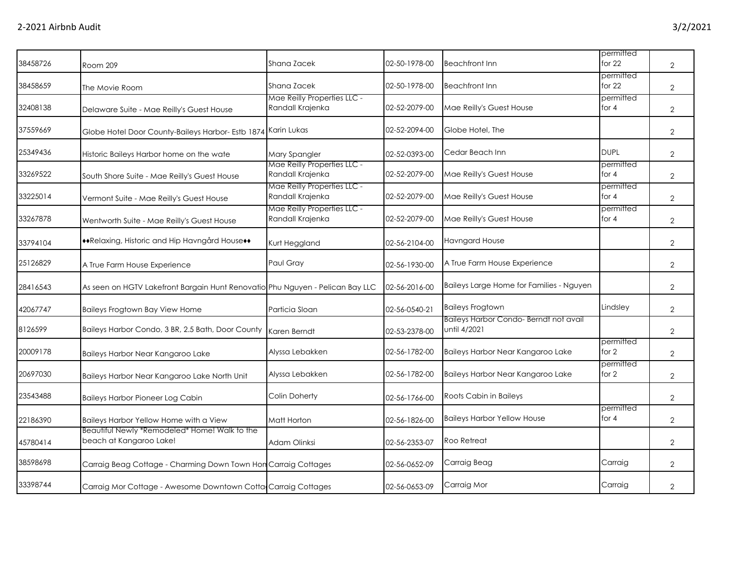| 38458726 | Room 209 | Shana Zacek | 02-50-1978-00 | Beachfront Inn | permitted for 22 | 2 |
|---|---|---|---|---|---|---|
| 38458659 | The Movie Room | Shana Zacek | 02-50-1978-00 | Beachfront Inn | permitted for 22 | 2 |
| 32408138 | Delaware Suite - Mae Reilly's Guest House | Mae Reilly Properties LLC - Randall Krajenka | 02-52-2079-00 | Mae Reilly's Guest House | permitted for 4 | 2 |
| 37559669 | Globe Hotel Door County-Baileys Harbor- Estb 1874 | Karin Lukas | 02-52-2094-00 | Globe Hotel, The | | 2 |
| 25349436 | Historic Baileys Harbor home on the wate | Mary Spangler | 02-52-0393-00 | Cedar Beach Inn | DUPL | 2 |
| 33269522 | South Shore Suite - Mae Reilly's Guest House | Mae Reilly Properties LLC - Randall Krajenka | 02-52-2079-00 | Mae Reilly's Guest House | permitted for 4 | 2 |
| 33225014 | Vermont Suite - Mae Reilly's Guest House | Mae Reilly Properties LLC - Randall Krajenka | 02-52-2079-00 | Mae Reilly's Guest House | permitted for 4 | 2 |
| 33267878 | Wentworth Suite - Mae Reilly's Guest House | Mae Reilly Properties LLC - Randall Krajenka | 02-52-2079-00 | Mae Reilly's Guest House | permitted for 4 | 2 |
| 33794104 | ♦♦Relaxing, Historic and Hip Havngård House♦♦ | Kurt Heggland | 02-56-2104-00 | Havngard House | | 2 |
| 25126829 | A True Farm House Experience | Paul Gray | 02-56-1930-00 | A True Farm House Experience | | 2 |
| 28416543 | As seen on HGTV Lakefront Bargain Hunt Renovatio | Phu Nguyen - Pelican Bay LLC | 02-56-2016-00 | Baileys Large Home for Families - Nguyen | | 2 |
| 42067747 | Baileys Frogtown Bay View Home | Particia Sloan | 02-56-0540-21 | Baileys Frogtown | Lindsley | 2 |
| 8126599 | Baileys Harbor Condo, 3 BR, 2.5 Bath, Door County | Karen Berndt | 02-53-2378-00 | Baileys Harbor Condo- Berndt not avail until 4/2021 | | 2 |
| 20009178 | Baileys Harbor Near Kangaroo Lake | Alyssa Lebakken | 02-56-1782-00 | Baileys Harbor Near Kangaroo Lake | permitted for 2 | 2 |
| 20697030 | Baileys Harbor Near Kangaroo Lake North Unit | Alyssa Lebakken | 02-56-1782-00 | Baileys Harbor Near Kangaroo Lake | permitted for 2 | 2 |
| 23543488 | Baileys Harbor Pioneer Log Cabin | Colin Doherty | 02-56-1766-00 | Roots Cabin in Baileys | | 2 |
| 22186390 | Baileys Harbor Yellow Home with a View | Matt Horton | 02-56-1826-00 | Baileys Harbor Yellow House | permitted for 4 | 2 |
| 45780414 | Beautiful Newly *Remodeled* Home! Walk to the beach at Kangaroo Lake! | Adam Olinksi | 02-56-2353-07 | Roo Retreat | | 2 |
| 38598698 | Carraig Beag Cottage - Charming Down Town Hon | Carraig Cottages | 02-56-0652-09 | Carraig Beag | Carraig | 2 |
| 33398744 | Carraig Mor Cottage - Awesome Downtown Cotta | Carraig Cottages | 02-56-0653-09 | Carraig Mor | Carraig | 2 |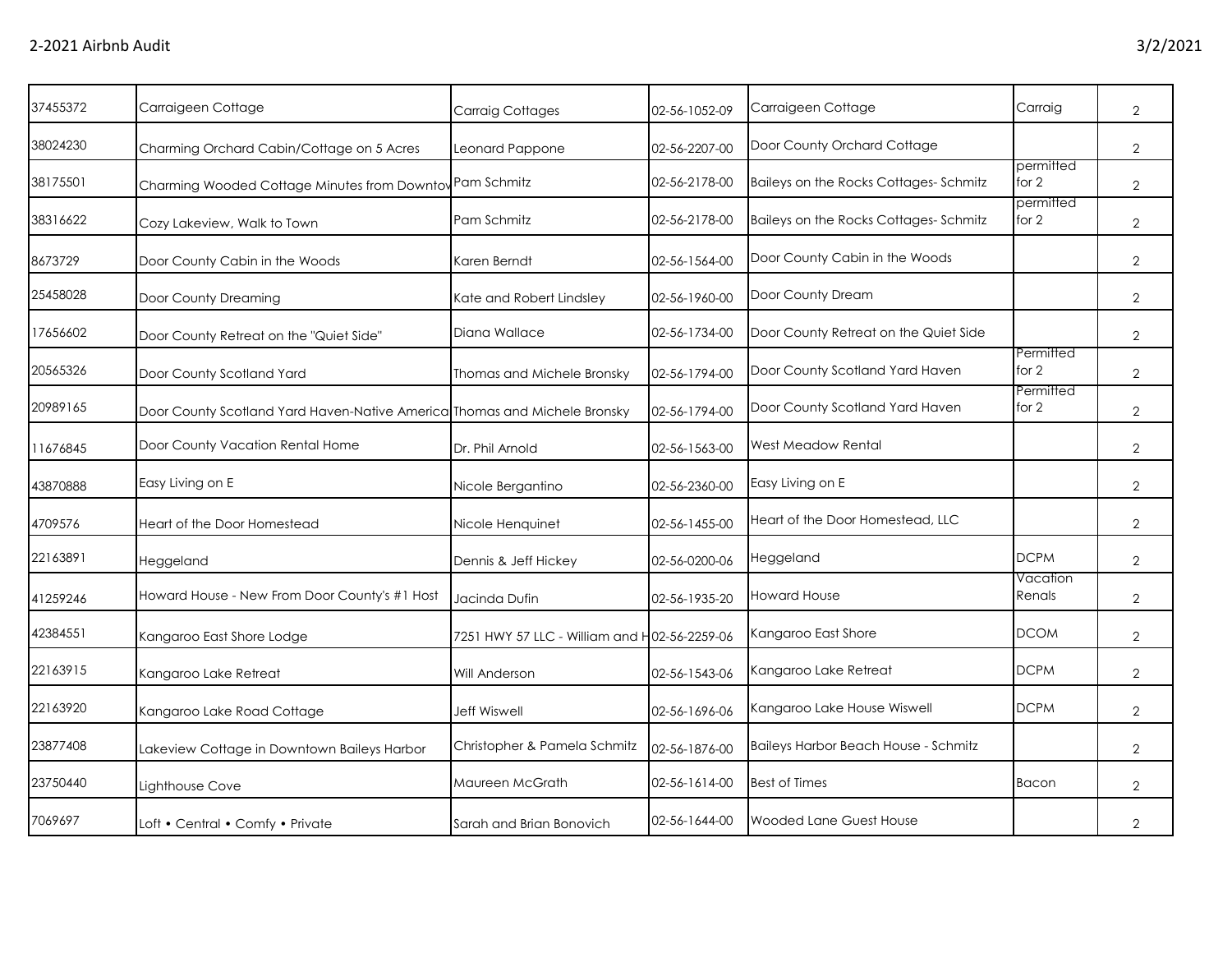| | | | | | | |
|---|---|---|---|---|---|---|
| 37455372 | Carraigeen Cottage | Carraig Cottages | 02-56-1052-09 | Carraigeen Cottage | Carraig | 2 |
| 38024230 | Charming Orchard Cabin/Cottage on 5 Acres | Leonard Pappone | 02-56-2207-00 | Door County Orchard Cottage | | 2 |
| 38175501 | Charming Wooded Cottage Minutes from Downtov | Pam Schmitz | 02-56-2178-00 | Baileys on the Rocks Cottages- Schmitz | permitted for 2 | 2 |
| 38316622 | Cozy Lakeview, Walk to Town | Pam Schmitz | 02-56-2178-00 | Baileys on the Rocks Cottages- Schmitz | permitted for 2 | 2 |
| 8673729 | Door County Cabin in the Woods | Karen Berndt | 02-56-1564-00 | Door County Cabin in the Woods | | 2 |
| 25458028 | Door County Dreaming | Kate and Robert Lindsley | 02-56-1960-00 | Door County Dream | | 2 |
| 17656602 | Door County Retreat on the "Quiet Side" | Diana Wallace | 02-56-1734-00 | Door County Retreat on the Quiet Side | | 2 |
| 20565326 | Door County Scotland Yard | Thomas and Michele Bronsky | 02-56-1794-00 | Door County Scotland Yard Haven | Permitted for 2 | 2 |
| 20989165 | Door County Scotland Yard Haven-Native America | Thomas and Michele Bronsky | 02-56-1794-00 | Door County Scotland Yard Haven | Permitted for 2 | 2 |
| 11676845 | Door County Vacation Rental Home | Dr. Phil Arnold | 02-56-1563-00 | West Meadow Rental | | 2 |
| 43870888 | Easy Living on E | Nicole Bergantino | 02-56-2360-00 | Easy Living on E | | 2 |
| 4709576 | Heart of the Door Homestead | Nicole Henquinet | 02-56-1455-00 | Heart of the Door Homestead, LLC | | 2 |
| 22163891 | Heggeland | Dennis & Jeff Hickey | 02-56-0200-06 | Heggeland | DCPM | 2 |
| 41259246 | Howard House - New From Door County's #1 Host | Jacinda Dufin | 02-56-1935-20 | Howard House | Vacation Renals | 2 |
| 42384551 | Kangaroo East Shore Lodge | 7251 HWY 57 LLC - William and H | 02-56-2259-06 | Kangaroo East Shore | DCOM | 2 |
| 22163915 | Kangaroo Lake Retreat | Will Anderson | 02-56-1543-06 | Kangaroo Lake Retreat | DCPM | 2 |
| 22163920 | Kangaroo Lake Road Cottage | Jeff Wiswell | 02-56-1696-06 | Kangaroo Lake House Wiswell | DCPM | 2 |
| 23877408 | Lakeview Cottage in Downtown Baileys Harbor | Christopher & Pamela Schmitz | 02-56-1876-00 | Baileys Harbor Beach House - Schmitz | | 2 |
| 23750440 | Lighthouse Cove | Maureen McGrath | 02-56-1614-00 | Best of Times | Bacon | 2 |
| 7069697 | Loft • Central • Comfy • Private | Sarah and Brian Bonovich | 02-56-1644-00 | Wooded Lane Guest House | | 2 |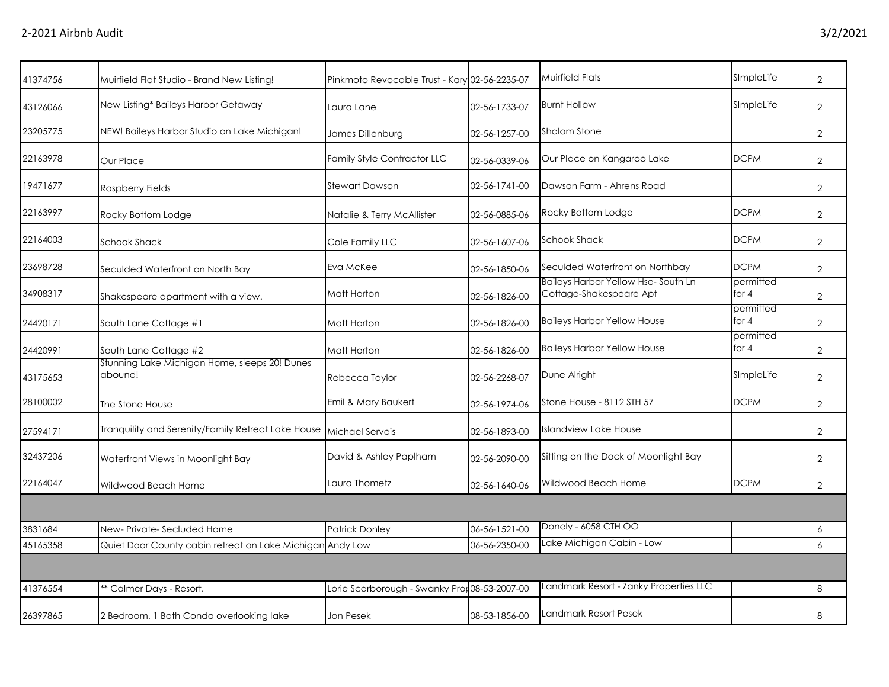| | | | | | | |
|---|---|---|---|---|---|---|
| 41374756 | Muirfield Flat Studio - Brand New Listing! | Pinkmoto Revocable Trust - Kary | 02-56-2235-07 | Muirfield Flats | SImpleLife | 2 |
| 43126066 | New Listing* Baileys Harbor Getaway | Laura Lane | 02-56-1733-07 | Burnt Hollow | SImpleLife | 2 |
| 23205775 | NEW! Baileys Harbor Studio on Lake Michigan! | James Dillenburg | 02-56-1257-00 | Shalom Stone | | 2 |
| 22163978 | Our Place | Family Style Contractor LLC | 02-56-0339-06 | Our Place on Kangaroo Lake | DCPM | 2 |
| 19471677 | Raspberry Fields | Stewart Dawson | 02-56-1741-00 | Dawson Farm - Ahrens Road | | 2 |
| 22163997 | Rocky Bottom Lodge | Natalie & Terry McAllister | 02-56-0885-06 | Rocky Bottom Lodge | DCPM | 2 |
| 22164003 | Schook Shack | Cole Family LLC | 02-56-1607-06 | Schook Shack | DCPM | 2 |
| 23698728 | Seculded Waterfront on North Bay | Eva McKee | 02-56-1850-06 | Seculded Waterfront on Northbay | DCPM | 2 |
| 34908317 | Shakespeare apartment with a view. | Matt Horton | 02-56-1826-00 | Baileys Harbor Yellow Hse- South Ln Cottage-Shakespeare Apt | permitted for 4 | 2 |
| 24420171 | South Lane Cottage #1 | Matt Horton | 02-56-1826-00 | Baileys Harbor Yellow House | permitted for 4 | 2 |
| 24420991 | South Lane Cottage #2 | Matt Horton | 02-56-1826-00 | Baileys Harbor Yellow House | permitted for 4 | 2 |
| 43175653 | Stunning Lake Michigan Home, sleeps 20! Dunes abound! | Rebecca Taylor | 02-56-2268-07 | Dune Alright | SImpleLife | 2 |
| 28100002 | The Stone House | Emil & Mary Baukert | 02-56-1974-06 | Stone House - 8112 STH 57 | DCPM | 2 |
| 27594171 | Tranquility and Serenity/Family Retreat Lake House | Michael Servais | 02-56-1893-00 | Islandview Lake House | | 2 |
| 32437206 | Waterfront Views in Moonlight Bay | David & Ashley Paplham | 02-56-2090-00 | Sitting on the Dock of Moonlight Bay | | 2 |
| 22164047 | Wildwood Beach Home | Laura Thometz | 02-56-1640-06 | Wildwood Beach Home | DCPM | 2 |
| | | | | | | |
| 3831684 | New- Private- Secluded Home | Patrick Donley | 06-56-1521-00 | Donely - 6058 CTH OO | | 6 |
| 45165358 | Quiet Door County cabin retreat on Lake Michigan | Andy Low | 06-56-2350-00 | Lake Michigan Cabin - Low | | 6 |
| | | | | | | |
| 41376554 | ** Calmer Days - Resort. | Lorie Scarborough - Swanky Pro | 08-53-2007-00 | Landmark Resort - Zanky Properties LLC | | 8 |
| 26397865 | 2 Bedroom, 1 Bath Condo overlooking lake | Jon Pesek | 08-53-1856-00 | Landmark Resort Pesek | | 8 |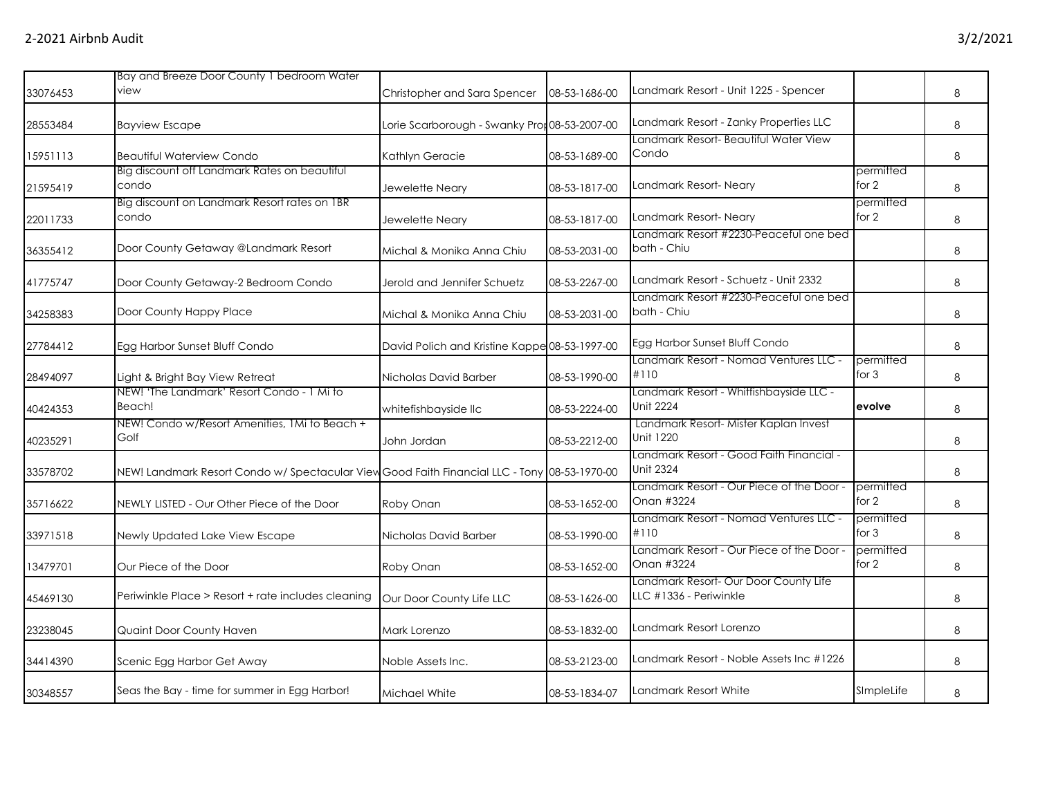| | | | | | | |
|---|---|---|---|---|---|---|
| 33076453 | Bay and Breeze Door County 1 bedroom Water view | Christopher and Sara Spencer | 08-53-1686-00 | Landmark Resort - Unit 1225 - Spencer | | 8 |
| 28553484 | Bayview Escape | Lorie Scarborough - Swanky Prop | 08-53-2007-00 | Landmark Resort - Zanky Properties LLC | | 8 |
| 15951113 | Beautiful Waterview Condo | Kathlyn Geracie | 08-53-1689-00 | Landmark Resort- Beautiful Water View Condo | | 8 |
| 21595419 | Big discount off Landmark Rates on beautiful condo | Jewelette Neary | 08-53-1817-00 | Landmark Resort- Neary | permitted for 2 | 8 |
| 22011733 | Big discount on Landmark Resort rates on 1BR condo | Jewelette Neary | 08-53-1817-00 | Landmark Resort- Neary | permitted for 2 | 8 |
| 36355412 | Door County Getaway @Landmark Resort | Michal & Monika Anna Chiu | 08-53-2031-00 | Landmark Resort #2230-Peaceful one bed bath - Chiu | | 8 |
| 41775747 | Door County Getaway-2 Bedroom Condo | Jerold and Jennifer Schuetz | 08-53-2267-00 | Landmark Resort - Schuetz - Unit 2332 | | 8 |
| 34258383 | Door County Happy Place | Michal & Monika Anna Chiu | 08-53-2031-00 | Landmark Resort #2230-Peaceful one bed bath - Chiu | | 8 |
| 27784412 | Egg Harbor Sunset Bluff Condo | David Polich and Kristine Kappe | 08-53-1997-00 | Egg Harbor Sunset Bluff Condo | | 8 |
| 28494097 | Light & Bright Bay View Retreat | Nicholas David Barber | 08-53-1990-00 | Landmark Resort - Nomad Ventures LLC - #110 | permitted for 3 | 8 |
| 40424353 | NEW! 'The Landmark' Resort Condo - 1 Mi to Beach! | whitefishbayside llc | 08-53-2224-00 | Landmark Resort - Whitfishbayside LLC - Unit 2224 | **evolve** | 8 |
| 40235291 | NEW! Condo w/Resort Amenities, 1Mi to Beach + Golf | John Jordan | 08-53-2212-00 | Landmark Resort- Mister Kaplan Invest Unit 1220 | | 8 |
| 33578702 | NEW! Landmark Resort Condo w/ Spectacular View | Good Faith Financial LLC - Tony | 08-53-1970-00 | Landmark Resort - Good Faith Financial - Unit 2324 | | 8 |
| 35716622 | NEWLY LISTED - Our Other Piece of the Door | Roby Onan | 08-53-1652-00 | Landmark Resort - Our Piece of the Door - Onan #3224 | permitted for 2 | 8 |
| 33971518 | Newly Updated Lake View Escape | Nicholas David Barber | 08-53-1990-00 | Landmark Resort - Nomad Ventures LLC - #110 | permitted for 3 | 8 |
| 13479701 | Our Piece of the Door | Roby Onan | 08-53-1652-00 | Landmark Resort - Our Piece of the Door - Onan #3224 | permitted for 2 | 8 |
| 45469130 | Periwinkle Place > Resort + rate includes cleaning | Our Door County Life LLC | 08-53-1626-00 | Landmark Resort- Our Door County Life LLC #1336 - Periwinkle | | 8 |
| 23238045 | Quaint Door County Haven | Mark Lorenzo | 08-53-1832-00 | Landmark Resort Lorenzo | | 8 |
| 34414390 | Scenic Egg Harbor Get Away | Noble Assets Inc. | 08-53-2123-00 | Landmark Resort - Noble Assets Inc #1226 | | 8 |
| 30348557 | Seas the Bay - time for summer in Egg Harbor! | Michael White | 08-53-1834-07 | Landmark Resort White | SImpleLife | 8 |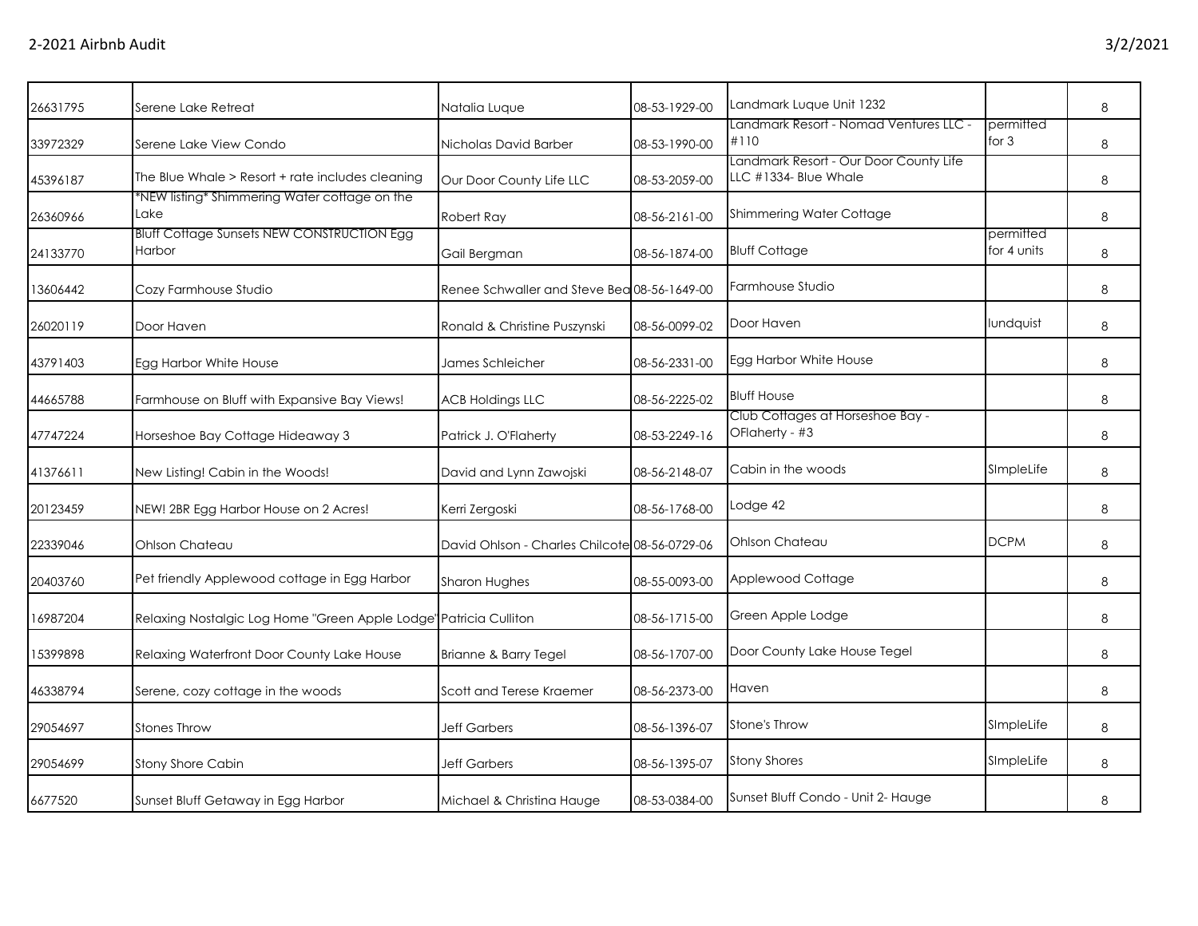| | | | | | | |
|---|---|---|---|---|---|---|
| 26631795 | Serene Lake Retreat | Natalia Luque | 08-53-1929-00 | Landmark Luque Unit 1232 | | 8 |
| 33972329 | Serene Lake View Condo | Nicholas David Barber | 08-53-1990-00 | Landmark Resort - Nomad Ventures LLC - #110 | permitted for 3 | 8 |
| 45396187 | The Blue Whale > Resort + rate includes cleaning | Our Door County Life LLC | 08-53-2059-00 | Landmark Resort - Our Door County Life LLC #1334- Blue Whale | | 8 |
| 26360966 | *NEW listing* Shimmering Water cottage on the Lake | Robert Ray | 08-56-2161-00 | Shimmering Water Cottage | | 8 |
| 24133770 | Bluff Cottage Sunsets NEW CONSTRUCTION Egg Harbor | Gail Bergman | 08-56-1874-00 | Bluff Cottage | permitted for 4 units | 8 |
| 13606442 | Cozy Farmhouse Studio | Renee Schwaller and Steve Bea | 08-56-1649-00 | Farmhouse Studio | | 8 |
| 26020119 | Door Haven | Ronald & Christine Puszynski | 08-56-0099-02 | Door Haven | lundquist | 8 |
| 43791403 | Egg Harbor White House | James Schleicher | 08-56-2331-00 | Egg Harbor White House | | 8 |
| 44665788 | Farmhouse on Bluff with Expansive Bay Views! | ACB Holdings LLC | 08-56-2225-02 | Bluff House | | 8 |
| 47747224 | Horseshoe Bay Cottage Hideaway 3 | Patrick J. O'Flaherty | 08-53-2249-16 | Club Cottages at Horseshoe Bay - OFlaherty - #3 | | 8 |
| 41376611 | New Listing! Cabin in the Woods! | David and Lynn Zawojski | 08-56-2148-07 | Cabin in the woods | SImpleLife | 8 |
| 20123459 | NEW! 2BR Egg Harbor House on 2 Acres! | Kerri Zergoski | 08-56-1768-00 | Lodge 42 | | 8 |
| 22339046 | Ohlson Chateau | David Ohlson - Charles Chilcote | 08-56-0729-06 | Ohlson Chateau | DCPM | 8 |
| 20403760 | Pet friendly Applewood cottage in Egg Harbor | Sharon Hughes | 08-55-0093-00 | Applewood Cottage | | 8 |
| 16987204 | Relaxing Nostalgic Log Home "Green Apple Lodge" | Patricia Culliton | 08-56-1715-00 | Green Apple Lodge | | 8 |
| 15399898 | Relaxing Waterfront Door County Lake House | Brianne & Barry Tegel | 08-56-1707-00 | Door County Lake House Tegel | | 8 |
| 46338794 | Serene, cozy cottage in the woods | Scott and Terese Kraemer | 08-56-2373-00 | Haven | | 8 |
| 29054697 | Stones Throw | Jeff Garbers | 08-56-1396-07 | Stone's Throw | SImpleLife | 8 |
| 29054699 | Stony Shore Cabin | Jeff Garbers | 08-56-1395-07 | Stony Shores | SImpleLife | 8 |
| 6677520 | Sunset Bluff Getaway in Egg Harbor | Michael & Christina Hauge | 08-53-0384-00 | Sunset Bluff Condo - Unit 2- Hauge | | 8 |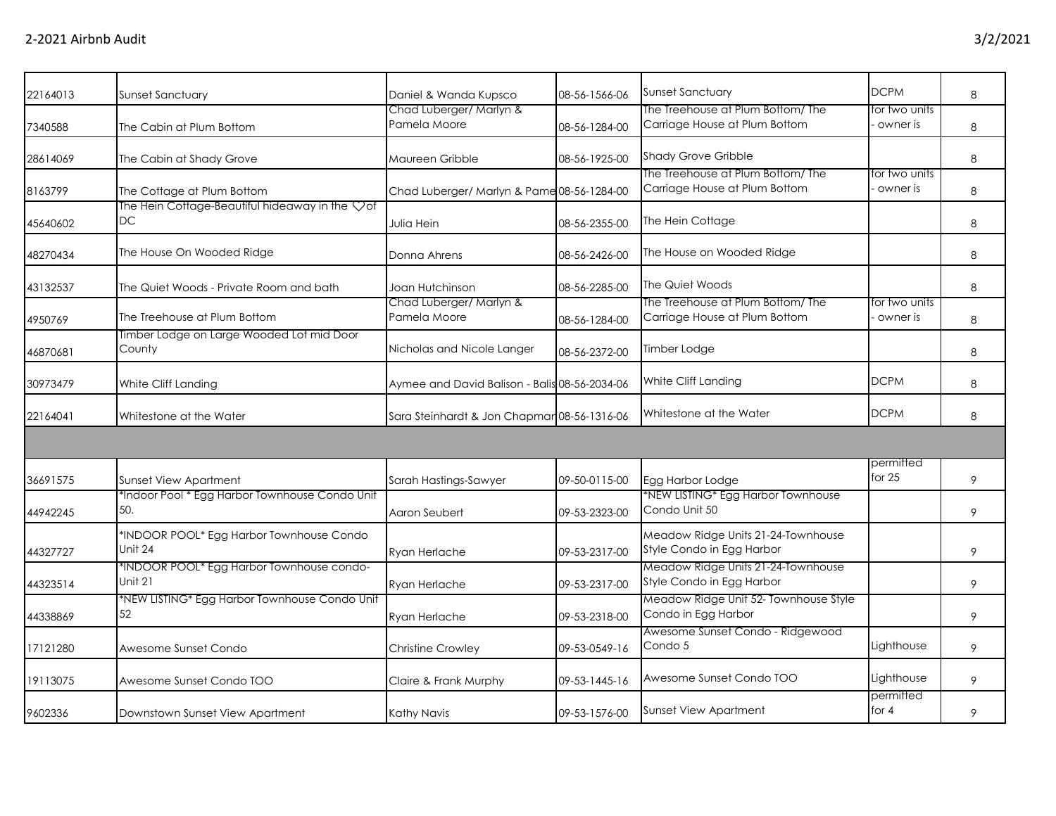| | | | | | | |
|---|---|---|---|---|---|---|
| 22164013 | Sunset Sanctuary | Daniel & Wanda Kupsco | 08-56-1566-06 | Sunset Sanctuary | DCPM | 8 |
| 7340588 | The Cabin at Plum Bottom | Chad Luberger/ Marlyn & Pamela Moore | 08-56-1284-00 | The Treehouse at Plum Bottom/ The Carriage House at Plum Bottom | for two units - owner is | 8 |
| 28614069 | The Cabin at Shady Grove | Maureen Gribble | 08-56-1925-00 | Shady Grove Gribble | | 8 |
| 8163799 | The Cottage at Plum Bottom | Chad Luberger/ Marlyn & Pame | 08-56-1284-00 | The Treehouse at Plum Bottom/ The Carriage House at Plum Bottom | for two units - owner is | 8 |
| 45640602 | The Hein Cottage-Beautiful hideaway in the ♡of DC | Julia Hein | 08-56-2355-00 | The Hein Cottage | | 8 |
| 48270434 | The House On Wooded Ridge | Donna Ahrens | 08-56-2426-00 | The House on Wooded Ridge | | 8 |
| 43132537 | The Quiet Woods - Private Room and bath | Joan Hutchinson | 08-56-2285-00 | The Quiet Woods | | 8 |
| 4950769 | The Treehouse at Plum Bottom | Chad Luberger/ Marlyn & Pamela Moore | 08-56-1284-00 | The Treehouse at Plum Bottom/ The Carriage House at Plum Bottom | for two units - owner is | 8 |
| 46870681 | Timber Lodge on Large Wooded Lot mid Door County | Nicholas and Nicole Langer | 08-56-2372-00 | Timber Lodge | | 8 |
| 30973479 | White Cliff Landing | Aymee and David Balison - Balis | 08-56-2034-06 | White Cliff Landing | DCPM | 8 |
| 22164041 | Whitestone at the Water | Sara Steinhardt & Jon Chapmar | 08-56-1316-06 | Whitestone at the Water | DCPM | 8 |
| | | | | | | |
| 36691575 | Sunset View Apartment | Sarah Hastings-Sawyer | 09-50-0115-00 | Egg Harbor Lodge | permitted for 25 | 9 |
| 44942245 | *Indoor Pool * Egg Harbor Townhouse Condo Unit 50. | Aaron Seubert | 09-53-2323-00 | *NEW LISTING* Egg Harbor Townhouse Condo Unit 50 | | 9 |
| 44327727 | *INDOOR POOL* Egg Harbor Townhouse Condo Unit 24 | Ryan Herlache | 09-53-2317-00 | Meadow Ridge Units 21-24-Townhouse Style Condo in Egg Harbor | | 9 |
| 44323514 | *INDOOR POOL* Egg Harbor Townhouse condo-Unit 21 | Ryan Herlache | 09-53-2317-00 | Meadow Ridge Units 21-24-Townhouse Style Condo in Egg Harbor | | 9 |
| 44338869 | *NEW LISTING* Egg Harbor Townhouse Condo Unit 52 | Ryan Herlache | 09-53-2318-00 | Meadow Ridge Unit 52- Townhouse Style Condo in Egg Harbor | | 9 |
| 17121280 | Awesome Sunset Condo | Christine Crowley | 09-53-0549-16 | Awesome Sunset Condo - Ridgewood Condo 5 | Lighthouse | 9 |
| 19113075 | Awesome Sunset Condo TOO | Claire & Frank Murphy | 09-53-1445-16 | Awesome Sunset Condo TOO | Lighthouse | 9 |
| 9602336 | Downtown Sunset View Apartment | Kathy Navis | 09-53-1576-00 | Sunset View Apartment | permitted for 4 | 9 |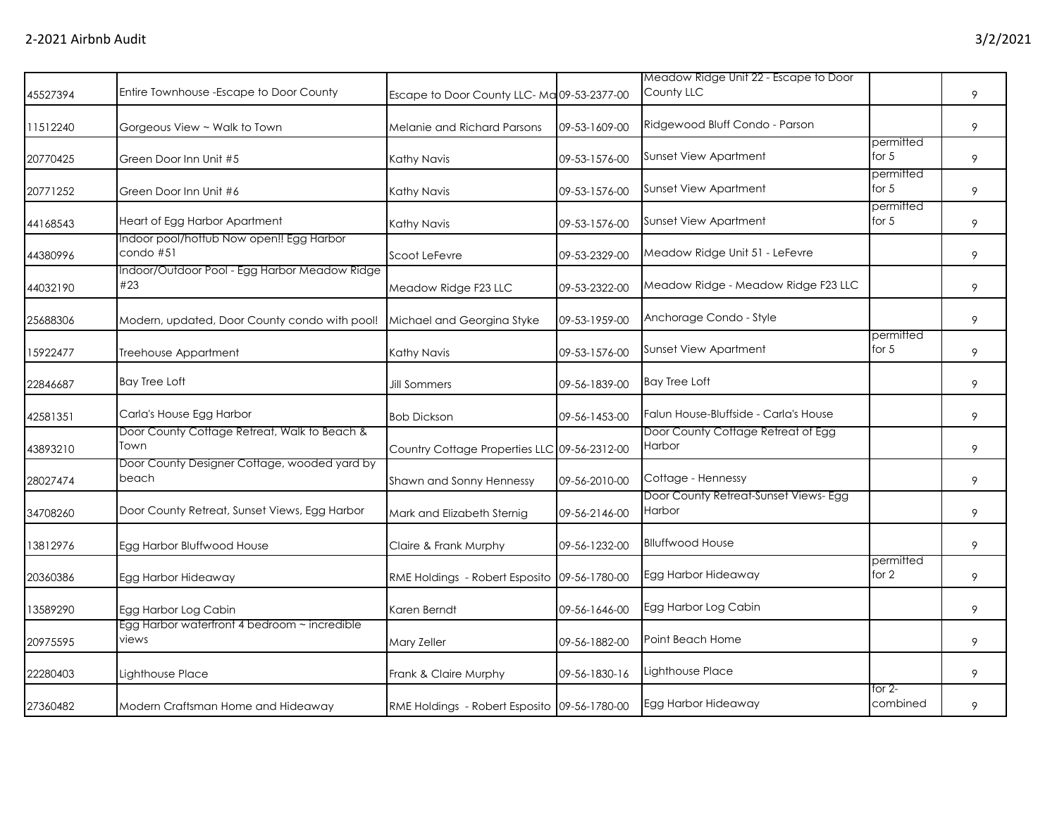| | | | | | | |
|---|---|---|---|---|---|---|
| 45527394 | Entire Townhouse -Escape to Door County | Escape to Door County LLC- Ma | 09-53-2377-00 | Meadow Ridge Unit 22 - Escape to Door County LLC | | 9 |
| 11512240 | Gorgeous View ~ Walk to Town | Melanie and Richard Parsons | 09-53-1609-00 | Ridgewood Bluff Condo - Parson | | 9 |
| 20770425 | Green Door Inn Unit #5 | Kathy Navis | 09-53-1576-00 | Sunset View Apartment | permitted for 5 | 9 |
| 20771252 | Green Door Inn Unit #6 | Kathy Navis | 09-53-1576-00 | Sunset View Apartment | permitted for 5 | 9 |
| 44168543 | Heart of Egg Harbor Apartment | Kathy Navis | 09-53-1576-00 | Sunset View Apartment | permitted for 5 | 9 |
| 44380996 | Indoor pool/hottub Now open!! Egg Harbor condo #51 | Scoot LeFevre | 09-53-2329-00 | Meadow Ridge Unit 51 - LeFevre | | 9 |
| 44032190 | Indoor/Outdoor Pool - Egg Harbor Meadow Ridge #23 | Meadow Ridge F23 LLC | 09-53-2322-00 | Meadow Ridge - Meadow Ridge F23 LLC | | 9 |
| 25688306 | Modern, updated, Door County condo with pool! | Michael and Georgina Styke | 09-53-1959-00 | Anchorage Condo - Style | | 9 |
| 15922477 | Treehouse Appartment | Kathy Navis | 09-53-1576-00 | Sunset View Apartment | permitted for 5 | 9 |
| 22846687 | Bay Tree Loft | Jill Sommers | 09-56-1839-00 | Bay Tree Loft | | 9 |
| 42581351 | Carla's House Egg Harbor | Bob Dickson | 09-56-1453-00 | Falun House-Bluffside - Carla's House | | 9 |
| 43893210 | Door County Cottage Retreat, Walk to Beach & Town | Country Cottage Properties LLC | 09-56-2312-00 | Door County Cottage Retreat of Egg Harbor | | 9 |
| 28027474 | Door County Designer Cottage, wooded yard by beach | Shawn and Sonny Hennessy | 09-56-2010-00 | Cottage - Hennessy | | 9 |
| 34708260 | Door County Retreat, Sunset Views, Egg Harbor | Mark and Elizabeth Sternig | 09-56-2146-00 | Door County Retreat-Sunset Views- Egg Harbor | | 9 |
| 13812976 | Egg Harbor Bluffwood House | Claire & Frank Murphy | 09-56-1232-00 | Blluffwood House | | 9 |
| 20360386 | Egg Harbor Hideaway | RME Holdings - Robert Esposito | 09-56-1780-00 | Egg Harbor Hideaway | permitted for 2 | 9 |
| 13589290 | Egg Harbor Log Cabin | Karen Berndt | 09-56-1646-00 | Egg Harbor Log Cabin | | 9 |
| 20975595 | Egg Harbor waterfront 4 bedroom ~ incredible views | Mary Zeller | 09-56-1882-00 | Point Beach Home | | 9 |
| 22280403 | Lighthouse Place | Frank & Claire Murphy | 09-56-1830-16 | Lighthouse Place | | 9 |
| 27360482 | Modern Craftsman Home and Hideaway | RME Holdings - Robert Esposito | 09-56-1780-00 | Egg Harbor Hideaway | for 2- combined | 9 |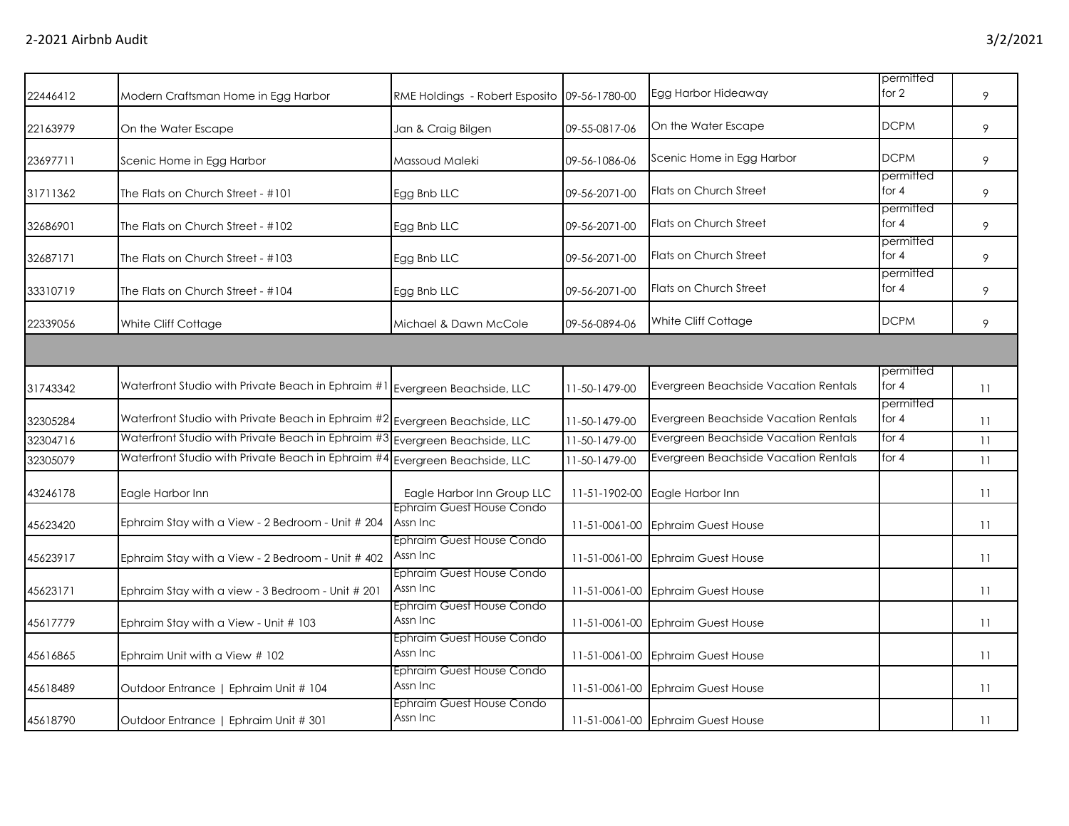| | | | | | | |
|---|---|---|---|---|---|---|
| 22446412 | Modern Craftsman Home in Egg Harbor | RME Holdings - Robert Esposito | 09-56-1780-00 | Egg Harbor Hideaway | permitted for 2 | 9 |
| 22163979 | On the Water Escape | Jan & Craig Bilgen | 09-55-0817-06 | On the Water Escape | DCPM | 9 |
| 23697711 | Scenic Home in Egg Harbor | Massoud Maleki | 09-56-1086-06 | Scenic Home in Egg Harbor | DCPM | 9 |
| 31711362 | The Flats on Church Street - #101 | Egg Bnb LLC | 09-56-2071-00 | Flats on Church Street | permitted for 4 | 9 |
| 32686901 | The Flats on Church Street - #102 | Egg Bnb LLC | 09-56-2071-00 | Flats on Church Street | permitted for 4 | 9 |
| 32687171 | The Flats on Church Street - #103 | Egg Bnb LLC | 09-56-2071-00 | Flats on Church Street | permitted for 4 | 9 |
| 33310719 | The Flats on Church Street - #104 | Egg Bnb LLC | 09-56-2071-00 | Flats on Church Street | permitted for 4 | 9 |
| 22339056 | White Cliff Cottage | Michael & Dawn McCole | 09-56-0894-06 | White Cliff Cottage | DCPM | 9 |
| | | | | | | |
| 31743342 | Waterfront Studio with Private Beach in Ephraim #1 | Evergreen Beachside, LLC | 11-50-1479-00 | Evergreen Beachside Vacation Rentals | permitted for 4 | 11 |
| 32305284 | Waterfront Studio with Private Beach in Ephraim #2 | Evergreen Beachside, LLC | 11-50-1479-00 | Evergreen Beachside Vacation Rentals | permitted for 4 | 11 |
| 32304716 | Waterfront Studio with Private Beach in Ephraim #3 | Evergreen Beachside, LLC | 11-50-1479-00 | Evergreen Beachside Vacation Rentals | for 4 | 11 |
| 32305079 | Waterfront Studio with Private Beach in Ephraim #4 | Evergreen Beachside, LLC | 11-50-1479-00 | Evergreen Beachside Vacation Rentals | for 4 | 11 |
| 43246178 | Eagle Harbor Inn | Eagle Harbor Inn Group LLC | 11-51-1902-00 | Eagle Harbor Inn | | 11 |
| 45623420 | Ephraim Stay with a View - 2 Bedroom - Unit # 204 | Ephraim Guest House Condo Assn Inc | 11-51-0061-00 | Ephraim Guest House | | 11 |
| 45623917 | Ephraim Stay with a View - 2 Bedroom - Unit # 402 | Ephraim Guest House Condo Assn Inc | 11-51-0061-00 | Ephraim Guest House | | 11 |
| 45623171 | Ephraim Stay with a view - 3 Bedroom - Unit # 201 | Ephraim Guest House Condo Assn Inc | 11-51-0061-00 | Ephraim Guest House | | 11 |
| 45617779 | Ephraim Stay with a View - Unit # 103 | Ephraim Guest House Condo Assn Inc | 11-51-0061-00 | Ephraim Guest House | | 11 |
| 45616865 | Ephraim Unit with a View # 102 | Ephraim Guest House Condo Assn Inc | 11-51-0061-00 | Ephraim Guest House | | 11 |
| 45618489 | Outdoor Entrance \| Ephraim Unit # 104 | Ephraim Guest House Condo Assn Inc | 11-51-0061-00 | Ephraim Guest House | | 11 |
| 45618790 | Outdoor Entrance \| Ephraim Unit # 301 | Ephraim Guest House Condo Assn Inc | 11-51-0061-00 | Ephraim Guest House | | 11 |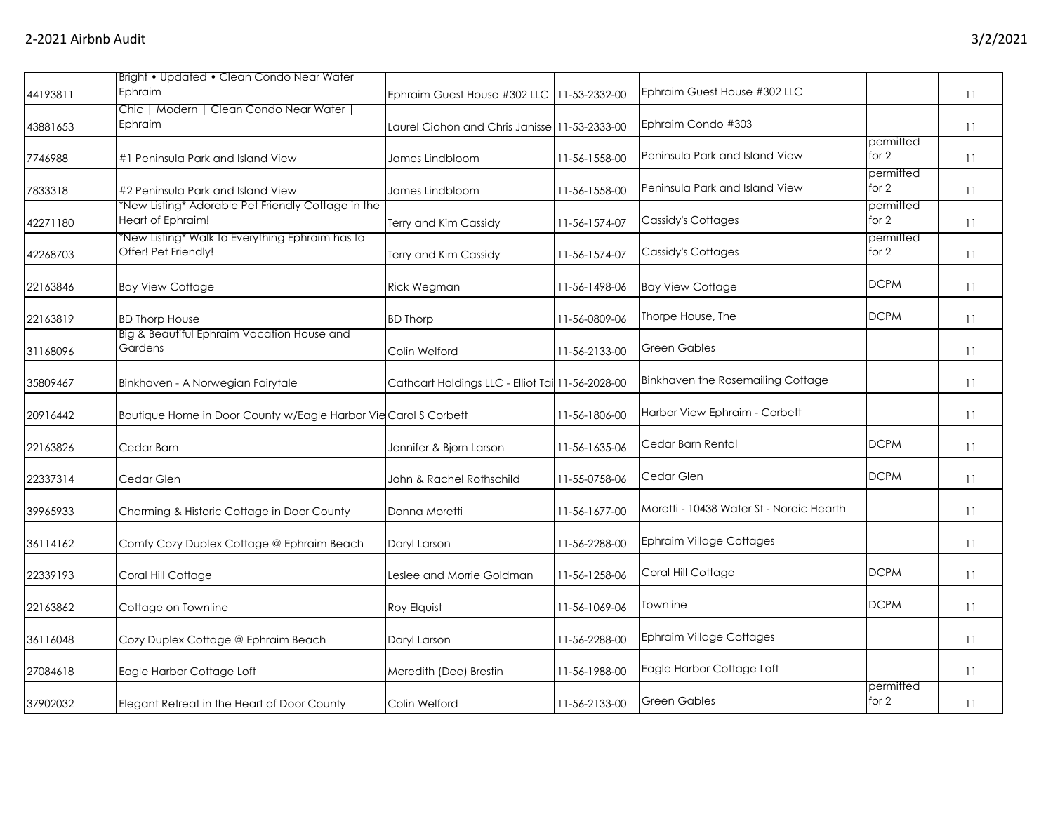| | | | | | | |
|---|---|---|---|---|---|---|
| 44193811 | Bright • Updated • Clean Condo Near Water Ephraim | Ephraim Guest House #302 LLC | 11-53-2332-00 | Ephraim Guest House #302 LLC | | 11 |
| 43881653 | Chic \| Modern \| Clean Condo Near Water \| Ephraim | Laurel Ciohon and Chris Janisse | 11-53-2333-00 | Ephraim Condo #303 | | 11 |
| 7746988 | #1 Peninsula Park and Island View | James Lindbloom | 11-56-1558-00 | Peninsula Park and Island View | permitted for 2 | 11 |
| 7833318 | #2 Peninsula Park and Island View | James Lindbloom | 11-56-1558-00 | Peninsula Park and Island View | permitted for 2 | 11 |
| 42271180 | *New Listing* Adorable Pet Friendly Cottage in the Heart of Ephraim! | Terry and Kim Cassidy | 11-56-1574-07 | Cassidy's Cottages | permitted for 2 | 11 |
| 42268703 | *New Listing* Walk to Everything Ephraim has to Offer! Pet Friendly! | Terry and Kim Cassidy | 11-56-1574-07 | Cassidy's Cottages | permitted for 2 | 11 |
| 22163846 | Bay View Cottage | Rick Wegman | 11-56-1498-06 | Bay View Cottage | DCPM | 11 |
| 22163819 | BD Thorp House | BD Thorp | 11-56-0809-06 | Thorpe House, The | DCPM | 11 |
| 31168096 | Big & Beautiful Ephraim Vacation House and Gardens | Colin Welford | 11-56-2133-00 | Green Gables | | 11 |
| 35809467 | Binkhaven - A Norwegian Fairytale | Cathcart Holdings LLC - Elliot Tai | 11-56-2028-00 | Binkhaven the Rosemailing Cottage | | 11 |
| 20916442 | Boutique Home in Door County w/Eagle Harbor Vie | Carol S Corbett | 11-56-1806-00 | Harbor View Ephraim - Corbett | | 11 |
| 22163826 | Cedar Barn | Jennifer & Bjorn Larson | 11-56-1635-06 | Cedar Barn Rental | DCPM | 11 |
| 22337314 | Cedar Glen | John & Rachel Rothschild | 11-55-0758-06 | Cedar Glen | DCPM | 11 |
| 39965933 | Charming & Historic Cottage in Door County | Donna Moretti | 11-56-1677-00 | Moretti - 10438 Water St - Nordic Hearth | | 11 |
| 36114162 | Comfy Cozy Duplex Cottage @ Ephraim Beach | Daryl Larson | 11-56-2288-00 | Ephraim Village Cottages | | 11 |
| 22339193 | Coral Hill Cottage | Leslee and Morrie Goldman | 11-56-1258-06 | Coral Hill Cottage | DCPM | 11 |
| 22163862 | Cottage on Townline | Roy Elquist | 11-56-1069-06 | Townline | DCPM | 11 |
| 36116048 | Cozy Duplex Cottage @ Ephraim Beach | Daryl Larson | 11-56-2288-00 | Ephraim Village Cottages | | 11 |
| 27084618 | Eagle Harbor Cottage Loft | Meredith (Dee) Brestin | 11-56-1988-00 | Eagle Harbor Cottage Loft | | 11 |
| 37902032 | Elegant Retreat in the Heart of Door County | Colin Welford | 11-56-2133-00 | Green Gables | permitted for 2 | 11 |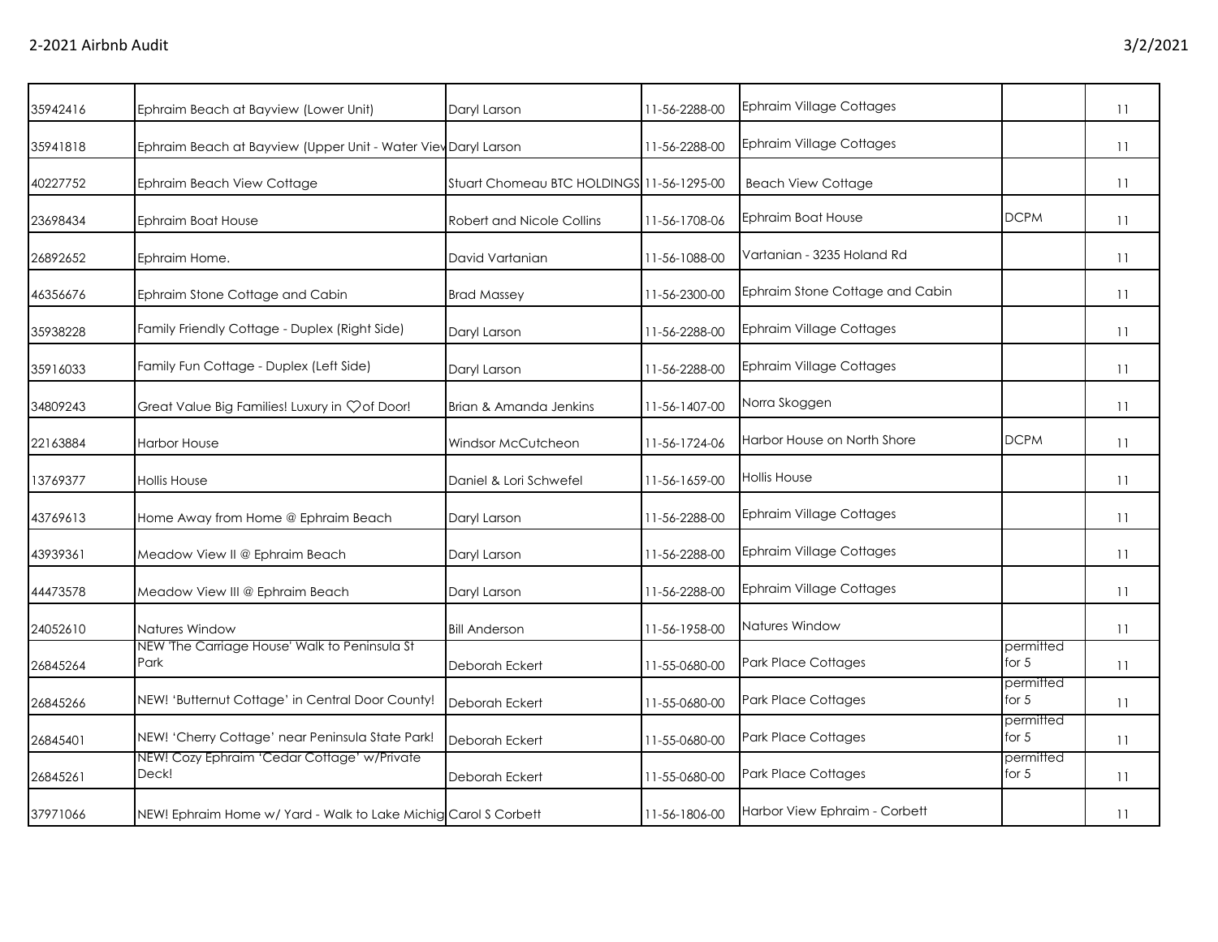| | | | | | | |
|---|---|---|---|---|---|---|
| 35942416 | Ephraim Beach at Bayview (Lower Unit) | Daryl Larson | 11-56-2288-00 | Ephraim Village Cottages | | 11 |
| 35941818 | Ephraim Beach at Bayview (Upper Unit - Water Viev | Daryl Larson | 11-56-2288-00 | Ephraim Village Cottages | | 11 |
| 40227752 | Ephraim Beach View Cottage | Stuart Chomeau BTC HOLDINGS | 11-56-1295-00 | Beach View Cottage | | 11 |
| 23698434 | Ephraim Boat House | Robert and Nicole Collins | 11-56-1708-06 | Ephraim Boat House | DCPM | 11 |
| 26892652 | Ephraim Home. | David Vartanian | 11-56-1088-00 | Vartanian - 3235 Holand Rd | | 11 |
| 46356676 | Ephraim Stone Cottage and Cabin | Brad Massey | 11-56-2300-00 | Ephraim Stone Cottage and Cabin | | 11 |
| 35938228 | Family Friendly Cottage - Duplex (Right Side) | Daryl Larson | 11-56-2288-00 | Ephraim Village Cottages | | 11 |
| 35916033 | Family Fun Cottage - Duplex (Left Side) | Daryl Larson | 11-56-2288-00 | Ephraim Village Cottages | | 11 |
| 34809243 | Great Value Big Families! Luxury in ♡of Door! | Brian & Amanda Jenkins | 11-56-1407-00 | Norra Skoggen | | 11 |
| 22163884 | Harbor House | Windsor McCutcheon | 11-56-1724-06 | Harbor House on North Shore | DCPM | 11 |
| 13769377 | Hollis House | Daniel & Lori Schwefel | 11-56-1659-00 | Hollis House | | 11 |
| 43769613 | Home Away from Home @ Ephraim Beach | Daryl Larson | 11-56-2288-00 | Ephraim Village Cottages | | 11 |
| 43939361 | Meadow View II @ Ephraim Beach | Daryl Larson | 11-56-2288-00 | Ephraim Village Cottages | | 11 |
| 44473578 | Meadow View III @ Ephraim Beach | Daryl Larson | 11-56-2288-00 | Ephraim Village Cottages | | 11 |
| 24052610 | Natures Window | Bill Anderson | 11-56-1958-00 | Natures Window | | 11 |
| 26845264 | NEW 'The Carriage House' Walk to Peninsula St Park | Deborah Eckert | 11-55-0680-00 | Park Place Cottages | permitted for 5 | 11 |
| 26845266 | NEW! 'Butternut Cottage' in Central Door County! | Deborah Eckert | 11-55-0680-00 | Park Place Cottages | permitted for 5 | 11 |
| 26845401 | NEW! 'Cherry Cottage' near Peninsula State Park! | Deborah Eckert | 11-55-0680-00 | Park Place Cottages | permitted for 5 | 11 |
| 26845261 | NEW! Cozy Ephraim 'Cedar Cottage' w/Private Deck! | Deborah Eckert | 11-55-0680-00 | Park Place Cottages | permitted for 5 | 11 |
| 37971066 | NEW! Ephraim Home w/ Yard - Walk to Lake Michig | Carol S Corbett | 11-56-1806-00 | Harbor View Ephraim - Corbett | | 11 |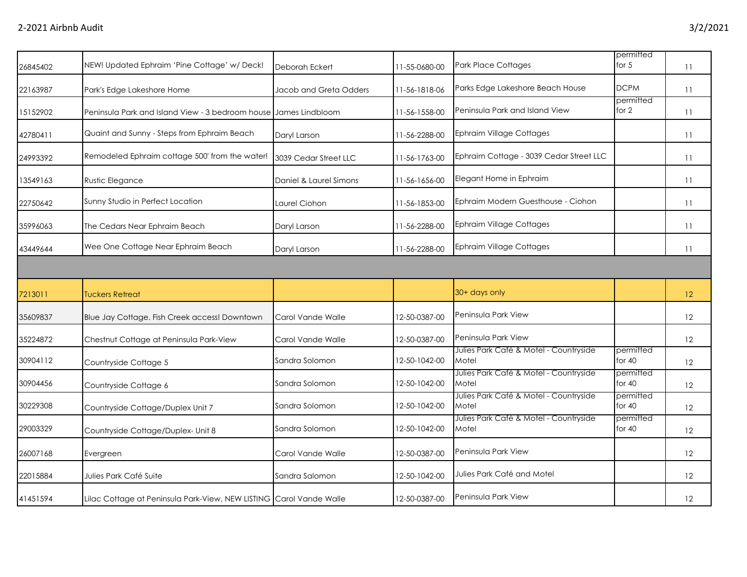| | | | | | | |
|---|---|---|---|---|---|---|
| 26845402 | NEW! Updated Ephraim 'Pine Cottage' w/ Deck! | Deborah Eckert | 11-55-0680-00 | Park Place Cottages | permitted for 5 | 11 |
| 22163987 | Park's Edge Lakeshore Home | Jacob and Greta Odders | 11-56-1818-06 | Parks Edge Lakeshore Beach House | DCPM | 11 |
| 15152902 | Peninsula Park and Island View - 3 bedroom house | James Lindbloom | 11-56-1558-00 | Peninsula Park and Island View | permitted for 2 | 11 |
| 42780411 | Quaint and Sunny - Steps from Ephraim Beach | Daryl Larson | 11-56-2288-00 | Ephraim Village Cottages | | 11 |
| 24993392 | Remodeled Ephraim cottage 500' from the water! | 3039 Cedar Street LLC | 11-56-1763-00 | Ephraim Cottage - 3039 Cedar Street LLC | | 11 |
| 13549163 | Rustic Elegance | Daniel & Laurel Simons | 11-56-1656-00 | Elegant Home in Ephraim | | 11 |
| 22750642 | Sunny Studio in Perfect Location | Laurel Ciohon | 11-56-1853-00 | Ephraim Modern Guesthouse - Ciohon | | 11 |
| 35996063 | The Cedars Near Ephraim Beach | Daryl Larson | 11-56-2288-00 | Ephraim Village Cottages | | 11 |
| 43449644 | Wee One Cottage Near Ephraim Beach | Daryl Larson | 11-56-2288-00 | Ephraim Village Cottages | | 11 |
| | | | | | | |
| 7213011 | Tuckers Retreat | | | 30+ days only | | 12 |
| 35609837 | Blue Jay Cottage. Fish Creek access! Downtown | Carol Vande Walle | 12-50-0387-00 | Peninsula Park View | | 12 |
| 35224872 | Chestnut Cottage at Peninsula Park-View | Carol Vande Walle | 12-50-0387-00 | Peninsula Park View | | 12 |
| 30904112 | Countryside Cottage 5 | Sandra Solomon | 12-50-1042-00 | Julies Park Café & Motel - Countryside Motel | permitted for 40 | 12 |
| 30904456 | Countryside Cottage 6 | Sandra Solomon | 12-50-1042-00 | Julies Park Café & Motel - Countryside Motel | permitted for 40 | 12 |
| 30229308 | Countryside Cottage/Duplex Unit 7 | Sandra Solomon | 12-50-1042-00 | Julies Park Café & Motel - Countryside Motel | permitted for 40 | 12 |
| 29003329 | Countryside Cottage/Duplex- Unit 8 | Sandra Solomon | 12-50-1042-00 | Julies Park Café & Motel - Countryside Motel | permitted for 40 | 12 |
| 26007168 | Evergreen | Carol Vande Walle | 12-50-0387-00 | Peninsula Park View | | 12 |
| 22015884 | Julies Park Café Suite | Sandra Salomon | 12-50-1042-00 | Julies Park Café and Motel | | 12 |
| 41451594 | Lilac Cottage at Peninsula Park-View, NEW LISTING | Carol Vande Walle | 12-50-0387-00 | Peninsula Park View | | 12 |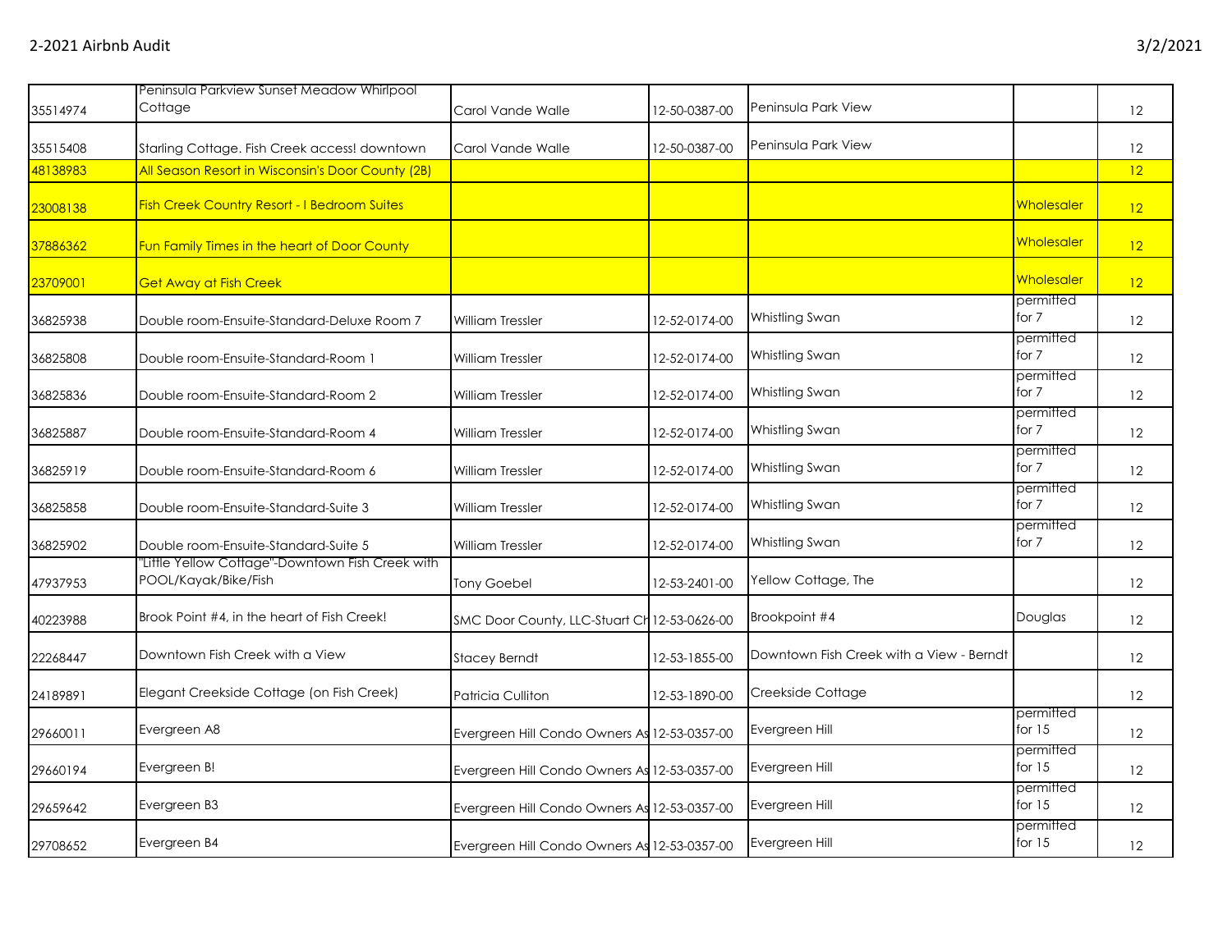| | | | | | | |
|---|---|---|---|---|---|---|
| 35514974 | Peninsula Parkview Sunset Meadow Whirlpool Cottage | Carol Vande Walle | 12-50-0387-00 | Peninsula Park View | | 12 |
| 35515408 | Starling Cottage. Fish Creek access! downtown | Carol Vande Walle | 12-50-0387-00 | Peninsula Park View | | 12 |
| 48138983 | All Season Resort in Wisconsin's Door County (2B) | | | | | 12 |
| 23008138 | Fish Creek Country Resort - I Bedroom Suites | | | | Wholesaler | 12 |
| 37886362 | Fun Family Times in the heart of Door County | | | | Wholesaler | 12 |
| 23709001 | Get Away at Fish Creek | | | | Wholesaler | 12 |
| 36825938 | Double room-Ensuite-Standard-Deluxe Room 7 | William Tressler | 12-52-0174-00 | Whistling Swan | permitted for 7 | 12 |
| 36825808 | Double room-Ensuite-Standard-Room 1 | William Tressler | 12-52-0174-00 | Whistling Swan | permitted for 7 | 12 |
| 36825836 | Double room-Ensuite-Standard-Room 2 | William Tressler | 12-52-0174-00 | Whistling Swan | permitted for 7 | 12 |
| 36825887 | Double room-Ensuite-Standard-Room 4 | William Tressler | 12-52-0174-00 | Whistling Swan | permitted for 7 | 12 |
| 36825919 | Double room-Ensuite-Standard-Room 6 | William Tressler | 12-52-0174-00 | Whistling Swan | permitted for 7 | 12 |
| 36825858 | Double room-Ensuite-Standard-Suite 3 | William Tressler | 12-52-0174-00 | Whistling Swan | permitted for 7 | 12 |
| 36825902 | Double room-Ensuite-Standard-Suite 5 | William Tressler | 12-52-0174-00 | Whistling Swan | permitted for 7 | 12 |
| 47937953 | "Little Yellow Cottage"-Downtown Fish Creek with POOL/Kayak/Bike/Fish | Tony Goebel | 12-53-2401-00 | Yellow Cottage, The | | 12 |
| 40223988 | Brook Point #4, in the heart of Fish Creek! | SMC Door County, LLC-Stuart Ch | 12-53-0626-00 | Brookpoint #4 | Douglas | 12 |
| 22268447 | Downtown Fish Creek with a View | Stacey Berndt | 12-53-1855-00 | Downtown Fish Creek with a View - Berndt | | 12 |
| 24189891 | Elegant Creekside Cottage (on Fish Creek) | Patricia Culliton | 12-53-1890-00 | Creekside Cottage | | 12 |
| 29660011 | Evergreen A8 | Evergreen Hill Condo Owners As | 12-53-0357-00 | Evergreen Hill | permitted for 15 | 12 |
| 29660194 | Evergreen B! | Evergreen Hill Condo Owners As | 12-53-0357-00 | Evergreen Hill | permitted for 15 | 12 |
| 29659642 | Evergreen B3 | Evergreen Hill Condo Owners As | 12-53-0357-00 | Evergreen Hill | permitted for 15 | 12 |
| 29708652 | Evergreen B4 | Evergreen Hill Condo Owners As | 12-53-0357-00 | Evergreen Hill | permitted for 15 | 12 |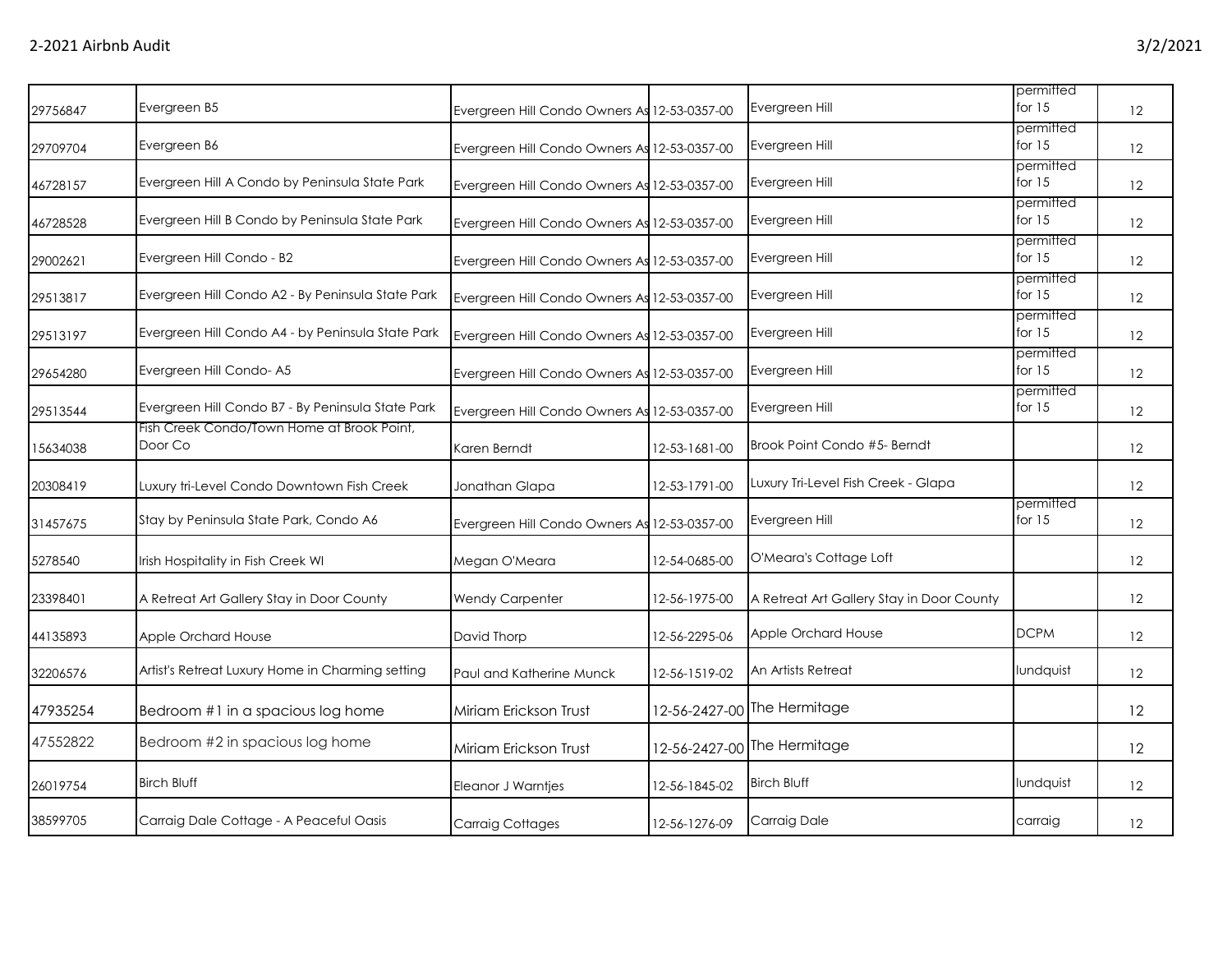| | | | | | | |
|---|---|---|---|---|---|---|
| 29756847 | Evergreen B5 | Evergreen Hill Condo Owners As | 12-53-0357-00 | Evergreen Hill | permitted for 15 | 12 |
| 29709704 | Evergreen B6 | Evergreen Hill Condo Owners As | 12-53-0357-00 | Evergreen Hill | permitted for 15 | 12 |
| 46728157 | Evergreen Hill A Condo by Peninsula State Park | Evergreen Hill Condo Owners As | 12-53-0357-00 | Evergreen Hill | permitted for 15 | 12 |
| 46728528 | Evergreen Hill B Condo by Peninsula State Park | Evergreen Hill Condo Owners As | 12-53-0357-00 | Evergreen Hill | permitted for 15 | 12 |
| 29002621 | Evergreen Hill Condo - B2 | Evergreen Hill Condo Owners As | 12-53-0357-00 | Evergreen Hill | permitted for 15 | 12 |
| 29513817 | Evergreen Hill Condo A2 - By Peninsula State Park | Evergreen Hill Condo Owners As | 12-53-0357-00 | Evergreen Hill | permitted for 15 | 12 |
| 29513197 | Evergreen Hill Condo A4 - by Peninsula State Park | Evergreen Hill Condo Owners As | 12-53-0357-00 | Evergreen Hill | permitted for 15 | 12 |
| 29654280 | Evergreen Hill Condo- A5 | Evergreen Hill Condo Owners As | 12-53-0357-00 | Evergreen Hill | permitted for 15 | 12 |
| 29513544 | Evergreen Hill Condo B7 - By Peninsula State Park | Evergreen Hill Condo Owners As | 12-53-0357-00 | Evergreen Hill | permitted for 15 | 12 |
| 15634038 | Fish Creek Condo/Town Home at Brook Point, Door Co | Karen Berndt | 12-53-1681-00 | Brook Point Condo #5- Berndt | | 12 |
| 20308419 | Luxury tri-Level Condo Downtown Fish Creek | Jonathan Glapa | 12-53-1791-00 | Luxury Tri-Level Fish Creek - Glapa | | 12 |
| 31457675 | Stay by Peninsula State Park, Condo A6 | Evergreen Hill Condo Owners As | 12-53-0357-00 | Evergreen Hill | permitted for 15 | 12 |
| 5278540 | Irish Hospitality in Fish Creek WI | Megan O'Meara | 12-54-0685-00 | O'Meara's Cottage Loft | | 12 |
| 23398401 | A Retreat Art Gallery Stay in Door County | Wendy Carpenter | 12-56-1975-00 | A Retreat Art Gallery Stay in Door County | | 12 |
| 44135893 | Apple Orchard House | David Thorp | 12-56-2295-06 | Apple Orchard House | DCPM | 12 |
| 32206576 | Artist's Retreat Luxury Home in Charming setting | Paul and Katherine Munck | 12-56-1519-02 | An Artists Retreat | lundquist | 12 |
| 47935254 | Bedroom #1 in a spacious log home | Miriam Erickson Trust | 12-56-2427-00 | The Hermitage | | 12 |
| 47552822 | Bedroom #2 in spacious log home | Miriam Erickson Trust | 12-56-2427-00 | The Hermitage | | 12 |
| 26019754 | Birch Bluff | Eleanor J Warntjes | 12-56-1845-02 | Birch Bluff | lundquist | 12 |
| 38599705 | Carraig Dale Cottage - A Peaceful Oasis | Carraig Cottages | 12-56-1276-09 | Carraig Dale | carraig | 12 |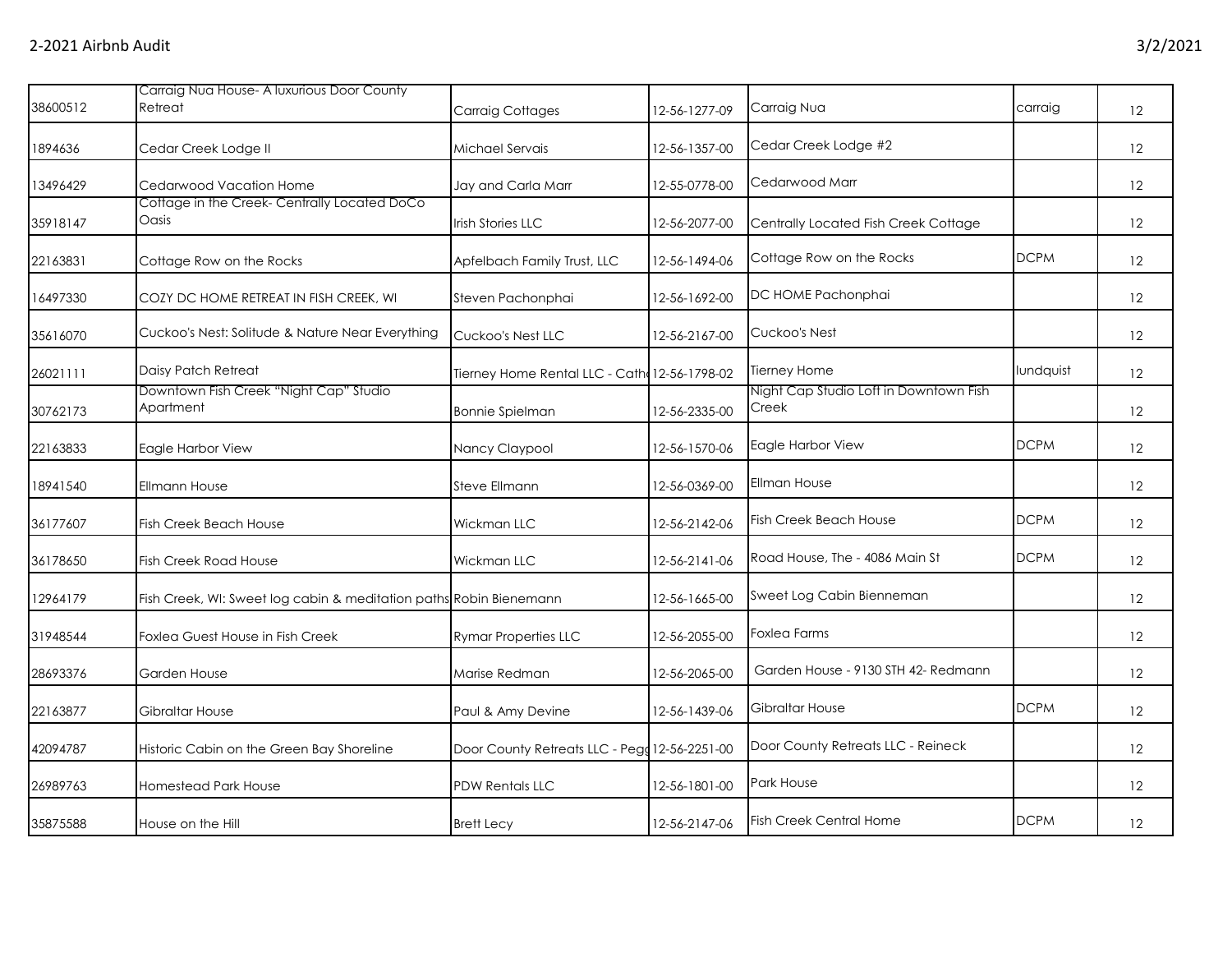| | | | | | | |
|---|---|---|---|---|---|---|
| 38600512 | Carraig Nua House- A luxurious Door County Retreat | Carraig Cottages | 12-56-1277-09 | Carraig Nua | carraig | 12 |
| 1894636 | Cedar Creek Lodge II | Michael Servais | 12-56-1357-00 | Cedar Creek Lodge #2 | | 12 |
| 13496429 | Cedarwood Vacation Home | Jay and Carla Marr | 12-55-0778-00 | Cedarwood Marr | | 12 |
| 35918147 | Cottage in the Creek- Centrally Located DoCo Oasis | Irish Stories LLC | 12-56-2077-00 | Centrally Located Fish Creek Cottage | | 12 |
| 22163831 | Cottage Row on the Rocks | Apfelbach Family Trust, LLC | 12-56-1494-06 | Cottage Row on the Rocks | DCPM | 12 |
| 16497330 | COZY DC HOME RETREAT IN FISH CREEK, WI | Steven Pachonphai | 12-56-1692-00 | DC HOME Pachonphai | | 12 |
| 35616070 | Cuckoo's Nest: Solitude & Nature Near Everything | Cuckoo's Nest LLC | 12-56-2167-00 | Cuckoo's Nest | | 12 |
| 26021111 | Daisy Patch Retreat | Tierney Home Rental LLC - Cath | 12-56-1798-02 | Tierney Home | lundquist | 12 |
| 30762173 | Downtown Fish Creek "Night Cap" Studio Apartment | Bonnie Spielman | 12-56-2335-00 | Night Cap Studio Loft in Downtown Fish Creek | | 12 |
| 22163833 | Eagle Harbor View | Nancy Claypool | 12-56-1570-06 | Eagle Harbor View | DCPM | 12 |
| 18941540 | Ellmann House | Steve Ellmann | 12-56-0369-00 | Ellman House | | 12 |
| 36177607 | Fish Creek Beach House | Wickman LLC | 12-56-2142-06 | Fish Creek Beach House | DCPM | 12 |
| 36178650 | Fish Creek Road House | Wickman LLC | 12-56-2141-06 | Road House, The - 4086 Main St | DCPM | 12 |
| 12964179 | Fish Creek, WI: Sweet log cabin & meditation paths | Robin Bienemann | 12-56-1665-00 | Sweet Log Cabin Bienneman | | 12 |
| 31948544 | Foxlea Guest House in Fish Creek | Rymar Properties LLC | 12-56-2055-00 | Foxlea Farms | | 12 |
| 28693376 | Garden House | Marise Redman | 12-56-2065-00 | Garden House - 9130 STH 42- Redmann | | 12 |
| 22163877 | Gibraltar House | Paul & Amy Devine | 12-56-1439-06 | Gibraltar House | DCPM | 12 |
| 42094787 | Historic Cabin on the Green Bay Shoreline | Door County Retreats LLC - Pegg | 12-56-2251-00 | Door County Retreats LLC - Reineck | | 12 |
| 26989763 | Homestead Park House | PDW Rentals LLC | 12-56-1801-00 | Park House | | 12 |
| 35875588 | House on the Hill | Brett Lecy | 12-56-2147-06 | Fish Creek Central Home | DCPM | 12 |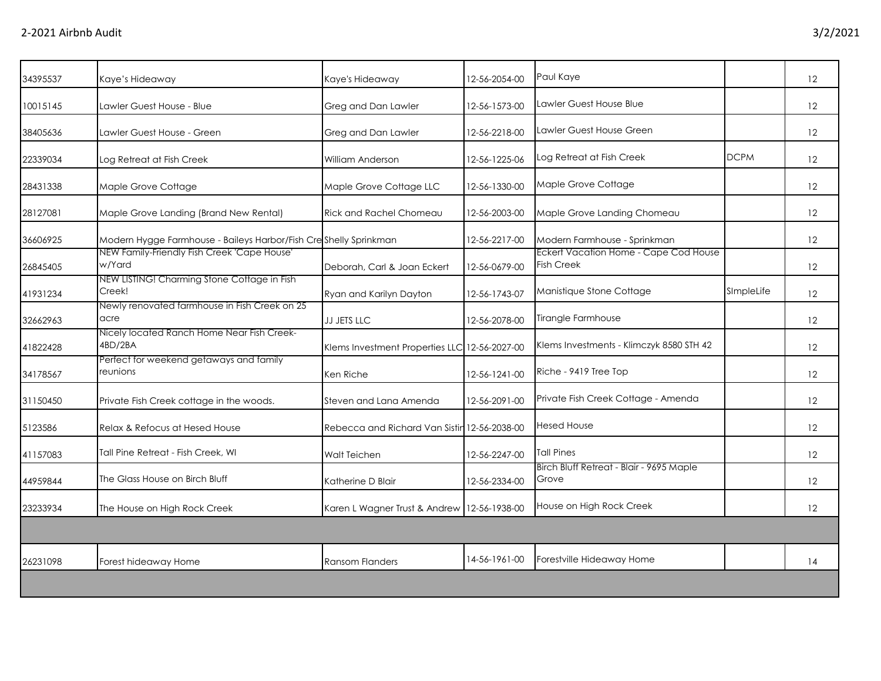| | | | | | | |
|---|---|---|---|---|---|---|
| 34395537 | Kaye's Hideaway | Kaye's Hideaway | 12-56-2054-00 | Paul Kaye | | 12 |
| 10015145 | Lawler Guest House - Blue | Greg and Dan Lawler | 12-56-1573-00 | Lawler Guest House Blue | | 12 |
| 38405636 | Lawler Guest House - Green | Greg and Dan Lawler | 12-56-2218-00 | Lawler Guest House Green | | 12 |
| 22339034 | Log Retreat at Fish Creek | William Anderson | 12-56-1225-06 | Log Retreat at Fish Creek | DCPM | 12 |
| 28431338 | Maple Grove Cottage | Maple Grove Cottage LLC | 12-56-1330-00 | Maple Grove Cottage | | 12 |
| 28127081 | Maple Grove Landing (Brand New Rental) | Rick and Rachel Chomeau | 12-56-2003-00 | Maple Grove Landing Chomeau | | 12 |
| 36606925 | Modern Hygge Farmhouse - Baileys Harbor/Fish Cre | Shelly Sprinkman | 12-56-2217-00 | Modern Farmhouse - Sprinkman | | 12 |
| 26845405 | NEW Family-Friendly Fish Creek 'Cape House' w/Yard | Deborah, Carl & Joan Eckert | 12-56-0679-00 | Eckert Vacation Home - Cape Cod House Fish Creek | | 12 |
| 41931234 | NEW LISTING! Charming Stone Cottage in Fish Creek! | Ryan and Karilyn Dayton | 12-56-1743-07 | Manistique Stone Cottage | SImpleLife | 12 |
| 32662963 | Newly renovated farmhouse in Fish Creek on 25 acre | JJ JETS LLC | 12-56-2078-00 | Tirangle Farmhouse | | 12 |
| 41822428 | Nicely located Ranch Home Near Fish Creek- 4BD/2BA | Klems Investment Properties LLC | 12-56-2027-00 | Klems Investments - Klimczyk 8580 STH 42 | | 12 |
| 34178567 | Perfect for weekend getaways and family reunions | Ken Riche | 12-56-1241-00 | Riche - 9419 Tree Top | | 12 |
| 31150450 | Private Fish Creek cottage in the woods. | Steven and Lana Amenda | 12-56-2091-00 | Private Fish Creek Cottage - Amenda | | 12 |
| 5123586 | Relax & Refocus at Hesed House | Rebecca and Richard Van Sistir | 12-56-2038-00 | Hesed House | | 12 |
| 41157083 | Tall Pine Retreat - Fish Creek, WI | Walt Teichen | 12-56-2247-00 | Tall Pines | | 12 |
| 44959844 | The Glass House on Birch Bluff | Katherine D Blair | 12-56-2334-00 | Birch Bluff Retreat - Blair - 9695 Maple Grove | | 12 |
| 23233934 | The House on High Rock Creek | Karen L Wagner Trust & Andrew | 12-56-1938-00 | House on High Rock Creek | | 12 |
| | | | | | | |
| 26231098 | Forest hideaway Home | Ransom Flanders | 14-56-1961-00 | Forestville Hideaway Home | | 14 |
| | | | | | | |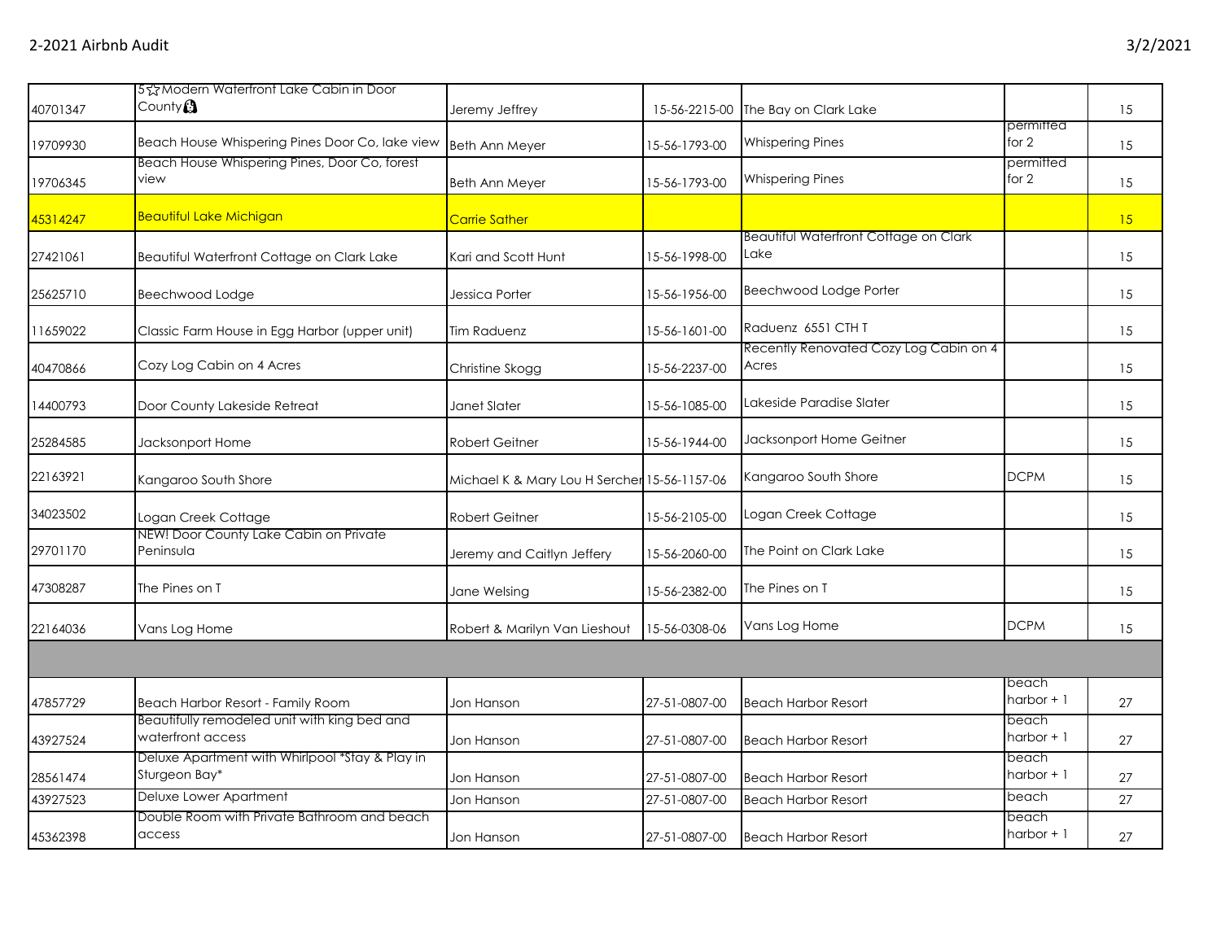| | | | | | | |
|---|---|---|---|---|---|---|
| 40701347 | 5☆Modern Waterfront Lake Cabin in Door County🐶 | Jeremy Jeffrey | 15-56-2215-00 | The Bay on Clark Lake | | 15 |
| 19709930 | Beach House Whispering Pines Door Co, lake view | Beth Ann Meyer | 15-56-1793-00 | Whispering Pines | permitted for 2 | 15 |
| 19706345 | Beach House Whispering Pines, Door Co, forest view | Beth Ann Meyer | 15-56-1793-00 | Whispering Pines | permitted for 2 | 15 |
| 45314247 | Beautiful Lake Michigan | Carrie Sather | | | | 15 |
| 27421061 | Beautiful Waterfront Cottage on Clark Lake | Kari and Scott Hunt | 15-56-1998-00 | Beautiful Waterfront Cottage on Clark Lake | | 15 |
| 25625710 | Beechwood Lodge | Jessica Porter | 15-56-1956-00 | Beechwood Lodge Porter | | 15 |
| 11659022 | Classic Farm House in Egg Harbor (upper unit) | Tim Raduenz | 15-56-1601-00 | Raduenz 6551 CTH T | | 15 |
| 40470866 | Cozy Log Cabin on 4 Acres | Christine Skogg | 15-56-2237-00 | Recently Renovated Cozy Log Cabin on 4 Acres | | 15 |
| 14400793 | Door County Lakeside Retreat | Janet Slater | 15-56-1085-00 | Lakeside Paradise Slater | | 15 |
| 25284585 | Jacksonport Home | Robert Geitner | 15-56-1944-00 | Jacksonport Home Geitner | | 15 |
| 22163921 | Kangaroo South Shore | Michael K & Mary Lou H Sercher | 15-56-1157-06 | Kangaroo South Shore | DCPM | 15 |
| 34023502 | Logan Creek Cottage | Robert Geitner | 15-56-2105-00 | Logan Creek Cottage | | 15 |
| 29701170 | NEW! Door County Lake Cabin on Private Peninsula | Jeremy and Caitlyn Jeffery | 15-56-2060-00 | The Point on Clark Lake | | 15 |
| 47308287 | The Pines on T | Jane Welsing | 15-56-2382-00 | The Pines on T | | 15 |
| 22164036 | Vans Log Home | Robert & Marilyn Van Lieshout | 15-56-0308-06 | Vans Log Home | DCPM | 15 |
| | | | | | | |
| 47857729 | Beach Harbor Resort - Family Room | Jon Hanson | 27-51-0807-00 | Beach Harbor Resort | beach harbor + 1 | 27 |
| 43927524 | Beautifully remodeled unit with king bed and waterfront access | Jon Hanson | 27-51-0807-00 | Beach Harbor Resort | beach harbor + 1 | 27 |
| 28561474 | Deluxe Apartment with Whirlpool *Stay & Play in Sturgeon Bay* | Jon Hanson | 27-51-0807-00 | Beach Harbor Resort | beach harbor + 1 | 27 |
| 43927523 | Deluxe Lower Apartment | Jon Hanson | 27-51-0807-00 | Beach Harbor Resort | beach | 27 |
| 45362398 | Double Room with Private Bathroom and beach access | Jon Hanson | 27-51-0807-00 | Beach Harbor Resort | beach harbor + 1 | 27 |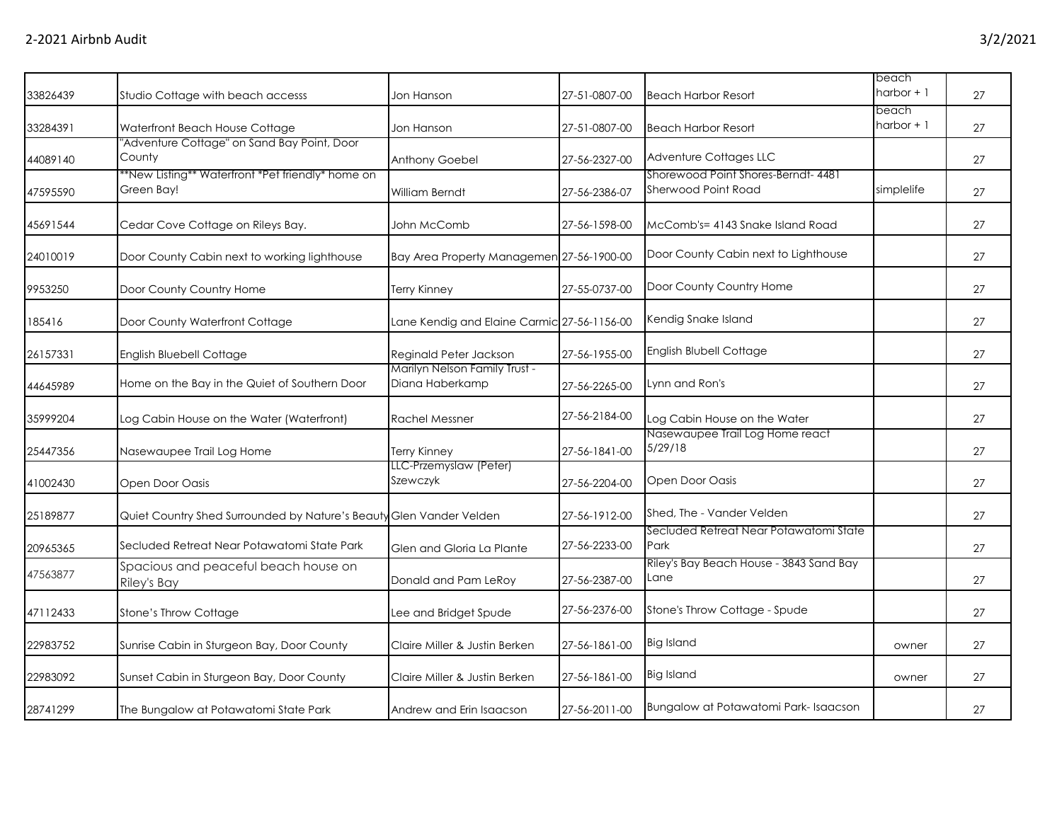| | | | | | | |
|---|---|---|---|---|---|---|
| 33826439 | Studio Cottage with beach accesss | Jon Hanson | 27-51-0807-00 | Beach Harbor Resort | beach harbor + 1 | 27 |
| 33284391 | Waterfront Beach House Cottage | Jon Hanson | 27-51-0807-00 | Beach Harbor Resort | beach harbor + 1 | 27 |
| 44089140 | "Adventure Cottage" on Sand Bay Point, Door County | Anthony Goebel | 27-56-2327-00 | Adventure Cottages LLC | | 27 |
| 47595590 | **New Listing** Waterfront *Pet friendly* home on Green Bay! | William Berndt | 27-56-2386-07 | Shorewood Point Shores-Berndt- 4481 Sherwood Point Road | simplelife | 27 |
| 45691544 | Cedar Cove Cottage on Rileys Bay. | John McComb | 27-56-1598-00 | McComb's= 4143 Snake Island Road | | 27 |
| 24010019 | Door County Cabin next to working lighthouse | Bay Area Property Managemen | 27-56-1900-00 | Door County Cabin next to Lighthouse | | 27 |
| 9953250 | Door County Country Home | Terry Kinney | 27-55-0737-00 | Door County Country Home | | 27 |
| 185416 | Door County Waterfront Cottage | Lane Kendig and Elaine Carmic | 27-56-1156-00 | Kendig Snake Island | | 27 |
| 26157331 | English Bluebell Cottage | Reginald Peter Jackson | 27-56-1955-00 | English Blubell Cottage | | 27 |
| 44645989 | Home on the Bay in the Quiet of Southern Door | Marilyn Nelson Family Trust - Diana Haberkamp | 27-56-2265-00 | Lynn and Ron's | | 27 |
| 35999204 | Log Cabin House on the Water (Waterfront) | Rachel Messner | 27-56-2184-00 | Log Cabin House on the Water | | 27 |
| 25447356 | Nasewaupee Trail Log Home | Terry Kinney | 27-56-1841-00 | Nasewaupee Trail Log Home react 5/29/18 | | 27 |
| 41002430 | Open Door Oasis | LLC-Przemyslaw (Peter) Szewczyk | 27-56-2204-00 | Open Door Oasis | | 27 |
| 25189877 | Quiet Country Shed Surrounded by Nature's Beauty | Glen Vander Velden | 27-56-1912-00 | Shed, The - Vander Velden | | 27 |
| 20965365 | Secluded Retreat Near Potawatomi State Park | Glen and Gloria La Plante | 27-56-2233-00 | Secluded Retreat Near Potawatomi State Park | | 27 |
| 47563877 | Spacious and peaceful beach house on Riley's Bay | Donald and Pam LeRoy | 27-56-2387-00 | Riley's Bay Beach House - 3843 Sand Bay Lane | | 27 |
| 47112433 | Stone's Throw Cottage | Lee and Bridget Spude | 27-56-2376-00 | Stone's Throw Cottage - Spude | | 27 |
| 22983752 | Sunrise Cabin in Sturgeon Bay, Door County | Claire Miller & Justin Berken | 27-56-1861-00 | Big Island | owner | 27 |
| 22983092 | Sunset Cabin in Sturgeon Bay, Door County | Claire Miller & Justin Berken | 27-56-1861-00 | Big Island | owner | 27 |
| 28741299 | The Bungalow at Potawatomi State Park | Andrew and Erin Isaacson | 27-56-2011-00 | Bungalow at Potawatomi Park- Isaacson | | 27 |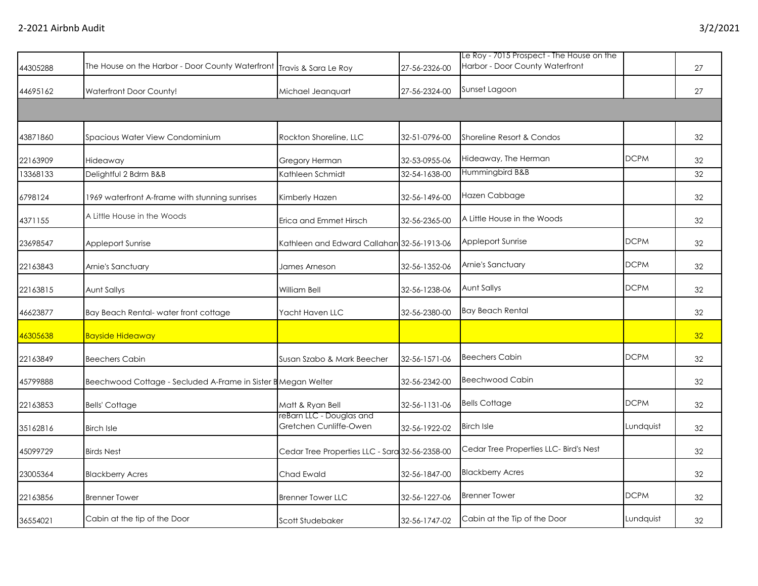| | | | | | | |
|---|---|---|---|---|---|---|
| 44305288 | The House on the Harbor - Door County Waterfront | Travis & Sara Le Roy | 27-56-2326-00 | Le Roy - 7015 Prospect - The House on the Harbor - Door County Waterfront | | 27 |
| 44695162 | Waterfront Door County! | Michael Jeanquart | 27-56-2324-00 | Sunset Lagoon | | 27 |
| | | | | | | |
| 43871860 | Spacious Water View Condominium | Rockton Shoreline, LLC | 32-51-0796-00 | Shoreline Resort & Condos | | 32 |
| 22163909 | Hideaway | Gregory Herman | 32-53-0955-06 | Hideaway, The Herman | DCPM | 32 |
| 13368133 | Delightful 2 Bdrm B&B | Kathleen Schmidt | 32-54-1638-00 | Hummingbird B&B | | 32 |
| 6798124 | 1969 waterfront A-frame with stunning sunrises | Kimberly Hazen | 32-56-1496-00 | Hazen Cabbage | | 32 |
| 4371155 | A Little House in the Woods | Erica and Emmet Hirsch | 32-56-2365-00 | A Little House in the Woods | | 32 |
| 23698547 | Appleport Sunrise | Kathleen and Edward Callahan | 32-56-1913-06 | Appleport Sunrise | DCPM | 32 |
| 22163843 | Arnie's Sanctuary | James Arneson | 32-56-1352-06 | Arnie's Sanctuary | DCPM | 32 |
| 22163815 | Aunt Sallys | William Bell | 32-56-1238-06 | Aunt Sallys | DCPM | 32 |
| 46623877 | Bay Beach Rental- water front cottage | Yacht Haven LLC | 32-56-2380-00 | Bay Beach Rental | | 32 |
| 46305638 | Bayside Hideaway | | | | | 32 |
| 22163849 | Beechers Cabin | Susan Szabo & Mark Beecher | 32-56-1571-06 | Beechers Cabin | DCPM | 32 |
| 45799888 | Beechwood Cottage - Secluded A-Frame in Sister B | Megan Welter | 32-56-2342-00 | Beechwood Cabin | | 32 |
| 22163853 | Bells' Cottage | Matt & Ryan Bell | 32-56-1131-06 | Bells Cottage | DCPM | 32 |
| 35162816 | Birch Isle | reBarn LLC - Douglas and Gretchen Cunliffe-Owen | 32-56-1922-02 | Birch Isle | Lundquist | 32 |
| 45099729 | Birds Nest | Cedar Tree Properties LLC - Sara | 32-56-2358-00 | Cedar Tree Properties LLC- Bird's Nest | | 32 |
| 23005364 | Blackberry Acres | Chad Ewald | 32-56-1847-00 | Blackberry Acres | | 32 |
| 22163856 | Brenner Tower | Brenner Tower LLC | 32-56-1227-06 | Brenner Tower | DCPM | 32 |
| 36554021 | Cabin at the tip of the Door | Scott Studebaker | 32-56-1747-02 | Cabin at the Tip of the Door | Lundquist | 32 |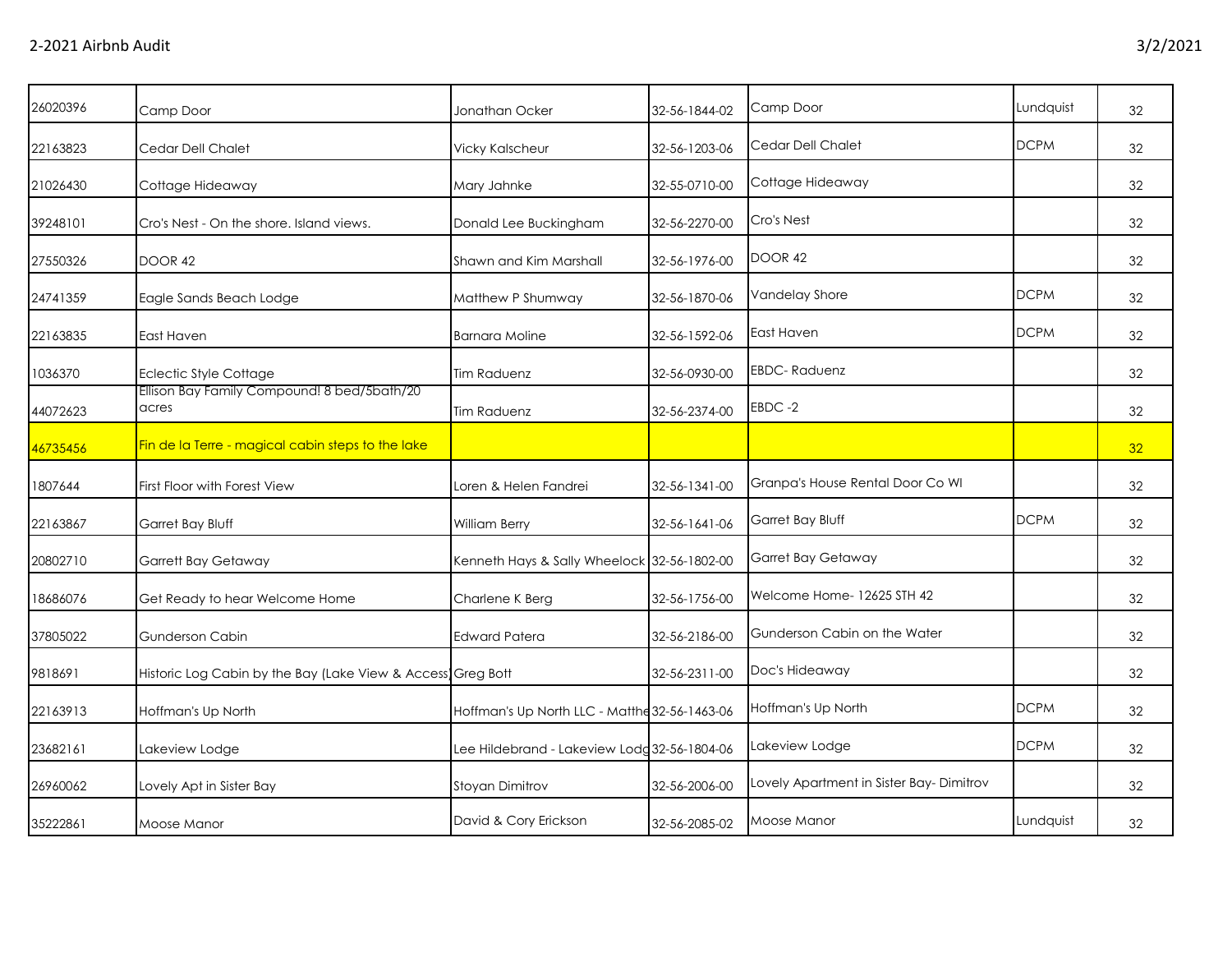| | | | | | | |
|---|---|---|---|---|---|---|
| 26020396 | Camp Door | Jonathan Ocker | 32-56-1844-02 | Camp Door | Lundquist | 32 |
| 22163823 | Cedar Dell Chalet | Vicky Kalscheur | 32-56-1203-06 | Cedar Dell Chalet | DCPM | 32 |
| 21026430 | Cottage Hideaway | Mary Jahnke | 32-55-0710-00 | Cottage Hideaway | | 32 |
| 39248101 | Cro's Nest - On the shore. Island views. | Donald Lee Buckingham | 32-56-2270-00 | Cro's Nest | | 32 |
| 27550326 | DOOR 42 | Shawn and Kim Marshall | 32-56-1976-00 | DOOR 42 | | 32 |
| 24741359 | Eagle Sands Beach Lodge | Matthew P Shumway | 32-56-1870-06 | Vandelay Shore | DCPM | 32 |
| 22163835 | East Haven | Barnara Moline | 32-56-1592-06 | East Haven | DCPM | 32 |
| 1036370 | Eclectic Style Cottage | Tim Raduenz | 32-56-0930-00 | EBDC- Raduenz | | 32 |
| 44072623 | Ellison Bay Family Compound! 8 bed/5bath/20 acres | Tim Raduenz | 32-56-2374-00 | EBDC -2 | | 32 |
| 46735456 | Fin de la Terre - magical cabin steps to the lake | | | | | 32 |
| 1807644 | First Floor with Forest View | Loren & Helen Fandrei | 32-56-1341-00 | Granpa's House Rental Door Co WI | | 32 |
| 22163867 | Garret Bay Bluff | William Berry | 32-56-1641-06 | Garret Bay Bluff | DCPM | 32 |
| 20802710 | Garrett Bay Getaway | Kenneth Hays & Sally Wheelock | 32-56-1802-00 | Garret Bay Getaway | | 32 |
| 18686076 | Get Ready to hear Welcome Home | Charlene K Berg | 32-56-1756-00 | Welcome Home- 12625 STH 42 | | 32 |
| 37805022 | Gunderson Cabin | Edward Patera | 32-56-2186-00 | Gunderson Cabin on the Water | | 32 |
| 9818691 | Historic Log Cabin by the Bay (Lake View & Access | Greg Bott | 32-56-2311-00 | Doc's Hideaway | | 32 |
| 22163913 | Hoffman's Up North | Hoffman's Up North LLC - Matthe | 32-56-1463-06 | Hoffman's Up North | DCPM | 32 |
| 23682161 | Lakeview Lodge | Lee Hildebrand - Lakeview Lodg | 32-56-1804-06 | Lakeview Lodge | DCPM | 32 |
| 26960062 | Lovely Apt in Sister Bay | Stoyan Dimitrov | 32-56-2006-00 | Lovely Apartment in Sister Bay- Dimitrov | | 32 |
| 35222861 | Moose Manor | David & Cory Erickson | 32-56-2085-02 | Moose Manor | Lundquist | 32 |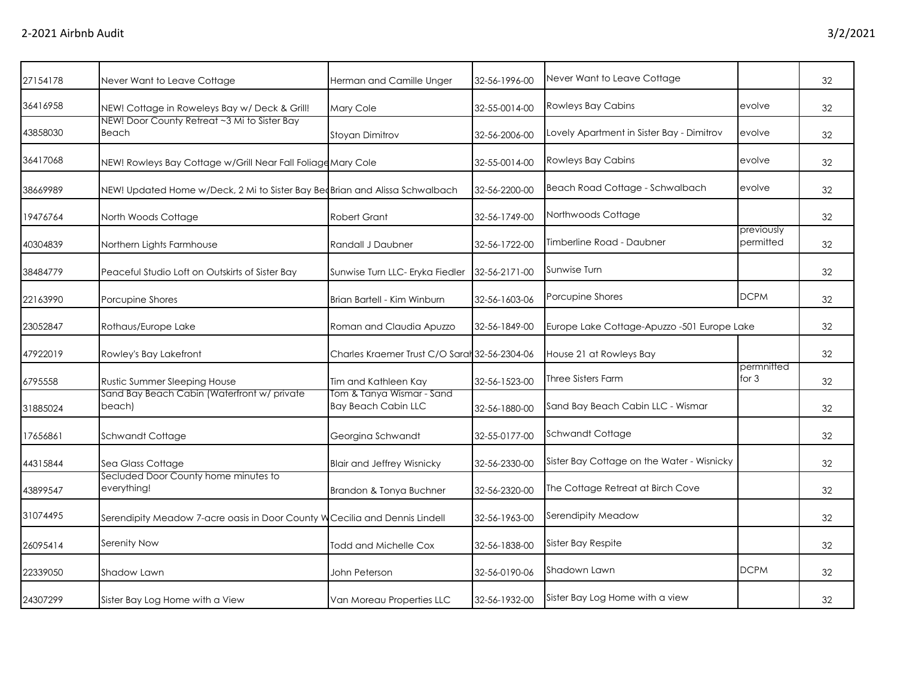| | | | | | | |
|---|---|---|---|---|---|---|
| 27154178 | Never Want to Leave Cottage | Herman and Camille Unger | 32-56-1996-00 | Never Want to Leave Cottage | | 32 |
| 36416958 | NEW! Cottage in Roweleys Bay w/ Deck & Grill! | Mary Cole | 32-55-0014-00 | Rowleys Bay Cabins | evolve | 32 |
| 43858030 | NEW! Door County Retreat ~3 Mi to Sister Bay Beach | Stoyan Dimitrov | 32-56-2006-00 | Lovely Apartment in Sister Bay - Dimitrov | evolve | 32 |
| 36417068 | NEW! Rowleys Bay Cottage w/Grill Near Fall Foliage | Mary Cole | 32-55-0014-00 | Rowleys Bay Cabins | evolve | 32 |
| 38669989 | NEW! Updated Home w/Deck, 2 Mi to Sister Bay Bea | Brian and Alissa Schwalbach | 32-56-2200-00 | Beach Road Cottage - Schwalbach | evolve | 32 |
| 19476764 | North Woods Cottage | Robert Grant | 32-56-1749-00 | Northwoods Cottage | | 32 |
| 40304839 | Northern Lights Farmhouse | Randall J Daubner | 32-56-1722-00 | Timberline Road - Daubner | previously permitted | 32 |
| 38484779 | Peaceful Studio Loft on Outskirts of Sister Bay | Sunwise Turn LLC- Eryka Fiedler | 32-56-2171-00 | Sunwise Turn | | 32 |
| 22163990 | Porcupine Shores | Brian Bartell - Kim Winburn | 32-56-1603-06 | Porcupine Shores | DCPM | 32 |
| 23052847 | Rothaus/Europe Lake | Roman and Claudia Apuzzo | 32-56-1849-00 | Europe Lake Cottage-Apuzzo -501 Europe Lake | | 32 |
| 47922019 | Rowley's Bay Lakefront | Charles Kraemer Trust C/O Sarah | 32-56-2304-06 | House 21 at Rowleys Bay | | 32 |
| 6795558 | Rustic Summer Sleeping House | Tim and Kathleen Kay | 32-56-1523-00 | Three Sisters Farm | permnitted for 3 | 32 |
| 31885024 | Sand Bay Beach Cabin (Waterfront w/ private beach) | Tom & Tanya Wismar - Sand Bay Beach Cabin LLC | 32-56-1880-00 | Sand Bay Beach Cabin LLC - Wismar | | 32 |
| 17656861 | Schwandt Cottage | Georgina Schwandt | 32-55-0177-00 | Schwandt Cottage | | 32 |
| 44315844 | Sea Glass Cottage | Blair and Jeffrey Wisnicky | 32-56-2330-00 | Sister Bay Cottage on the Water - Wisnicky | | 32 |
| 43899547 | Secluded Door County home minutes to everything! | Brandon & Tonya Buchner | 32-56-2320-00 | The Cottage Retreat at Birch Cove | | 32 |
| 31074495 | Serendipity Meadow 7-acre oasis in Door County W | Cecilia and Dennis Lindell | 32-56-1963-00 | Serendipity Meadow | | 32 |
| 26095414 | Serenity Now | Todd and Michelle Cox | 32-56-1838-00 | Sister Bay Respite | | 32 |
| 22339050 | Shadow Lawn | John Peterson | 32-56-0190-06 | Shadown Lawn | DCPM | 32 |
| 24307299 | Sister Bay Log Home with a View | Van Moreau Properties LLC | 32-56-1932-00 | Sister Bay Log Home with a view | | 32 |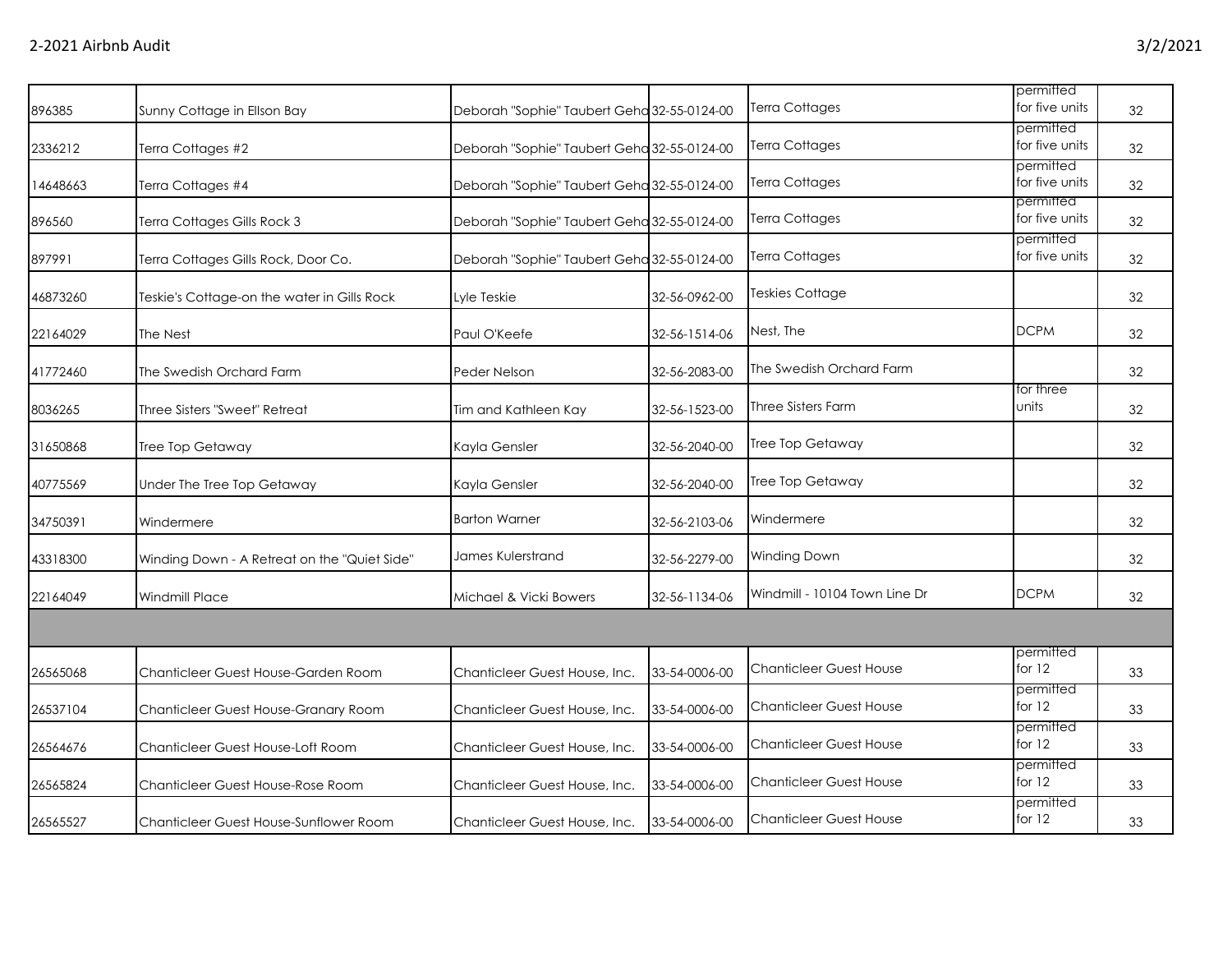| | | | | | | |
|---|---|---|---|---|---|---|
| 896385 | Sunny Cottage in Ellson Bay | Deborah "Sophie" Taubert Geha | 32-55-0124-00 | Terra Cottages | permitted for five units | 32 |
| 2336212 | Terra Cottages #2 | Deborah "Sophie" Taubert Geha | 32-55-0124-00 | Terra Cottages | permitted for five units | 32 |
| 14648663 | Terra Cottages #4 | Deborah "Sophie" Taubert Geha | 32-55-0124-00 | Terra Cottages | permitted for five units | 32 |
| 896560 | Terra Cottages Gills Rock 3 | Deborah "Sophie" Taubert Geha | 32-55-0124-00 | Terra Cottages | permitted for five units | 32 |
| 897991 | Terra Cottages Gills Rock, Door Co. | Deborah "Sophie" Taubert Geha | 32-55-0124-00 | Terra Cottages | permitted for five units | 32 |
| 46873260 | Teskie's Cottage-on the water in Gills Rock | Lyle Teskie | 32-56-0962-00 | Teskies Cottage | | 32 |
| 22164029 | The Nest | Paul O'Keefe | 32-56-1514-06 | Nest, The | DCPM | 32 |
| 41772460 | The Swedish Orchard Farm | Peder Nelson | 32-56-2083-00 | The Swedish Orchard Farm | | 32 |
| 8036265 | Three Sisters "Sweet" Retreat | Tim and Kathleen Kay | 32-56-1523-00 | Three Sisters Farm | for three units | 32 |
| 31650868 | Tree Top Getaway | Kayla Gensler | 32-56-2040-00 | Tree Top Getaway | | 32 |
| 40775569 | Under The Tree Top Getaway | Kayla Gensler | 32-56-2040-00 | Tree Top Getaway | | 32 |
| 34750391 | Windermere | Barton Warner | 32-56-2103-06 | Windermere | | 32 |
| 43318300 | Winding Down - A Retreat on the "Quiet Side" | James Kulerstrand | 32-56-2279-00 | Winding Down | | 32 |
| 22164049 | Windmill Place | Michael & Vicki Bowers | 32-56-1134-06 | Windmill - 10104 Town Line Dr | DCPM | 32 |
| | | | | | | |
| 26565068 | Chanticleer Guest House-Garden Room | Chanticleer Guest House, Inc. | 33-54-0006-00 | Chanticleer Guest House | permitted for 12 | 33 |
| 26537104 | Chanticleer Guest House-Granary Room | Chanticleer Guest House, Inc. | 33-54-0006-00 | Chanticleer Guest House | permitted for 12 | 33 |
| 26564676 | Chanticleer Guest House-Loft Room | Chanticleer Guest House, Inc. | 33-54-0006-00 | Chanticleer Guest House | permitted for 12 | 33 |
| 26565824 | Chanticleer Guest House-Rose Room | Chanticleer Guest House, Inc. | 33-54-0006-00 | Chanticleer Guest House | permitted for 12 | 33 |
| 26565527 | Chanticleer Guest House-Sunflower Room | Chanticleer Guest House, Inc. | 33-54-0006-00 | Chanticleer Guest House | permitted for 12 | 33 |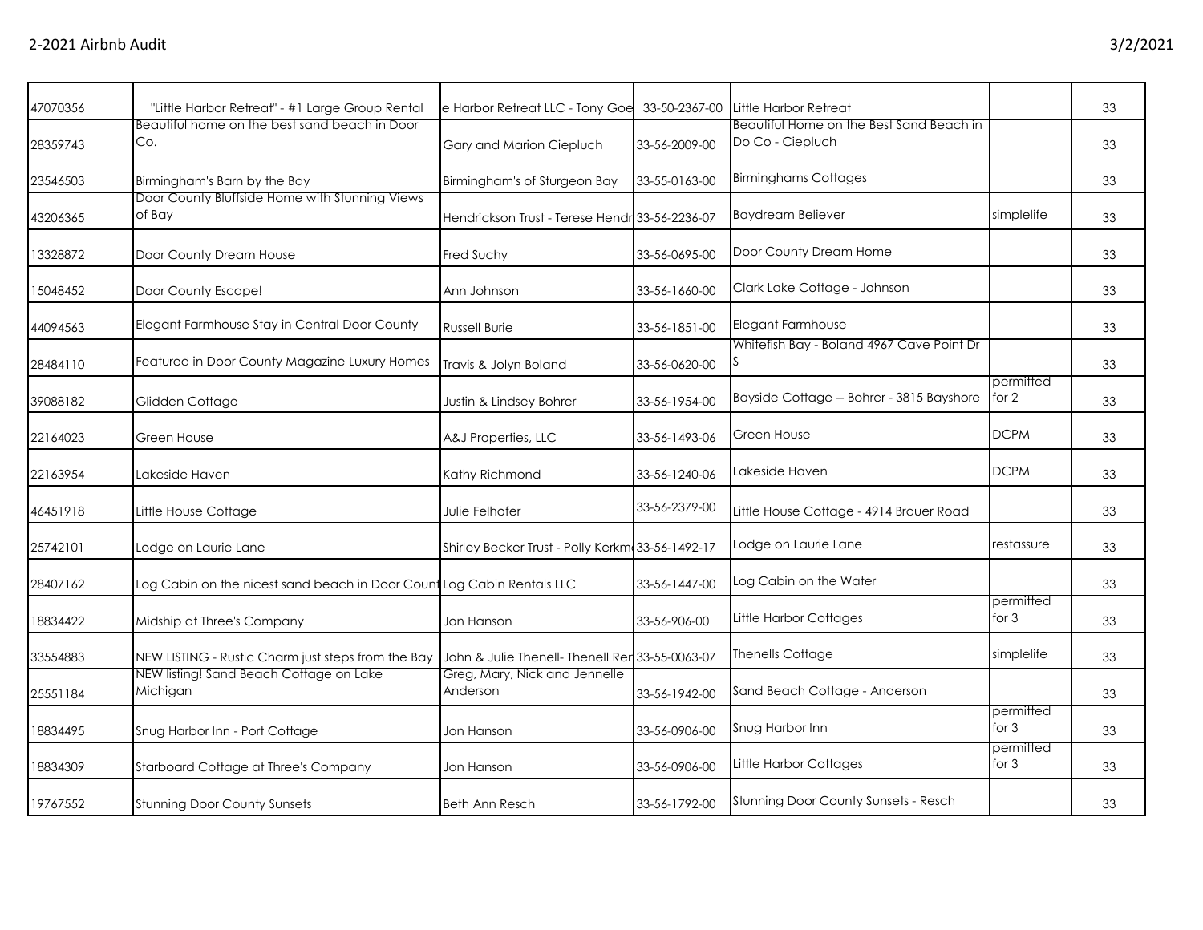| | | | | | | |
|---|---|---|---|---|---|---|
| 47070356 | "Little Harbor Retreat" - #1 Large Group Rental | e Harbor Retreat LLC - Tony Goe | 33-50-2367-00 | Little Harbor Retreat | | 33 |
| 28359743 | Beautiful home on the best sand beach in Door Co. | Gary and Marion Ciepluch | 33-56-2009-00 | Beautiful Home on the Best Sand Beach in Do Co - Ciepluch | | 33 |
| 23546503 | Birmingham's Barn by the Bay | Birmingham's of Sturgeon Bay | 33-55-0163-00 | Birminghams Cottages | | 33 |
| 43206365 | Door County Bluffside Home with Stunning Views of Bay | Hendrickson Trust - Terese Hendr | 33-56-2236-07 | Baydream Believer | simplelife | 33 |
| 13328872 | Door County Dream House | Fred Suchy | 33-56-0695-00 | Door County Dream Home | | 33 |
| 15048452 | Door County Escape! | Ann Johnson | 33-56-1660-00 | Clark Lake Cottage - Johnson | | 33 |
| 44094563 | Elegant Farmhouse Stay in Central Door County | Russell Burie | 33-56-1851-00 | Elegant Farmhouse | | 33 |
| 28484110 | Featured in Door County Magazine Luxury Homes | Travis & Jolyn Boland | 33-56-0620-00 | Whitefish Bay - Boland 4967 Cave Point Dr S | | 33 |
| 39088182 | Glidden Cottage | Justin & Lindsey Bohrer | 33-56-1954-00 | Bayside Cottage -- Bohrer - 3815 Bayshore | permitted for 2 | 33 |
| 22164023 | Green House | A&J Properties, LLC | 33-56-1493-06 | Green House | DCPM | 33 |
| 22163954 | Lakeside Haven | Kathy Richmond | 33-56-1240-06 | Lakeside Haven | DCPM | 33 |
| 46451918 | Little House Cottage | Julie Felhofer | 33-56-2379-00 | Little House Cottage - 4914 Brauer Road | | 33 |
| 25742101 | Lodge on Laurie Lane | Shirley Becker Trust - Polly Kerkm | 33-56-1492-17 | Lodge on Laurie Lane | restassure | 33 |
| 28407162 | Log Cabin on the nicest sand beach in Door Count | Log Cabin Rentals LLC | 33-56-1447-00 | Log Cabin on the Water | | 33 |
| 18834422 | Midship at Three's Company | Jon Hanson | 33-56-906-00 | Little Harbor Cottages | permitted for 3 | 33 |
| 33554883 | NEW LISTING - Rustic Charm just steps from the Bay | John & Julie Thenell- Thenell Ren | 33-55-0063-07 | Thenells Cottage | simplelife | 33 |
| 25551184 | NEW listing! Sand Beach Cottage on Lake Michigan | Greg, Mary, Nick and Jennelle Anderson | 33-56-1942-00 | Sand Beach Cottage - Anderson | | 33 |
| 18834495 | Snug Harbor Inn - Port Cottage | Jon Hanson | 33-56-0906-00 | Snug Harbor Inn | permitted for 3 | 33 |
| 18834309 | Starboard Cottage at Three's Company | Jon Hanson | 33-56-0906-00 | Little Harbor Cottages | permitted for 3 | 33 |
| 19767552 | Stunning Door County Sunsets | Beth Ann Resch | 33-56-1792-00 | Stunning Door County Sunsets - Resch | | 33 |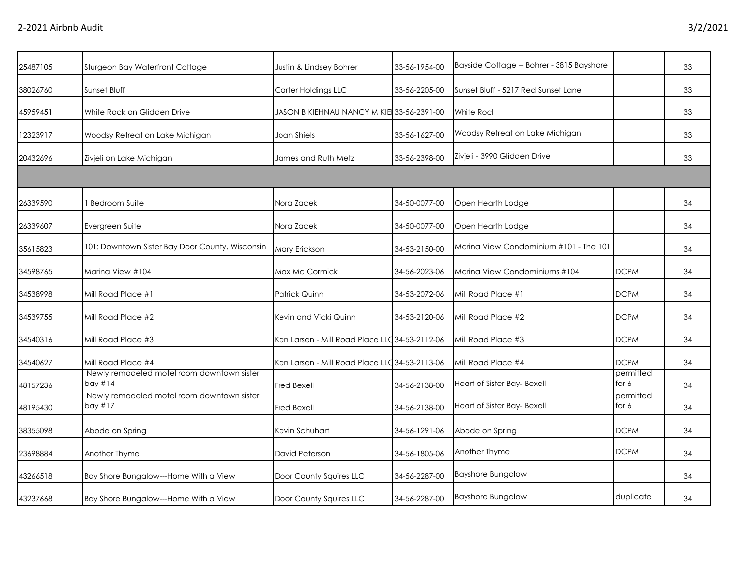| | | | | | | |
|---|---|---|---|---|---|---|
| 25487105 | Sturgeon Bay Waterfront Cottage | Justin & Lindsey Bohrer | 33-56-1954-00 | Bayside Cottage -- Bohrer - 3815 Bayshore | | 33 |
| 38026760 | Sunset Bluff | Carter Holdings LLC | 33-56-2205-00 | Sunset Bluff - 5217 Red Sunset Lane | | 33 |
| 45959451 | White Rock on Glidden Drive | JASON B KIEHNAU NANCY M KIE | 33-56-2391-00 | White Rocl | | 33 |
| 12323917 | Woodsy Retreat on Lake Michigan | Joan Shiels | 33-56-1627-00 | Woodsy Retreat on Lake Michigan | | 33 |
| 20432696 | Zivjeli on Lake Michigan | James and Ruth Metz | 33-56-2398-00 | Zivjeli - 3990 Glidden Drive | | 33 |
| | | | | | | |
| 26339590 | 1 Bedroom Suite | Nora Zacek | 34-50-0077-00 | Open Hearth Lodge | | 34 |
| 26339607 | Evergreen Suite | Nora Zacek | 34-50-0077-00 | Open Hearth Lodge | | 34 |
| 35615823 | 101: Downtown Sister Bay Door County, Wisconsin | Mary Erickson | 34-53-2150-00 | Marina View Condominium #101 - The 101 | | 34 |
| 34598765 | Marina View #104 | Max Mc Cormick | 34-56-2023-06 | Marina View Condominiums #104 | DCPM | 34 |
| 34538998 | Mill Road Place #1 | Patrick Quinn | 34-53-2072-06 | Mill Road Place #1 | DCPM | 34 |
| 34539755 | Mill Road Place #2 | Kevin and Vicki Quinn | 34-53-2120-06 | Mill Road Place #2 | DCPM | 34 |
| 34540316 | Mill Road Place #3 | Ken Larsen - Mill Road Place LLC | 34-53-2112-06 | Mill Road Place #3 | DCPM | 34 |
| 34540627 | Mill Road Place #4 | Ken Larsen - Mill Road Place LLC | 34-53-2113-06 | Mill Road Place #4 | DCPM | 34 |
| 48157236 | Newly remodeled motel room downtown sister bay #14 | Fred Bexell | 34-56-2138-00 | Heart of Sister Bay- Bexell | permitted for 6 | 34 |
| 48195430 | Newly remodeled motel room downtown sister bay #17 | Fred Bexell | 34-56-2138-00 | Heart of Sister Bay- Bexell | permitted for 6 | 34 |
| 38355098 | Abode on Spring | Kevin Schuhart | 34-56-1291-06 | Abode on Spring | DCPM | 34 |
| 23698884 | Another Thyme | David Peterson | 34-56-1805-06 | Another Thyme | DCPM | 34 |
| 43266518 | Bay Shore Bungalow---Home With a View | Door County Squires LLC | 34-56-2287-00 | Bayshore Bungalow | | 34 |
| 43237668 | Bay Shore Bungalow---Home With a View | Door County Squires LLC | 34-56-2287-00 | Bayshore Bungalow | duplicate | 34 |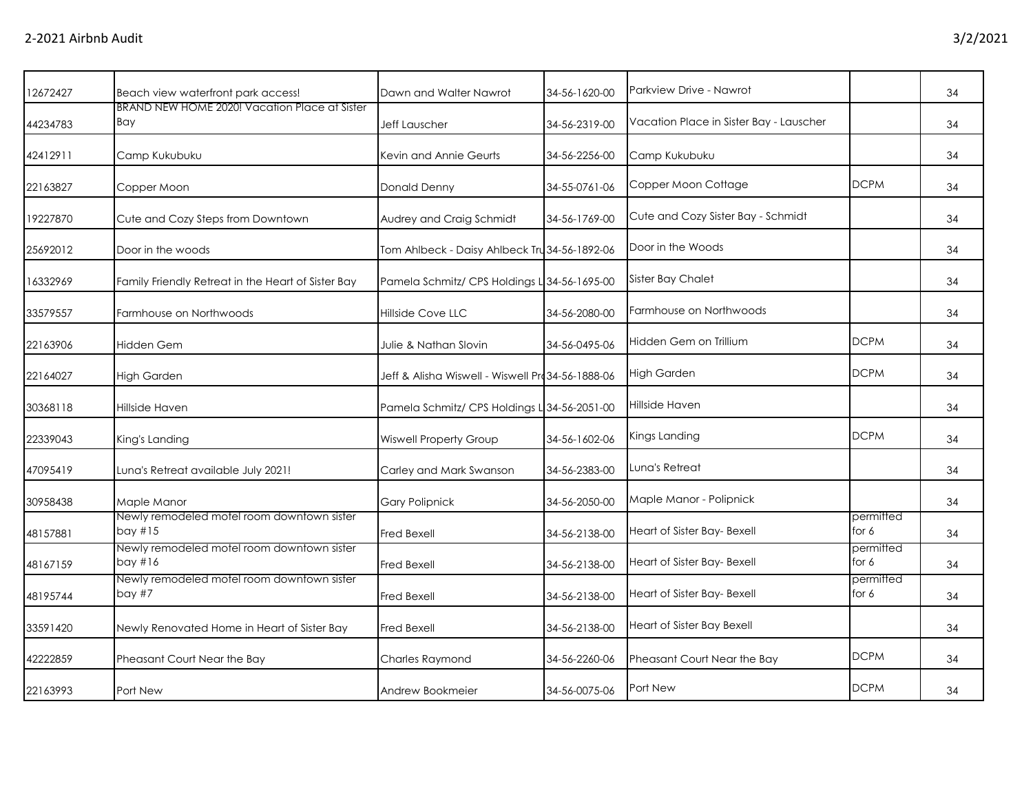| | | | | | | |
|---|---|---|---|---|---|---|
| 12672427 | Beach view waterfront park access! | Dawn and Walter Nawrot | 34-56-1620-00 | Parkview Drive - Nawrot | | 34 |
| 44234783 | BRAND NEW HOME 2020! Vacation Place at Sister Bay | Jeff Lauscher | 34-56-2319-00 | Vacation Place in Sister Bay - Lauscher | | 34 |
| 42412911 | Camp Kukubuku | Kevin and Annie Geurts | 34-56-2256-00 | Camp Kukubuku | | 34 |
| 22163827 | Copper Moon | Donald Denny | 34-55-0761-06 | Copper Moon Cottage | DCPM | 34 |
| 19227870 | Cute and Cozy Steps from Downtown | Audrey and Craig Schmidt | 34-56-1769-00 | Cute and Cozy Sister Bay - Schmidt | | 34 |
| 25692012 | Door in the woods | Tom Ahlbeck - Daisy Ahlbeck Tru | 34-56-1892-06 | Door in the Woods | | 34 |
| 16332969 | Family Friendly Retreat in the Heart of Sister Bay | Pamela Schmitz/ CPS Holdings L | 34-56-1695-00 | Sister Bay Chalet | | 34 |
| 33579557 | Farmhouse on Northwoods | Hillside Cove LLC | 34-56-2080-00 | Farmhouse on Northwoods | | 34 |
| 22163906 | Hidden Gem | Julie & Nathan Slovin | 34-56-0495-06 | Hidden Gem on Trillium | DCPM | 34 |
| 22164027 | High Garden | Jeff & Alisha Wiswell - Wiswell Pr | 34-56-1888-06 | High Garden | DCPM | 34 |
| 30368118 | Hillside Haven | Pamela Schmitz/ CPS Holdings L | 34-56-2051-00 | Hillside Haven | | 34 |
| 22339043 | King's Landing | Wiswell Property Group | 34-56-1602-06 | Kings Landing | DCPM | 34 |
| 47095419 | Luna's Retreat available July 2021! | Carley and Mark Swanson | 34-56-2383-00 | Luna's Retreat | | 34 |
| 30958438 | Maple Manor | Gary Polipnick | 34-56-2050-00 | Maple Manor - Polipnick | | 34 |
| 48157881 | Newly remodeled motel room downtown sister bay #15 | Fred Bexell | 34-56-2138-00 | Heart of Sister Bay- Bexell | permitted for 6 | 34 |
| 48167159 | Newly remodeled motel room downtown sister bay #16 | Fred Bexell | 34-56-2138-00 | Heart of Sister Bay- Bexell | permitted for 6 | 34 |
| 48195744 | Newly remodeled motel room downtown sister bay #7 | Fred Bexell | 34-56-2138-00 | Heart of Sister Bay- Bexell | permitted for 6 | 34 |
| 33591420 | Newly Renovated Home in Heart of Sister Bay | Fred Bexell | 34-56-2138-00 | Heart of Sister Bay Bexell | | 34 |
| 42222859 | Pheasant Court Near the Bay | Charles Raymond | 34-56-2260-06 | Pheasant Court Near the Bay | DCPM | 34 |
| 22163993 | Port New | Andrew Bookmeier | 34-56-0075-06 | Port New | DCPM | 34 |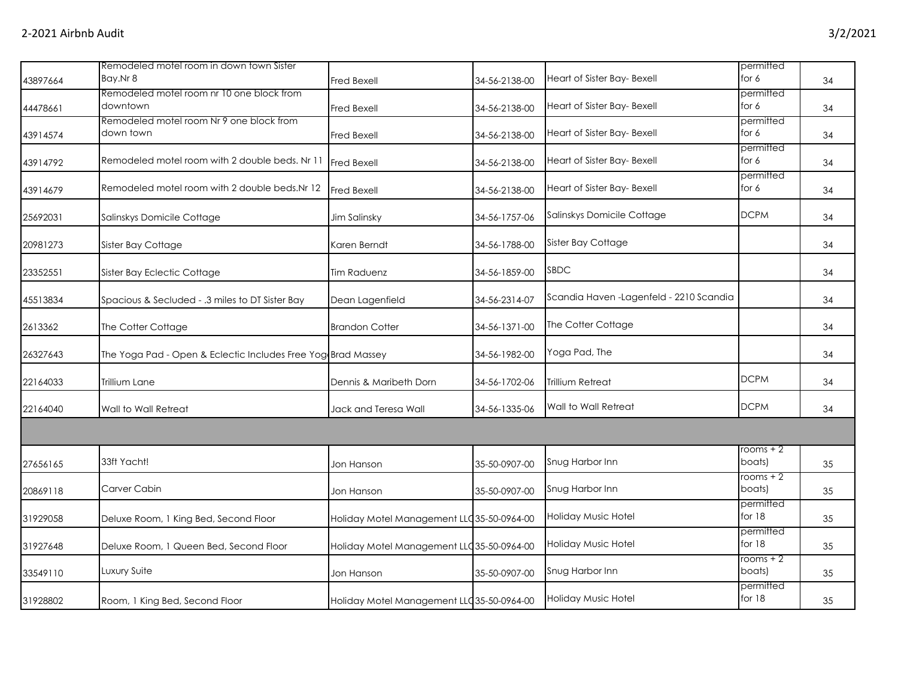| | | | | | | |
|---|---|---|---|---|---|---|
| 43897664 | Remodeled motel room in down town Sister Bay.Nr 8 | Fred Bexell | 34-56-2138-00 | Heart of Sister Bay- Bexell | permitted for 6 | 34 |
| 44478661 | Remodeled motel room nr 10 one block from downtown | Fred Bexell | 34-56-2138-00 | Heart of Sister Bay- Bexell | permitted for 6 | 34 |
| 43914574 | Remodeled motel room Nr 9 one block from down town | Fred Bexell | 34-56-2138-00 | Heart of Sister Bay- Bexell | permitted for 6 | 34 |
| 43914792 | Remodeled motel room with 2 double beds. Nr 11 | Fred Bexell | 34-56-2138-00 | Heart of Sister Bay- Bexell | permitted for 6 | 34 |
| 43914679 | Remodeled motel room with 2 double beds.Nr 12 | Fred Bexell | 34-56-2138-00 | Heart of Sister Bay- Bexell | permitted for 6 | 34 |
| 25692031 | Salinskys Domicile Cottage | Jim Salinsky | 34-56-1757-06 | Salinskys Domicile Cottage | DCPM | 34 |
| 20981273 | Sister Bay Cottage | Karen Berndt | 34-56-1788-00 | Sister Bay Cottage | | 34 |
| 23352551 | Sister Bay Eclectic Cottage | Tim Raduenz | 34-56-1859-00 | SBDC | | 34 |
| 45513834 | Spacious & Secluded - .3 miles to DT Sister Bay | Dean Lagenfield | 34-56-2314-07 | Scandia Haven -Lagenfeld - 2210 Scandia | | 34 |
| 2613362 | The Cotter Cottage | Brandon Cotter | 34-56-1371-00 | The Cotter Cottage | | 34 |
| 26327643 | The Yoga Pad - Open & Eclectic Includes Free Yog | Brad Massey | 34-56-1982-00 | Yoga Pad, The | | 34 |
| 22164033 | Trillium Lane | Dennis & Maribeth Dorn | 34-56-1702-06 | Trillium Retreat | DCPM | 34 |
| 22164040 | Wall to Wall Retreat | Jack and Teresa Wall | 34-56-1335-06 | Wall to Wall Retreat | DCPM | 34 |
| | | | | | | |
| 27656165 | 33ft Yacht! | Jon Hanson | 35-50-0907-00 | Snug Harbor Inn | rooms + 2 boats) | 35 |
| 20869118 | Carver Cabin | Jon Hanson | 35-50-0907-00 | Snug Harbor Inn | rooms + 2 boats) | 35 |
| 31929058 | Deluxe Room, 1 King Bed, Second Floor | Holiday Motel Management LLC | 35-50-0964-00 | Holiday Music Hotel | permitted for 18 | 35 |
| 31927648 | Deluxe Room, 1 Queen Bed, Second Floor | Holiday Motel Management LLC | 35-50-0964-00 | Holiday Music Hotel | permitted for 18 | 35 |
| 33549110 | Luxury Suite | Jon Hanson | 35-50-0907-00 | Snug Harbor Inn | rooms + 2 boats) | 35 |
| 31928802 | Room, 1 King Bed, Second Floor | Holiday Motel Management LLC | 35-50-0964-00 | Holiday Music Hotel | permitted for 18 | 35 |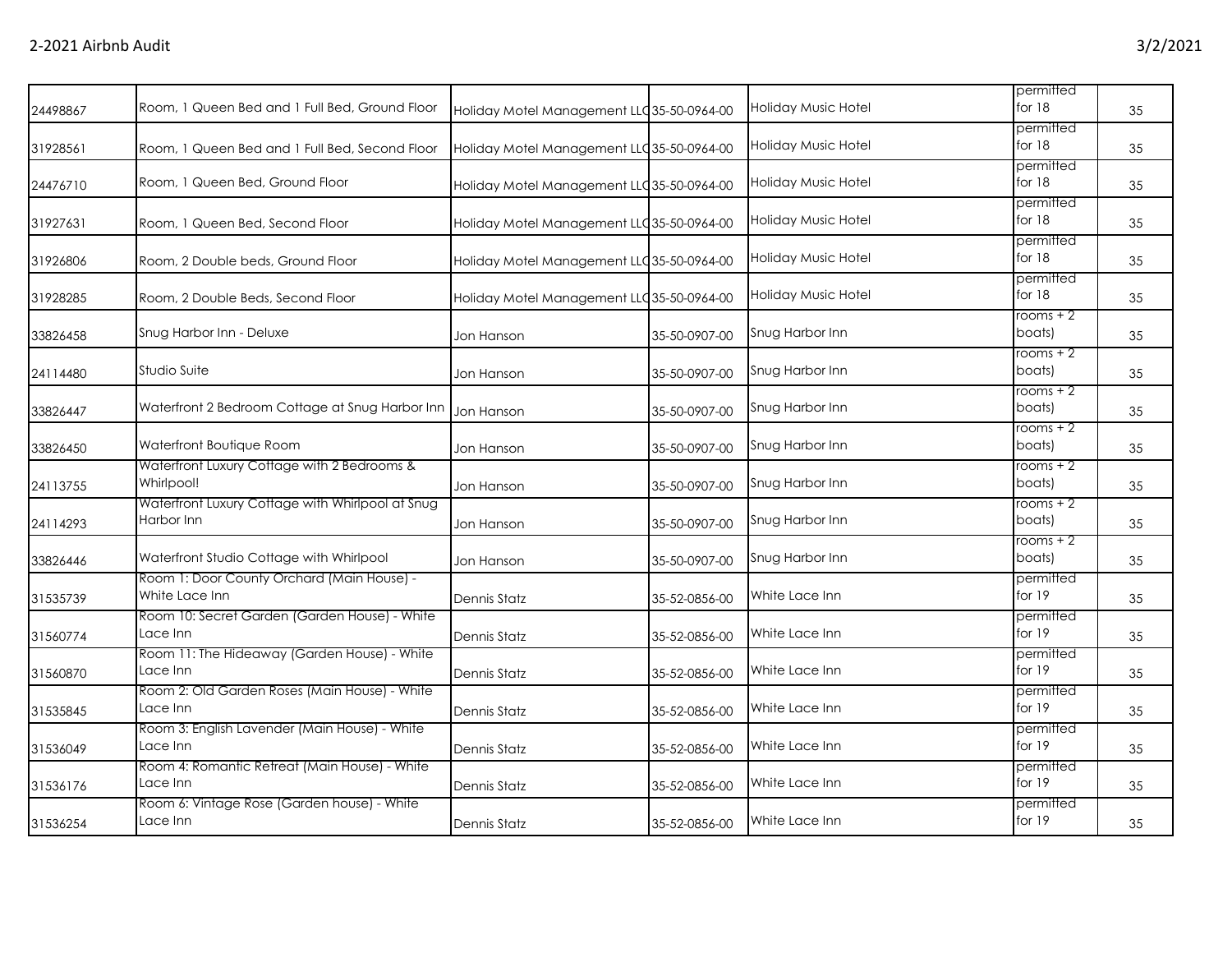| | | | | | | |
|---|---|---|---|---|---|---|
| 24498867 | Room, 1 Queen Bed and 1 Full Bed, Ground Floor | Holiday Motel Management LLC | 35-50-0964-00 | Holiday Music Hotel | permitted for 18 | 35 |
| 31928561 | Room, 1 Queen Bed and 1 Full Bed, Second Floor | Holiday Motel Management LLC | 35-50-0964-00 | Holiday Music Hotel | permitted for 18 | 35 |
| 24476710 | Room, 1 Queen Bed, Ground Floor | Holiday Motel Management LLC | 35-50-0964-00 | Holiday Music Hotel | permitted for 18 | 35 |
| 31927631 | Room, 1 Queen Bed, Second Floor | Holiday Motel Management LLC | 35-50-0964-00 | Holiday Music Hotel | permitted for 18 | 35 |
| 31926806 | Room, 2 Double beds, Ground Floor | Holiday Motel Management LLC | 35-50-0964-00 | Holiday Music Hotel | permitted for 18 | 35 |
| 31928285 | Room, 2 Double Beds, Second Floor | Holiday Motel Management LLC | 35-50-0964-00 | Holiday Music Hotel | permitted for 18 | 35 |
| 33826458 | Snug Harbor Inn - Deluxe | Jon Hanson | 35-50-0907-00 | Snug Harbor Inn | rooms + 2 boats) | 35 |
| 24114480 | Studio Suite | Jon Hanson | 35-50-0907-00 | Snug Harbor Inn | rooms + 2 boats) | 35 |
| 33826447 | Waterfront 2 Bedroom Cottage at Snug Harbor Inn | Jon Hanson | 35-50-0907-00 | Snug Harbor Inn | rooms + 2 boats) | 35 |
| 33826450 | Waterfront Boutique Room | Jon Hanson | 35-50-0907-00 | Snug Harbor Inn | rooms + 2 boats) | 35 |
| 24113755 | Waterfront Luxury Cottage with 2 Bedrooms & Whirlpool! | Jon Hanson | 35-50-0907-00 | Snug Harbor Inn | rooms + 2 boats) | 35 |
| 24114293 | Waterfront Luxury Cottage with Whirlpool at Snug Harbor Inn | Jon Hanson | 35-50-0907-00 | Snug Harbor Inn | rooms + 2 boats) | 35 |
| 33826446 | Waterfront Studio Cottage with Whirlpool | Jon Hanson | 35-50-0907-00 | Snug Harbor Inn | rooms + 2 boats) | 35 |
| 31535739 | Room 1: Door County Orchard (Main House) - White Lace Inn | Dennis Statz | 35-52-0856-00 | White Lace Inn | permitted for 19 | 35 |
| 31560774 | Room 10: Secret Garden (Garden House) - White Lace Inn | Dennis Statz | 35-52-0856-00 | White Lace Inn | permitted for 19 | 35 |
| 31560870 | Room 11: The Hideaway (Garden House) - White Lace Inn | Dennis Statz | 35-52-0856-00 | White Lace Inn | permitted for 19 | 35 |
| 31535845 | Room 2: Old Garden Roses (Main House) - White Lace Inn | Dennis Statz | 35-52-0856-00 | White Lace Inn | permitted for 19 | 35 |
| 31536049 | Room 3: English Lavender (Main House) - White Lace Inn | Dennis Statz | 35-52-0856-00 | White Lace Inn | permitted for 19 | 35 |
| 31536176 | Room 4: Romantic Retreat (Main House) - White Lace Inn | Dennis Statz | 35-52-0856-00 | White Lace Inn | permitted for 19 | 35 |
| 31536254 | Room 6: Vintage Rose (Garden house) - White Lace Inn | Dennis Statz | 35-52-0856-00 | White Lace Inn | permitted for 19 | 35 |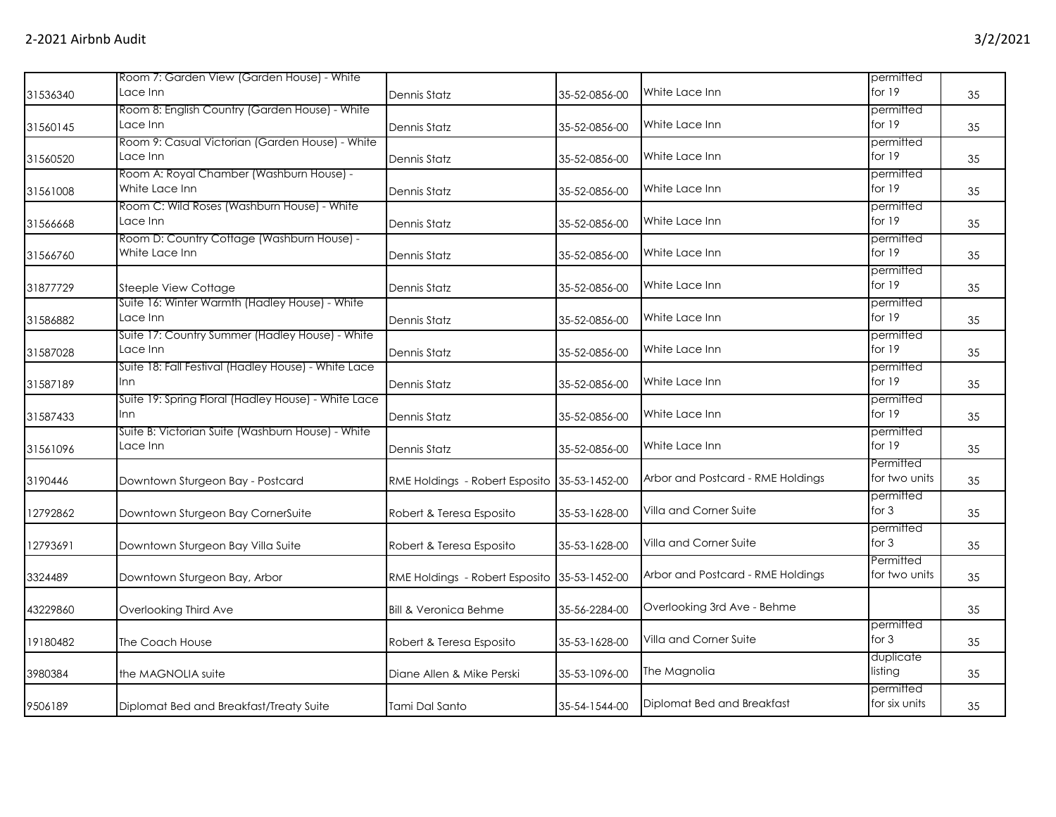| 31536340 | Room 7: Garden View (Garden House) - White Lace Inn | Dennis Statz | 35-52-0856-00 | White Lace Inn | permitted for 19 | 35 |
|---|---|---|---|---|---|---|
| 31560145 | Room 8: English Country (Garden House) - White Lace Inn | Dennis Statz | 35-52-0856-00 | White Lace Inn | permitted for 19 | 35 |
| 31560520 | Room 9: Casual Victorian (Garden House) - White Lace Inn | Dennis Statz | 35-52-0856-00 | White Lace Inn | permitted for 19 | 35 |
| 31561008 | Room A: Royal Chamber (Washburn House) - White Lace Inn | Dennis Statz | 35-52-0856-00 | White Lace Inn | permitted for 19 | 35 |
| 31566668 | Room C: Wild Roses (Washburn House) - White Lace Inn | Dennis Statz | 35-52-0856-00 | White Lace Inn | permitted for 19 | 35 |
| 31566760 | Room D: Country Cottage (Washburn House) - White Lace Inn | Dennis Statz | 35-52-0856-00 | White Lace Inn | permitted for 19 | 35 |
| 31877729 | Steeple View Cottage | Dennis Statz | 35-52-0856-00 | White Lace Inn | permitted for 19 | 35 |
| 31586882 | Suite 16: Winter Warmth (Hadley House) - White Lace Inn | Dennis Statz | 35-52-0856-00 | White Lace Inn | permitted for 19 | 35 |
| 31587028 | Suite 17: Country Summer (Hadley House) - White Lace Inn | Dennis Statz | 35-52-0856-00 | White Lace Inn | permitted for 19 | 35 |
| 31587189 | Suite 18: Fall Festival (Hadley House) - White Lace Inn | Dennis Statz | 35-52-0856-00 | White Lace Inn | permitted for 19 | 35 |
| 31587433 | Suite 19: Spring Floral (Hadley House) - White Lace Inn | Dennis Statz | 35-52-0856-00 | White Lace Inn | permitted for 19 | 35 |
| 31561096 | Suite B: Victorian Suite (Washburn House) - White Lace Inn | Dennis Statz | 35-52-0856-00 | White Lace Inn | permitted for 19 | 35 |
| 3190446 | Downtown Sturgeon Bay - Postcard | RME Holdings - Robert Esposito | 35-53-1452-00 | Arbor and Postcard - RME Holdings | Permitted for two units | 35 |
| 12792862 | Downtown Sturgeon Bay CornerSuite | Robert & Teresa Esposito | 35-53-1628-00 | Villa and Corner Suite | permitted for 3 | 35 |
| 12793691 | Downtown Sturgeon Bay Villa Suite | Robert & Teresa Esposito | 35-53-1628-00 | Villa and Corner Suite | permitted for 3 | 35 |
| 3324489 | Downtown Sturgeon Bay, Arbor | RME Holdings - Robert Esposito | 35-53-1452-00 | Arbor and Postcard - RME Holdings | Permitted for two units | 35 |
| 43229860 | Overlooking Third Ave | Bill & Veronica Behme | 35-56-2284-00 | Overlooking 3rd Ave - Behme | | 35 |
| 19180482 | The Coach House | Robert & Teresa Esposito | 35-53-1628-00 | Villa and Corner Suite | permitted for 3 | 35 |
| 3980384 | the MAGNOLIA suite | Diane Allen & Mike Perski | 35-53-1096-00 | The Magnolia | duplicate listing | 35 |
| 9506189 | Diplomat Bed and Breakfast/Treaty Suite | Tami Dal Santo | 35-54-1544-00 | Diplomat Bed and Breakfast | permitted for six units | 35 |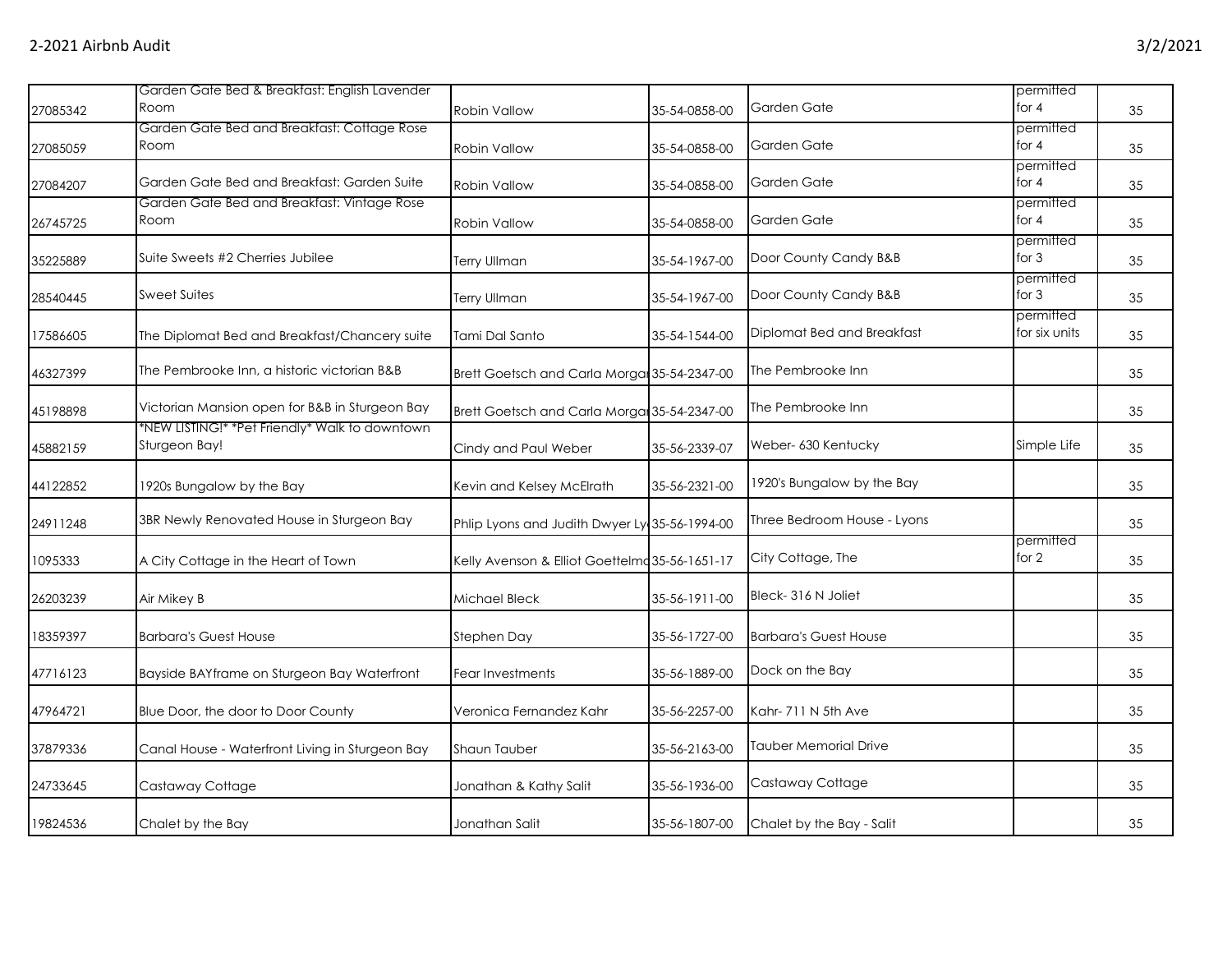| | | | | | | |
|---|---|---|---|---|---|---|
| 27085342 | Garden Gate Bed & Breakfast: English Lavender Room | Robin Vallow | 35-54-0858-00 | Garden Gate | permitted for 4 | 35 |
| 27085059 | Garden Gate Bed and Breakfast: Cottage Rose Room | Robin Vallow | 35-54-0858-00 | Garden Gate | permitted for 4 | 35 |
| 27084207 | Garden Gate Bed and Breakfast: Garden Suite | Robin Vallow | 35-54-0858-00 | Garden Gate | permitted for 4 | 35 |
| 26745725 | Garden Gate Bed and Breakfast: Vintage Rose Room | Robin Vallow | 35-54-0858-00 | Garden Gate | permitted for 4 | 35 |
| 35225889 | Suite Sweets #2 Cherries Jubilee | Terry Ullman | 35-54-1967-00 | Door County Candy B&B | permitted for 3 | 35 |
| 28540445 | Sweet Suites | Terry Ullman | 35-54-1967-00 | Door County Candy B&B | permitted for 3 | 35 |
| 17586605 | The Diplomat Bed and Breakfast/Chancery suite | Tami Dal Santo | 35-54-1544-00 | Diplomat Bed and Breakfast | permitted for six units | 35 |
| 46327399 | The Pembrooke Inn, a historic victorian B&B | Brett Goetsch and Carla Morgan | 35-54-2347-00 | The Pembrooke Inn | | 35 |
| 45198898 | Victorian Mansion open for B&B in Sturgeon Bay | Brett Goetsch and Carla Morgan | 35-54-2347-00 | The Pembrooke Inn | | 35 |
| 45882159 | *NEW LISTING!* *Pet Friendly* Walk to downtown Sturgeon Bay! | Cindy and Paul Weber | 35-56-2339-07 | Weber- 630 Kentucky | Simple Life | 35 |
| 44122852 | 1920s Bungalow by the Bay | Kevin and Kelsey McElrath | 35-56-2321-00 | 1920's Bungalow by the Bay | | 35 |
| 24911248 | 3BR Newly Renovated House in Sturgeon Bay | Phlip Lyons and Judith Dwyer Ly | 35-56-1994-00 | Three Bedroom House - Lyons | | 35 |
| 1095333 | A City Cottage in the Heart of Town | Kelly Avenson & Elliot Goettelmo | 35-56-1651-17 | City Cottage, The | permitted for 2 | 35 |
| 26203239 | Air Mikey B | Michael Bleck | 35-56-1911-00 | Bleck- 316 N Joliet | | 35 |
| 18359397 | Barbara's Guest House | Stephen Day | 35-56-1727-00 | Barbara's Guest House | | 35 |
| 47716123 | Bayside BAYframe on Sturgeon Bay Waterfront | Fear Investments | 35-56-1889-00 | Dock on the Bay | | 35 |
| 47964721 | Blue Door, the door to Door County | Veronica Fernandez Kahr | 35-56-2257-00 | Kahr- 711 N 5th Ave | | 35 |
| 37879336 | Canal House - Waterfront Living in Sturgeon Bay | Shaun Tauber | 35-56-2163-00 | Tauber Memorial Drive | | 35 |
| 24733645 | Castaway Cottage | Jonathan & Kathy Salit | 35-56-1936-00 | Castaway Cottage | | 35 |
| 19824536 | Chalet by the Bay | Jonathan Salit | 35-56-1807-00 | Chalet by the Bay - Salit | | 35 |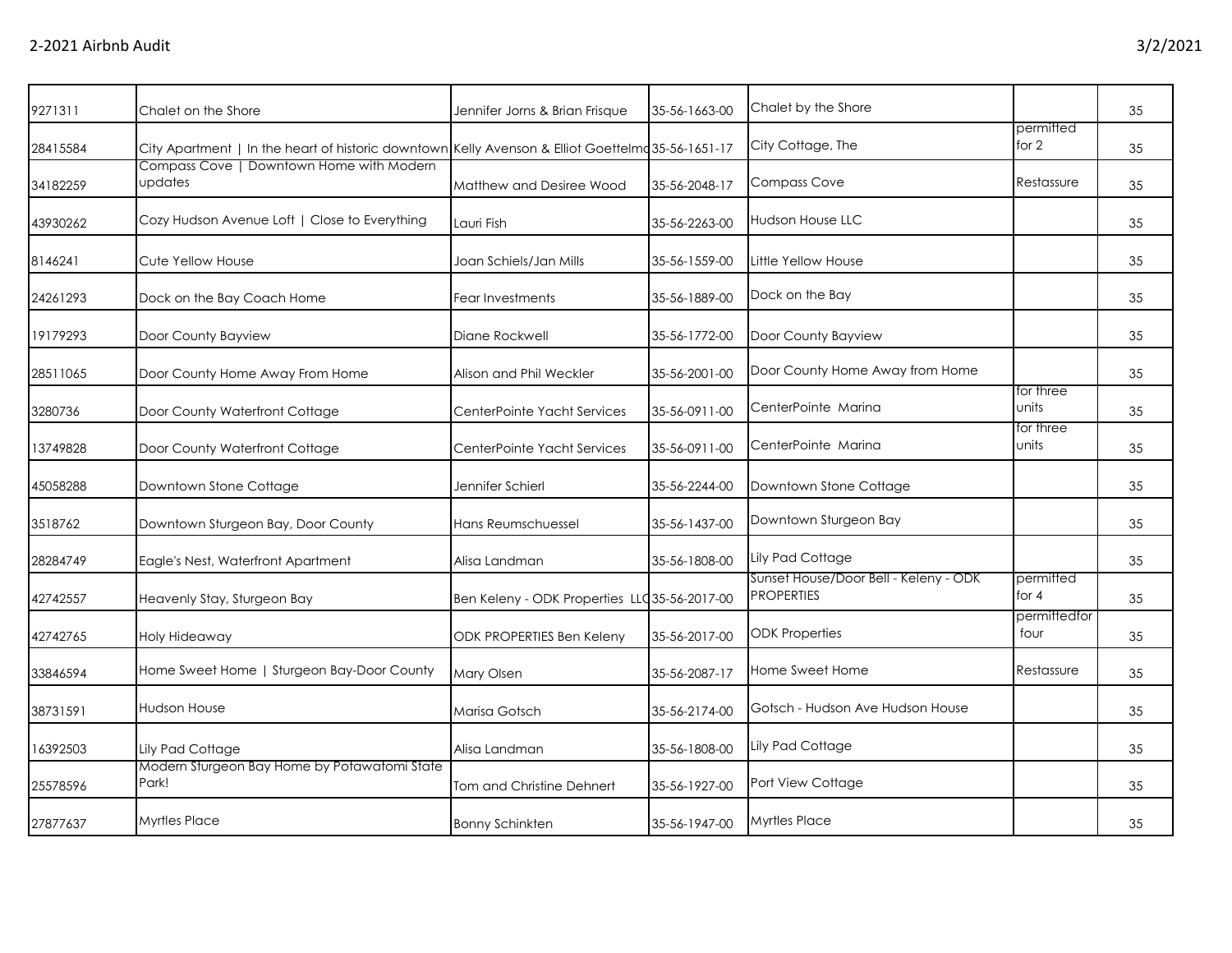| | | | | | | |
|---|---|---|---|---|---|---|
| 9271311 | Chalet on the Shore | Jennifer Jorns & Brian Frisque | 35-56-1663-00 | Chalet by the Shore | | 35 |
| 28415584 | City Apartment \| In the heart of historic downtown | Kelly Avenson & Elliot Goettelmo | 35-56-1651-17 | City Cottage, The | permitted for 2 | 35 |
| 34182259 | Compass Cove \| Downtown Home with Modern updates | Matthew and Desiree Wood | 35-56-2048-17 | Compass Cove | Restassure | 35 |
| 43930262 | Cozy Hudson Avenue Loft \| Close to Everything | Lauri Fish | 35-56-2263-00 | Hudson House LLC | | 35 |
| 8146241 | Cute Yellow House | Joan Schiels/Jan Mills | 35-56-1559-00 | Little Yellow House | | 35 |
| 24261293 | Dock on the Bay Coach Home | Fear Investments | 35-56-1889-00 | Dock on the Bay | | 35 |
| 19179293 | Door County Bayview | Diane Rockwell | 35-56-1772-00 | Door County Bayview | | 35 |
| 28511065 | Door County Home Away From Home | Alison and Phil Weckler | 35-56-2001-00 | Door County Home Away from Home | | 35 |
| 3280736 | Door County Waterfront Cottage | CenterPointe Yacht Services | 35-56-0911-00 | CenterPointe Marina | for three units | 35 |
| 13749828 | Door County Waterfront Cottage | CenterPointe Yacht Services | 35-56-0911-00 | CenterPointe Marina | for three units | 35 |
| 45058288 | Downtown Stone Cottage | Jennifer Schierl | 35-56-2244-00 | Downtown Stone Cottage | | 35 |
| 3518762 | Downtown Sturgeon Bay, Door County | Hans Reumschuessel | 35-56-1437-00 | Downtown Sturgeon Bay | | 35 |
| 28284749 | Eagle's Nest, Waterfront Apartment | Alisa Landman | 35-56-1808-00 | Lily Pad Cottage | | 35 |
| 42742557 | Heavenly Stay, Sturgeon Bay | Ben Keleny - ODK Properties LLC | 35-56-2017-00 | Sunset House/Door Bell - Keleny - ODK PROPERTIES | permitted for 4 | 35 |
| 42742765 | Holy Hideaway | ODK PROPERTIES Ben Keleny | 35-56-2017-00 | ODK Properties | permittedfor four | 35 |
| 33846594 | Home Sweet Home \| Sturgeon Bay-Door County | Mary Olsen | 35-56-2087-17 | Home Sweet Home | Restassure | 35 |
| 38731591 | Hudson House | Marisa Gotsch | 35-56-2174-00 | Gotsch - Hudson Ave Hudson House | | 35 |
| 16392503 | Lily Pad Cottage | Alisa Landman | 35-56-1808-00 | Lily Pad Cottage | | 35 |
| 25578596 | Modern Sturgeon Bay Home by Potawatomi State Park! | Tom and Christine Dehnert | 35-56-1927-00 | Port View Cottage | | 35 |
| 27877637 | Myrtles Place | Bonny Schinkten | 35-56-1947-00 | Myrtles Place | | 35 |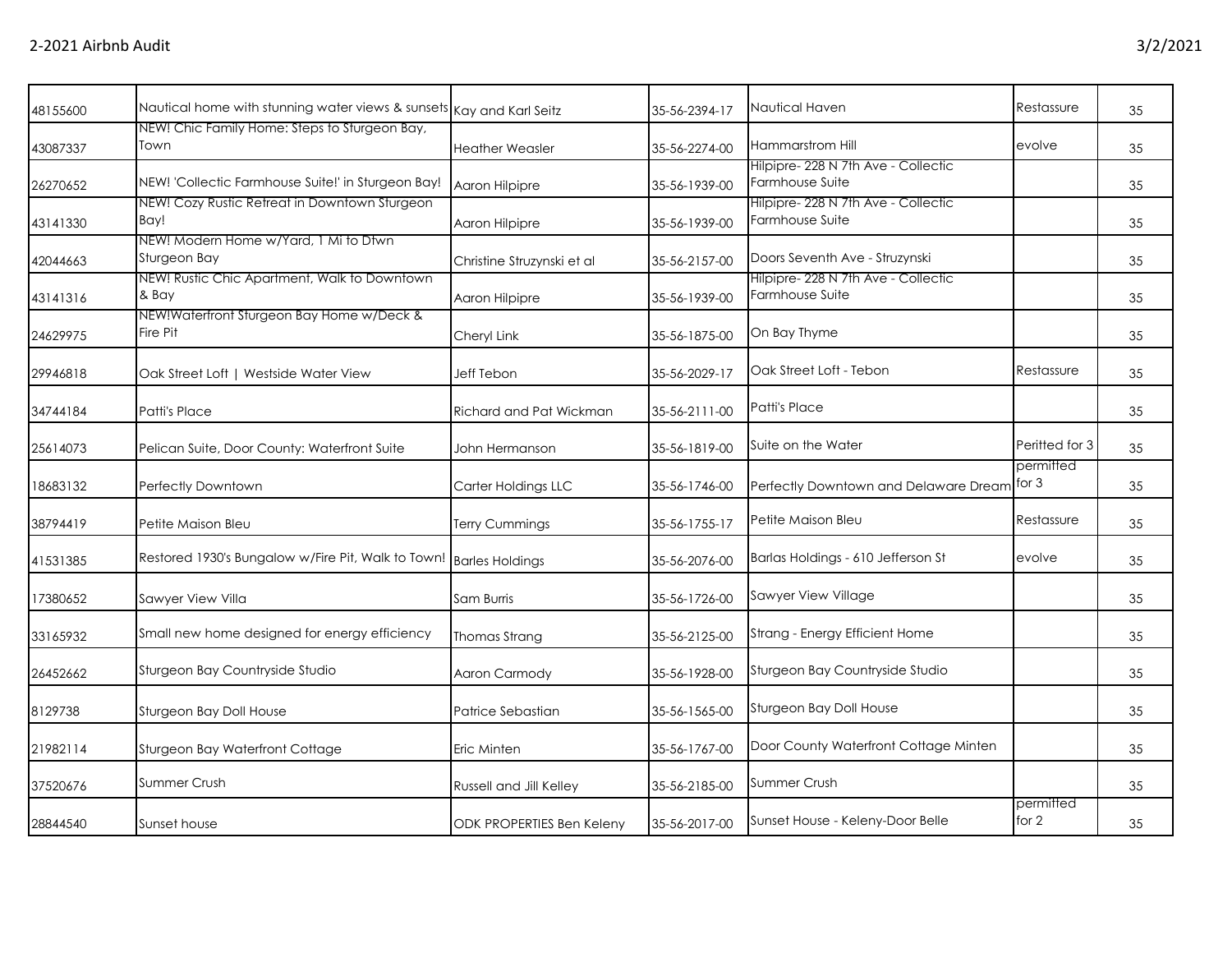| | | | | | | |
|---|---|---|---|---|---|---|
| 48155600 | Nautical home with stunning water views & sunsets | Kay and Karl Seitz | 35-56-2394-17 | Nautical Haven | Restassure | 35 |
| 43087337 | NEW! Chic Family Home: Steps to Sturgeon Bay, Town | Heather Weasler | 35-56-2274-00 | Hammarstrom Hill | evolve | 35 |
| 26270652 | NEW! 'Collectic Farmhouse Suite!' in Sturgeon Bay! | Aaron Hilpipre | 35-56-1939-00 | Hilpipre- 228 N 7th Ave - Collectic Farmhouse Suite | | 35 |
| 43141330 | NEW! Cozy Rustic Retreat in Downtown Sturgeon Bay! | Aaron Hilpipre | 35-56-1939-00 | Hilpipre- 228 N 7th Ave - Collectic Farmhouse Suite | | 35 |
| 42044663 | NEW! Modern Home w/Yard, 1 Mi to Dtwn Sturgeon Bay | Christine Struzynski et al | 35-56-2157-00 | Doors Seventh Ave - Struzynski | | 35 |
| 43141316 | NEW! Rustic Chic Apartment, Walk to Downtown & Bay | Aaron Hilpipre | 35-56-1939-00 | Hilpipre- 228 N 7th Ave - Collectic Farmhouse Suite | | 35 |
| 24629975 | NEW!Waterfront Sturgeon Bay Home w/Deck & Fire Pit | Cheryl Link | 35-56-1875-00 | On Bay Thyme | | 35 |
| 29946818 | Oak Street Loft \| Westside Water View | Jeff Tebon | 35-56-2029-17 | Oak Street Loft - Tebon | Restassure | 35 |
| 34744184 | Patti's Place | Richard and Pat Wickman | 35-56-2111-00 | Patti's Place | | 35 |
| 25614073 | Pelican Suite, Door County: Waterfront Suite | John Hermanson | 35-56-1819-00 | Suite on the Water | Peritted for 3 | 35 |
| 18683132 | Perfectly Downtown | Carter Holdings LLC | 35-56-1746-00 | Perfectly Downtown and Delaware Dream | permitted for 3 | 35 |
| 38794419 | Petite Maison Bleu | Terry Cummings | 35-56-1755-17 | Petite Maison Bleu | Restassure | 35 |
| 41531385 | Restored 1930's Bungalow w/Fire Pit, Walk to Town! | Barles Holdings | 35-56-2076-00 | Barlas Holdings - 610 Jefferson St | evolve | 35 |
| 17380652 | Sawyer View Villa | Sam Burris | 35-56-1726-00 | Sawyer View Village | | 35 |
| 33165932 | Small new home designed for energy efficiency | Thomas Strang | 35-56-2125-00 | Strang - Energy Efficient Home | | 35 |
| 26452662 | Sturgeon Bay Countryside Studio | Aaron Carmody | 35-56-1928-00 | Sturgeon Bay Countryside Studio | | 35 |
| 8129738 | Sturgeon Bay Doll House | Patrice Sebastian | 35-56-1565-00 | Sturgeon Bay Doll House | | 35 |
| 21982114 | Sturgeon Bay Waterfront Cottage | Eric Minten | 35-56-1767-00 | Door County Waterfront Cottage Minten | | 35 |
| 37520676 | Summer Crush | Russell and Jill Kelley | 35-56-2185-00 | Summer Crush | | 35 |
| 28844540 | Sunset house | ODK PROPERTIES Ben Keleny | 35-56-2017-00 | Sunset House - Keleny-Door Belle | permitted for 2 | 35 |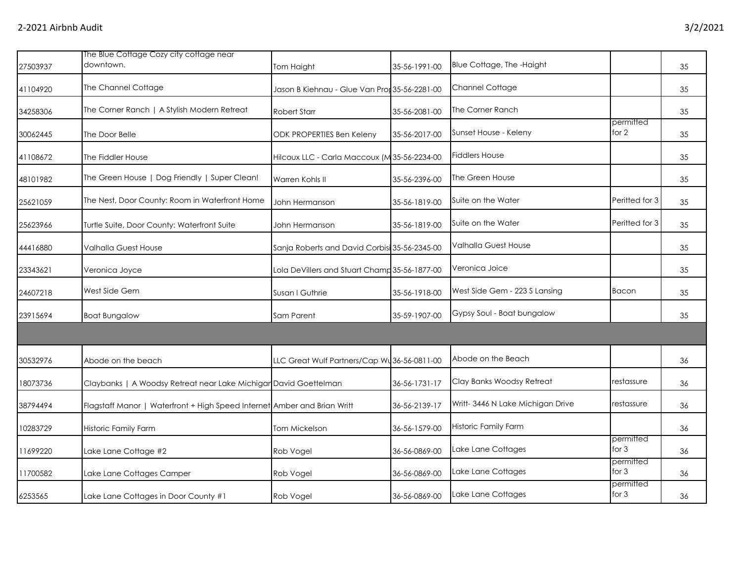| 27503937 | The Blue Cottage Cozy city cottage near downtown. | Tom Haight | 35-56-1991-00 | Blue Cottage, The -Haight | | 35 |
|---|---|---|---|---|---|---|
| 41104920 | The Channel Cottage | Jason B Kiehnau - Glue Van Pro | 35-56-2281-00 | Channel Cottage | | 35 |
| 34258306 | The Corner Ranch \| A Stylish Modern Retreat | Robert Starr | 35-56-2081-00 | The Corner Ranch | | 35 |
| 30062445 | The Door Belle | ODK PROPERTIES Ben Keleny | 35-56-2017-00 | Sunset House - Keleny | permitted for 2 | 35 |
| 41108672 | The Fiddler House | Hilcoux LLC - Carla Maccoux (M | 35-56-2234-00 | Fiddlers House | | 35 |
| 48101982 | The Green House \| Dog Friendly \| Super Clean! | Warren Kohls II | 35-56-2396-00 | The Green House | | 35 |
| 25621059 | The Nest, Door County: Room in Waterfront Home | John Hermanson | 35-56-1819-00 | Suite on the Water | Peritted for 3 | 35 |
| 25623966 | Turtle Suite, Door County: Waterfront Suite | John Hermanson | 35-56-1819-00 | Suite on the Water | Peritted for 3 | 35 |
| 44416880 | Valhalla Guest House | Sanja Roberts and David Corbisi | 35-56-2345-00 | Valhalla Guest House | | 35 |
| 23343621 | Veronica Joyce | Lola DeVillers and Stuart Champ | 35-56-1877-00 | Veronica Joice | | 35 |
| 24607218 | West Side Gem | Susan I Guthrie | 35-56-1918-00 | West Side Gem - 223 S Lansing | Bacon | 35 |
| 23915694 | Boat Bungalow | Sam Parent | 35-59-1907-00 | Gypsy Soul - Boat bungalow | | 35 |
| | | | | | | |
| 30532976 | Abode on the beach | LLC Great Wulf Partners/Cap W | 36-56-0811-00 | Abode on the Beach | | 36 |
| 18073736 | Claybanks \| A Woodsy Retreat near Lake Michigan | David Goettelman | 36-56-1731-17 | Clay Banks Woodsy Retreat | restassure | 36 |
| 38794494 | Flagstaff Manor \| Waterfront + High Speed Internet | Amber and Brian Writt | 36-56-2139-17 | Writt- 3446 N Lake Michigan Drive | restassure | 36 |
| 10283729 | Historic Family Farm | Tom Mickelson | 36-56-1579-00 | Historic Family Farm | | 36 |
| 11699220 | Lake Lane Cottage #2 | Rob Vogel | 36-56-0869-00 | Lake Lane Cottages | permitted for 3 | 36 |
| 11700582 | Lake Lane Cottages Camper | Rob Vogel | 36-56-0869-00 | Lake Lane Cottages | permitted for 3 | 36 |
| 6253565 | Lake Lane Cottages in Door County #1 | Rob Vogel | 36-56-0869-00 | Lake Lane Cottages | permitted for 3 | 36 |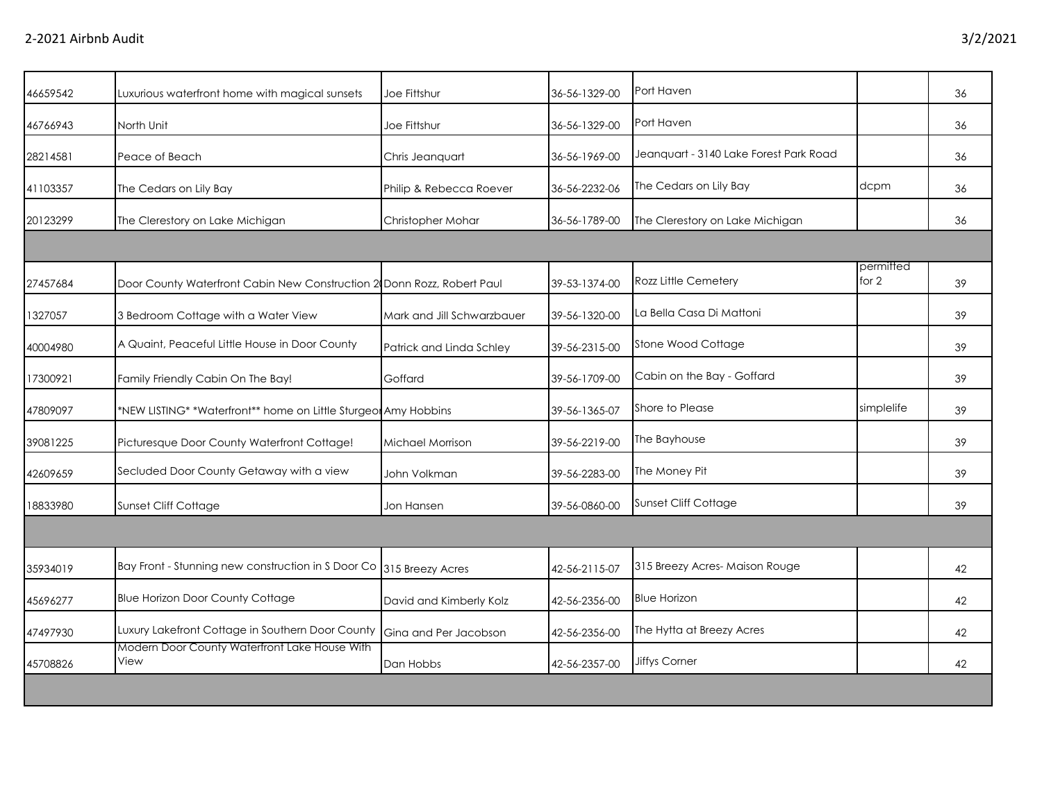| | | | | | | |
|---|---|---|---|---|---|---|
| 46659542 | Luxurious waterfront home with magical sunsets | Joe Fittshur | 36-56-1329-00 | Port Haven | | 36 |
| 46766943 | North Unit | Joe Fittshur | 36-56-1329-00 | Port Haven | | 36 |
| 28214581 | Peace of Beach | Chris Jeanquart | 36-56-1969-00 | Jeanquart - 3140 Lake Forest Park Road | | 36 |
| 41103357 | The Cedars on Lily Bay | Philip & Rebecca Roever | 36-56-2232-06 | The Cedars on Lily Bay | dcpm | 36 |
| 20123299 | The Clerestory on Lake Michigan | Christopher Mohar | 36-56-1789-00 | The Clerestory on Lake Michigan | | 36 |
| | | | | | | |
| 27457684 | Door County Waterfront Cabin New Construction 2( | Donn Rozz, Robert Paul | 39-53-1374-00 | Rozz Little Cemetery | permitted for 2 | 39 |
| 1327057 | 3 Bedroom Cottage with a Water View | Mark and Jill Schwarzbauer | 39-56-1320-00 | La Bella Casa Di Mattoni | | 39 |
| 40004980 | A Quaint, Peaceful Little House in Door County | Patrick and Linda Schley | 39-56-2315-00 | Stone Wood Cottage | | 39 |
| 17300921 | Family Friendly Cabin On The Bay! | Goffard | 39-56-1709-00 | Cabin on the Bay - Goffard | | 39 |
| 47809097 | *NEW LISTING* *Waterfront** home on Little Sturgeo | Amy Hobbins | 39-56-1365-07 | Shore to Please | simplelife | 39 |
| 39081225 | Picturesque Door County Waterfront Cottage! | Michael Morrison | 39-56-2219-00 | The Bayhouse | | 39 |
| 42609659 | Secluded Door County Getaway with a view | John Volkman | 39-56-2283-00 | The Money Pit | | 39 |
| 18833980 | Sunset Cliff Cottage | Jon Hansen | 39-56-0860-00 | Sunset Cliff Cottage | | 39 |
| | | | | | | |
| 35934019 | Bay Front - Stunning new construction in S Door Co | 315 Breezy Acres | 42-56-2115-07 | 315 Breezy Acres- Maison Rouge | | 42 |
| 45696277 | Blue Horizon Door County Cottage | David and Kimberly Kolz | 42-56-2356-00 | Blue Horizon | | 42 |
| 47497930 | Luxury Lakefront Cottage in Southern Door County | Gina and Per Jacobson | 42-56-2356-00 | The Hytta at Breezy Acres | | 42 |
| 45708826 | Modern Door County Waterfront Lake House With View | Dan Hobbs | 42-56-2357-00 | Jiffys Corner | | 42 |
| | | | | | | |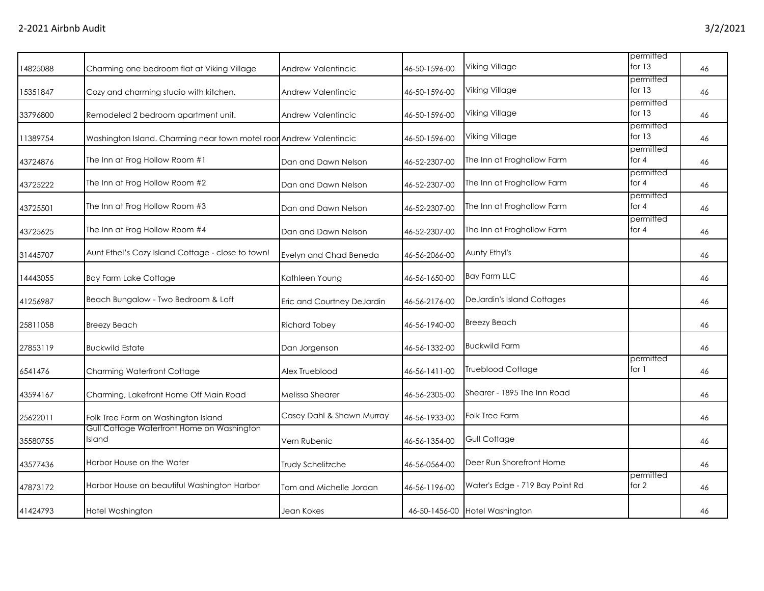| | | | | | | |
|---|---|---|---|---|---|---|
| 14825088 | Charming one bedroom flat at Viking Village | Andrew Valentincic | 46-50-1596-00 | Viking Village | permitted for 13 | 46 |
| 15351847 | Cozy and charming studio with kitchen. | Andrew Valentincic | 46-50-1596-00 | Viking Village | permitted for 13 | 46 |
| 33796800 | Remodeled 2 bedroom apartment unit. | Andrew Valentincic | 46-50-1596-00 | Viking Village | permitted for 13 | 46 |
| 11389754 | Washington Island. Charming near town motel roor | Andrew Valentincic | 46-50-1596-00 | Viking Village | permitted for 13 | 46 |
| 43724876 | The Inn at Frog Hollow Room #1 | Dan and Dawn Nelson | 46-52-2307-00 | The Inn at Froghollow Farm | permitted for 4 | 46 |
| 43725222 | The Inn at Frog Hollow Room #2 | Dan and Dawn Nelson | 46-52-2307-00 | The Inn at Froghollow Farm | permitted for 4 | 46 |
| 43725501 | The Inn at Frog Hollow Room #3 | Dan and Dawn Nelson | 46-52-2307-00 | The Inn at Froghollow Farm | permitted for 4 | 46 |
| 43725625 | The Inn at Frog Hollow Room #4 | Dan and Dawn Nelson | 46-52-2307-00 | The Inn at Froghollow Farm | permitted for 4 | 46 |
| 31445707 | Aunt Ethel's Cozy Island Cottage - close to town! | Evelyn and Chad Beneda | 46-56-2066-00 | Aunty Ethyl's | | 46 |
| 14443055 | Bay Farm Lake Cottage | Kathleen Young | 46-56-1650-00 | Bay Farm LLC | | 46 |
| 41256987 | Beach Bungalow - Two Bedroom & Loft | Eric and Courtney DeJardin | 46-56-2176-00 | DeJardin's Island Cottages | | 46 |
| 25811058 | Breezy Beach | Richard Tobey | 46-56-1940-00 | Breezy Beach | | 46 |
| 27853119 | Buckwild Estate | Dan Jorgenson | 46-56-1332-00 | Buckwild Farm | | 46 |
| 6541476 | Charming Waterfront Cottage | Alex Trueblood | 46-56-1411-00 | Trueblood Cottage | permitted for 1 | 46 |
| 43594167 | Charming, Lakefront Home Off Main Road | Melissa Shearer | 46-56-2305-00 | Shearer - 1895 The Inn Road | | 46 |
| 25622011 | Folk Tree Farm on Washington Island | Casey Dahl & Shawn Murray | 46-56-1933-00 | Folk Tree Farm | | 46 |
| 35580755 | Gull Cottage Waterfront Home on Washington Island | Vern Rubenic | 46-56-1354-00 | Gull Cottage | | 46 |
| 43577436 | Harbor House on the Water | Trudy Schelitzche | 46-56-0564-00 | Deer Run Shorefront Home | | 46 |
| 47873172 | Harbor House on beautiful Washington Harbor | Tom and Michelle Jordan | 46-56-1196-00 | Water's Edge - 719 Bay Point Rd | permitted for 2 | 46 |
| 41424793 | Hotel Washington | Jean Kokes | 46-50-1456-00 | Hotel Washington | | 46 |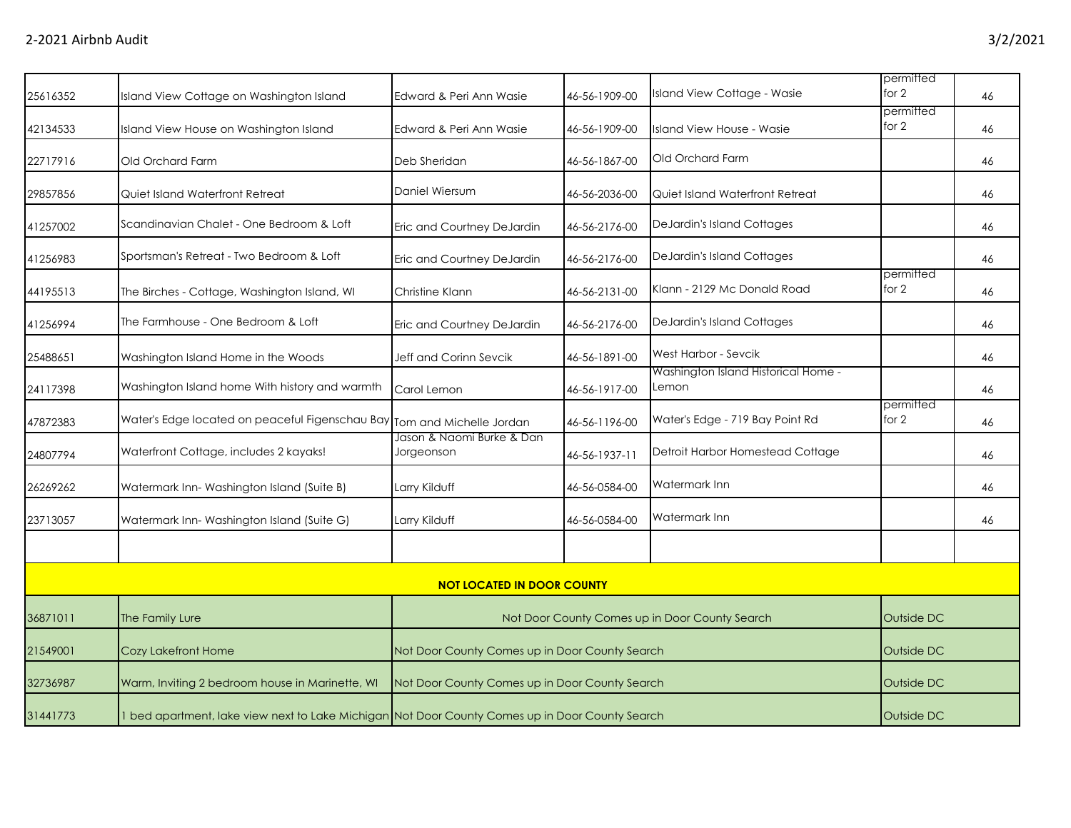| | | | | | | |
|---|---|---|---|---|---|---|
| 25616352 | Island View Cottage on Washington Island | Edward & Peri Ann Wasie | 46-56-1909-00 | Island View Cottage - Wasie | permitted for 2 | 46 |
| 42134533 | Island View House on Washington Island | Edward & Peri Ann Wasie | 46-56-1909-00 | Island View House - Wasie | permitted for 2 | 46 |
| 22717916 | Old Orchard Farm | Deb Sheridan | 46-56-1867-00 | Old Orchard Farm | | 46 |
| 29857856 | Quiet Island Waterfront Retreat | Daniel Wiersum | 46-56-2036-00 | Quiet Island Waterfront Retreat | | 46 |
| 41257002 | Scandinavian Chalet - One Bedroom & Loft | Eric and Courtney DeJardin | 46-56-2176-00 | DeJardin's Island Cottages | | 46 |
| 41256983 | Sportsman's Retreat - Two Bedroom & Loft | Eric and Courtney DeJardin | 46-56-2176-00 | DeJardin's Island Cottages | | 46 |
| 44195513 | The Birches - Cottage, Washington Island, WI | Christine Klann | 46-56-2131-00 | Klann - 2129 Mc Donald Road | permitted for 2 | 46 |
| 41256994 | The Farmhouse - One Bedroom & Loft | Eric and Courtney DeJardin | 46-56-2176-00 | DeJardin's Island Cottages | | 46 |
| 25488651 | Washington Island Home in the Woods | Jeff and Corinn Sevcik | 46-56-1891-00 | West Harbor - Sevcik | | 46 |
| 24117398 | Washington Island home With history and warmth | Carol Lemon | 46-56-1917-00 | Washington Island Historical Home - Lemon | | 46 |
| 47872383 | Water's Edge located on peaceful Figenschau Bay | Tom and Michelle Jordan | 46-56-1196-00 | Water's Edge - 719 Bay Point Rd | permitted for 2 | 46 |
| 24807794 | Waterfront Cottage, includes 2 kayaks! | Jason & Naomi Burke & Dan Jorgeonson | 46-56-1937-11 | Detroit Harbor Homestead Cottage | | 46 |
| 26269262 | Watermark Inn- Washington Island (Suite B) | Larry Kilduff | 46-56-0584-00 | Watermark Inn | | 46 |
| 23713057 | Watermark Inn- Washington Island (Suite G) | Larry Kilduff | 46-56-0584-00 | Watermark Inn | | 46 |
| | | | | | | |
| | | **NOT LOCATED IN DOOR COUNTY** | | | | |
| 36871011 | The Family Lure | Not Door County Comes up in Door County Search | | | Outside DC | |
| 21549001 | Cozy Lakefront Home | Not Door County Comes up in Door County Search | | | Outside DC | |
| 32736987 | Warm, Inviting 2 bedroom house in Marinette, WI | Not Door County Comes up in Door County Search | | | Outside DC | |
| 31441773 | 1 bed apartment, lake view next to Lake Michigan | Not Door County Comes up in Door County Search | | | Outside DC | |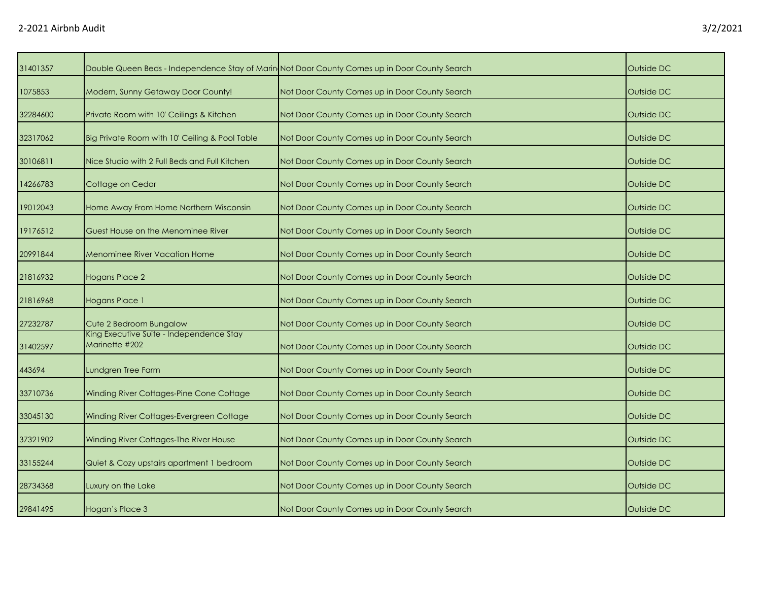| | | | |
|---|---|---|---|
| 31401357 | Double Queen Beds - Independence Stay of Marin | Not Door County Comes up in Door County Search | Outside DC |
| 1075853 | Modern, Sunny Getaway Door County! | Not Door County Comes up in Door County Search | Outside DC |
| 32284600 | Private Room with 10' Ceilings & Kitchen | Not Door County Comes up in Door County Search | Outside DC |
| 32317062 | Big Private Room with 10' Ceiling & Pool Table | Not Door County Comes up in Door County Search | Outside DC |
| 30106811 | Nice Studio with 2 Full Beds and Full Kitchen | Not Door County Comes up in Door County Search | Outside DC |
| 14266783 | Cottage on Cedar | Not Door County Comes up in Door County Search | Outside DC |
| 19012043 | Home Away From Home Northern Wisconsin | Not Door County Comes up in Door County Search | Outside DC |
| 19176512 | Guest House on the Menominee River | Not Door County Comes up in Door County Search | Outside DC |
| 20991844 | Menominee River Vacation Home | Not Door County Comes up in Door County Search | Outside DC |
| 21816932 | Hogans Place 2 | Not Door County Comes up in Door County Search | Outside DC |
| 21816968 | Hogans Place 1 | Not Door County Comes up in Door County Search | Outside DC |
| 27232787 | Cute 2 Bedroom Bungalow | Not Door County Comes up in Door County Search | Outside DC |
| 31402597 | King Executive Suite - Independence Stay Marinette #202 | Not Door County Comes up in Door County Search | Outside DC |
| 443694 | Lundgren Tree Farm | Not Door County Comes up in Door County Search | Outside DC |
| 33710736 | Winding River Cottages-Pine Cone Cottage | Not Door County Comes up in Door County Search | Outside DC |
| 33045130 | Winding River Cottages-Evergreen Cottage | Not Door County Comes up in Door County Search | Outside DC |
| 37321902 | Winding River Cottages-The River House | Not Door County Comes up in Door County Search | Outside DC |
| 33155244 | Quiet & Cozy upstairs apartment 1 bedroom | Not Door County Comes up in Door County Search | Outside DC |
| 28734368 | Luxury on the Lake | Not Door County Comes up in Door County Search | Outside DC |
| 29841495 | Hogan's Place 3 | Not Door County Comes up in Door County Search | Outside DC |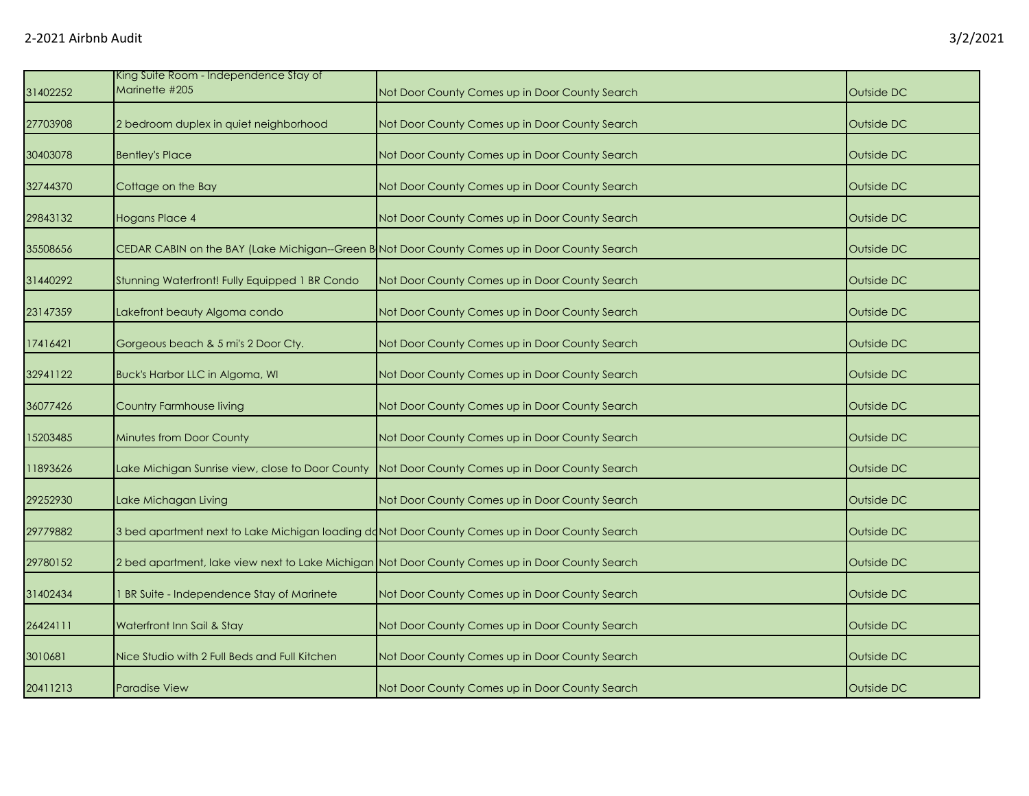| | | | |
|---|---|---|---|
| 31402252 | King Suite Room - Independence Stay of Marinette #205 | Not Door County Comes up in Door County Search | Outside DC |
| 27703908 | 2 bedroom duplex in quiet neighborhood | Not Door County Comes up in Door County Search | Outside DC |
| 30403078 | Bentley's Place | Not Door County Comes up in Door County Search | Outside DC |
| 32744370 | Cottage on the Bay | Not Door County Comes up in Door County Search | Outside DC |
| 29843132 | Hogans Place 4 | Not Door County Comes up in Door County Search | Outside DC |
| 35508656 | CEDAR CABIN on the BAY (Lake Michigan--Green B | Not Door County Comes up in Door County Search | Outside DC |
| 31440292 | Stunning Waterfront! Fully Equipped 1 BR Condo | Not Door County Comes up in Door County Search | Outside DC |
| 23147359 | Lakefront beauty Algoma condo | Not Door County Comes up in Door County Search | Outside DC |
| 17416421 | Gorgeous beach & 5 mi's 2 Door Cty. | Not Door County Comes up in Door County Search | Outside DC |
| 32941122 | Buck's Harbor LLC in Algoma, WI | Not Door County Comes up in Door County Search | Outside DC |
| 36077426 | Country Farmhouse living | Not Door County Comes up in Door County Search | Outside DC |
| 15203485 | Minutes from Door County | Not Door County Comes up in Door County Search | Outside DC |
| 11893626 | Lake Michigan Sunrise view, close to Door County | Not Door County Comes up in Door County Search | Outside DC |
| 29252930 | Lake Michagan Living | Not Door County Comes up in Door County Search | Outside DC |
| 29779882 | 3 bed apartment next to Lake Michigan loading do | Not Door County Comes up in Door County Search | Outside DC |
| 29780152 | 2 bed apartment, lake view next to Lake Michigan | Not Door County Comes up in Door County Search | Outside DC |
| 31402434 | 1 BR Suite - Independence Stay of Marinete | Not Door County Comes up in Door County Search | Outside DC |
| 26424111 | Waterfront Inn Sail & Stay | Not Door County Comes up in Door County Search | Outside DC |
| 3010681 | Nice Studio with 2 Full Beds and Full Kitchen | Not Door County Comes up in Door County Search | Outside DC |
| 20411213 | Paradise View | Not Door County Comes up in Door County Search | Outside DC |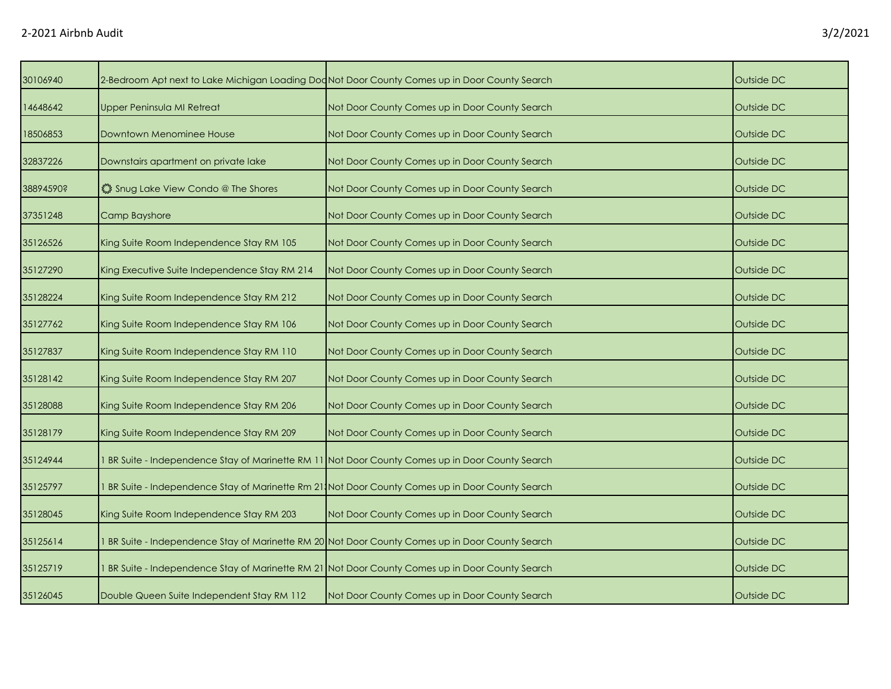| | | | |
|---|---|---|---|
| 30106940 | 2-Bedroom Apt next to Lake Michigan Loading Doc | Not Door County Comes up in Door County Search | Outside DC |
| 14648642 | Upper Peninsula MI Retreat | Not Door County Comes up in Door County Search | Outside DC |
| 18506853 | Downtown Menominee House | Not Door County Comes up in Door County Search | Outside DC |
| 32837226 | Downstairs apartment on private lake | Not Door County Comes up in Door County Search | Outside DC |
| 38894590? | 🌣 Snug Lake View Condo @ The Shores | Not Door County Comes up in Door County Search | Outside DC |
| 37351248 | Camp Bayshore | Not Door County Comes up in Door County Search | Outside DC |
| 35126526 | King Suite Room Independence Stay RM 105 | Not Door County Comes up in Door County Search | Outside DC |
| 35127290 | King Executive Suite Independence Stay RM 214 | Not Door County Comes up in Door County Search | Outside DC |
| 35128224 | King Suite Room Independence Stay RM 212 | Not Door County Comes up in Door County Search | Outside DC |
| 35127762 | King Suite Room Independence Stay RM 106 | Not Door County Comes up in Door County Search | Outside DC |
| 35127837 | King Suite Room Independence Stay RM 110 | Not Door County Comes up in Door County Search | Outside DC |
| 35128142 | King Suite Room Independence Stay RM 207 | Not Door County Comes up in Door County Search | Outside DC |
| 35128088 | King Suite Room Independence Stay RM 206 | Not Door County Comes up in Door County Search | Outside DC |
| 35128179 | King Suite Room Independence Stay RM 209 | Not Door County Comes up in Door County Search | Outside DC |
| 35124944 | 1 BR Suite - Independence Stay of Marinette RM 11 | Not Door County Comes up in Door County Search | Outside DC |
| 35125797 | 1 BR Suite - Independence Stay of Marinette Rm 21 | Not Door County Comes up in Door County Search | Outside DC |
| 35128045 | King Suite Room Independence Stay RM 203 | Not Door County Comes up in Door County Search | Outside DC |
| 35125614 | 1 BR Suite - Independence Stay of Marinette RM 20 | Not Door County Comes up in Door County Search | Outside DC |
| 35125719 | 1 BR Suite - Independence Stay of Marinette RM 21 | Not Door County Comes up in Door County Search | Outside DC |
| 35126045 | Double Queen Suite Independent Stay RM 112 | Not Door County Comes up in Door County Search | Outside DC |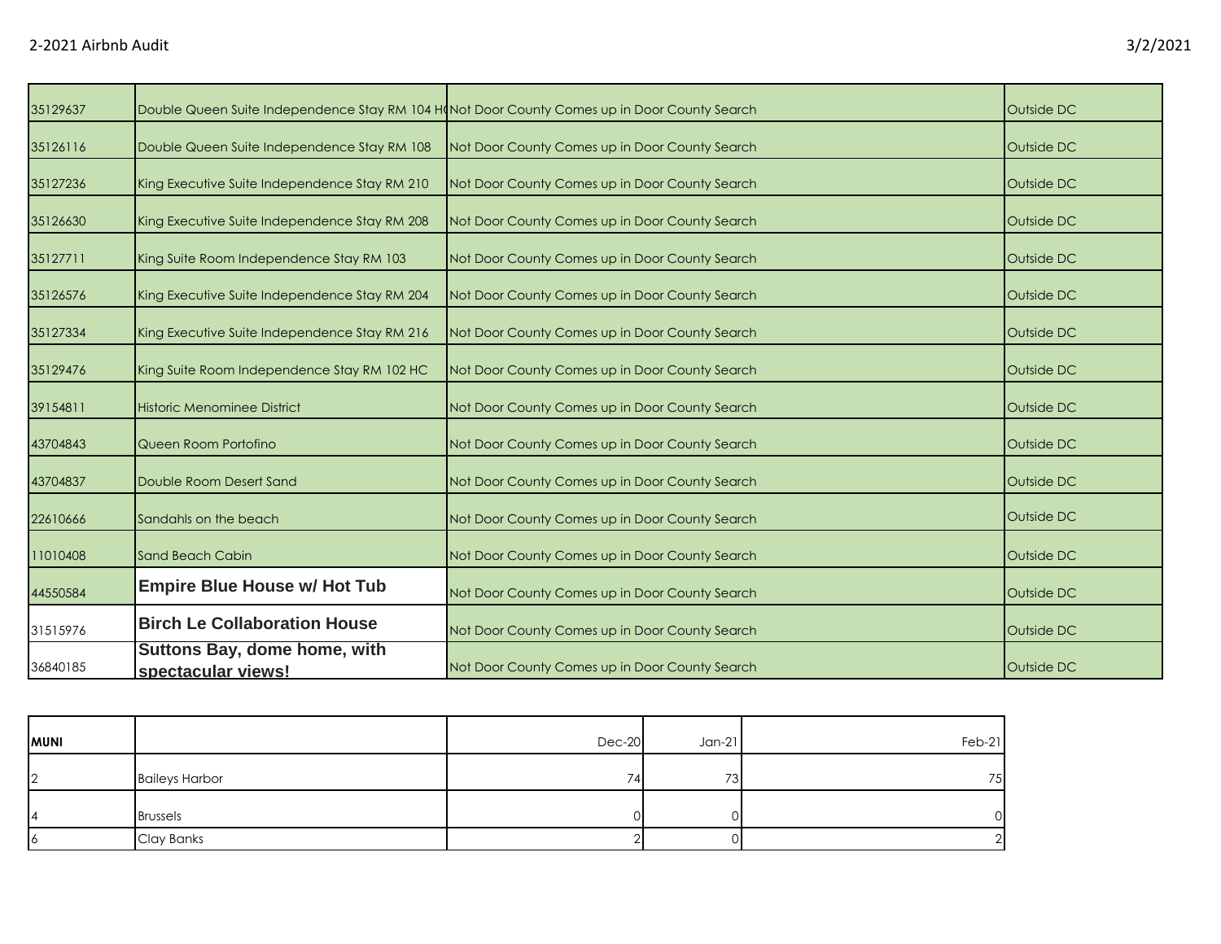| | | | |
|---|---|---|---|
| 35129637 | Double Queen Suite Independence Stay RM 104 H( | Not Door County Comes up in Door County Search | Outside DC |
| 35126116 | Double Queen Suite Independence Stay RM 108 | Not Door County Comes up in Door County Search | Outside DC |
| 35127236 | King Executive Suite Independence Stay RM 210 | Not Door County Comes up in Door County Search | Outside DC |
| 35126630 | King Executive Suite Independence Stay RM 208 | Not Door County Comes up in Door County Search | Outside DC |
| 35127711 | King Suite Room Independence Stay RM 103 | Not Door County Comes up in Door County Search | Outside DC |
| 35126576 | King Executive Suite Independence Stay RM 204 | Not Door County Comes up in Door County Search | Outside DC |
| 35127334 | King Executive Suite Independence Stay RM 216 | Not Door County Comes up in Door County Search | Outside DC |
| 35129476 | King Suite Room Independence Stay RM 102 HC | Not Door County Comes up in Door County Search | Outside DC |
| 39154811 | Historic Menominee District | Not Door County Comes up in Door County Search | Outside DC |
| 43704843 | Queen Room Portofino | Not Door County Comes up in Door County Search | Outside DC |
| 43704837 | Double Room Desert Sand | Not Door County Comes up in Door County Search | Outside DC |
| 22610666 | Sandahls on the beach | Not Door County Comes up in Door County Search | Outside DC |
| 11010408 | Sand Beach Cabin | Not Door County Comes up in Door County Search | Outside DC |
| 44550584 | **Empire Blue House w/ Hot Tub** | Not Door County Comes up in Door County Search | Outside DC |
| 31515976 | **Birch Le Collaboration House** | Not Door County Comes up in Door County Search | Outside DC |
| 36840185 | **Suttons Bay, dome home, with spectacular views!** | Not Door County Comes up in Door County Search | Outside DC |

| MUNI | | Dec-20 | Jan-21 | Feb-21 |
|---|---|---|---|---|
| 2 | Baileys Harbor | 74 | 73 | 75 |
| 4 | Brussels | 0 | 0 | 0 |
| 6 | Clay Banks | 2 | 0 | 2 |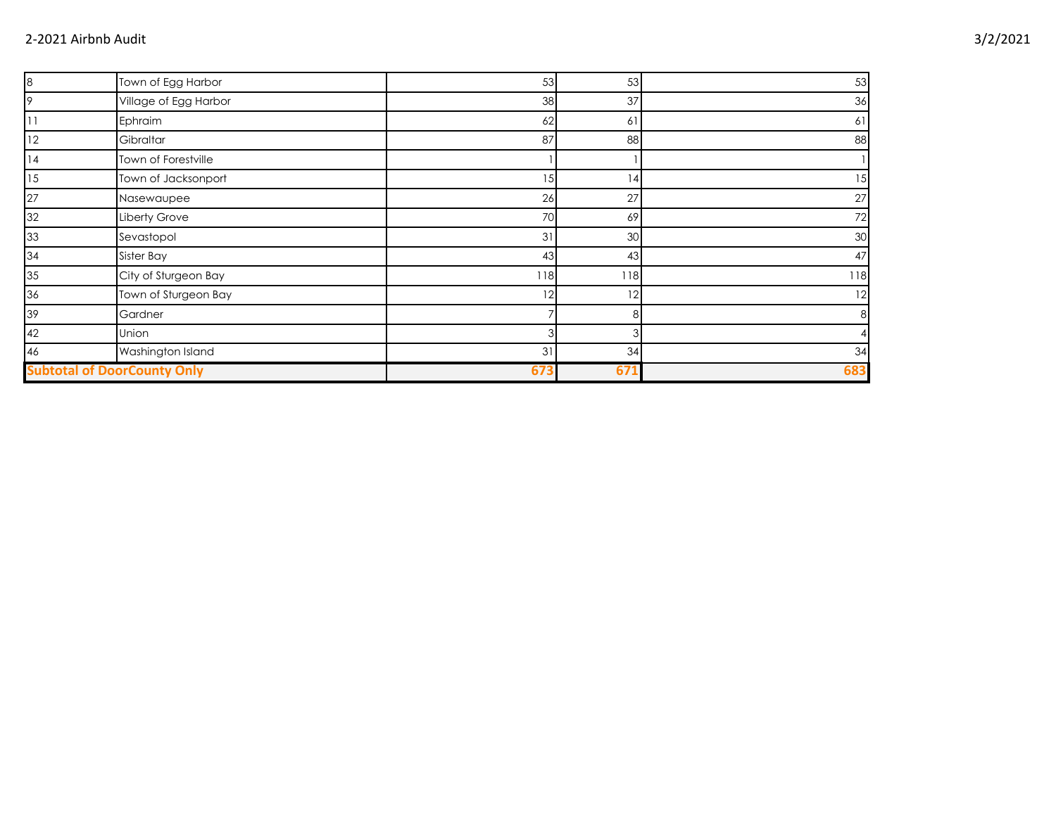| | | | | |
|---|---|---|---|---|
| 8 | Town of Egg Harbor | 53 | 53 | 53 |
| 9 | Village of Egg Harbor | 38 | 37 | 36 |
| 11 | Ephraim | 62 | 61 | 61 |
| 12 | Gibraltar | 87 | 88 | 88 |
| 14 | Town of Forestville | 1 | 1 | 1 |
| 15 | Town of Jacksonport | 15 | 14 | 15 |
| 27 | Nasewaupee | 26 | 27 | 27 |
| 32 | Liberty Grove | 70 | 69 | 72 |
| 33 | Sevastopol | 31 | 30 | 30 |
| 34 | Sister Bay | 43 | 43 | 47 |
| 35 | City of Sturgeon Bay | 118 | 118 | 118 |
| 36 | Town of Sturgeon Bay | 12 | 12 | 12 |
| 39 | Gardner | 7 | 8 | 8 |
| 42 | Union | 3 | 3 | 4 |
| 46 | Washington Island | 31 | 34 | 34 |
| **Subtotal of DoorCounty Only** | | **673** | **671** | **683** |